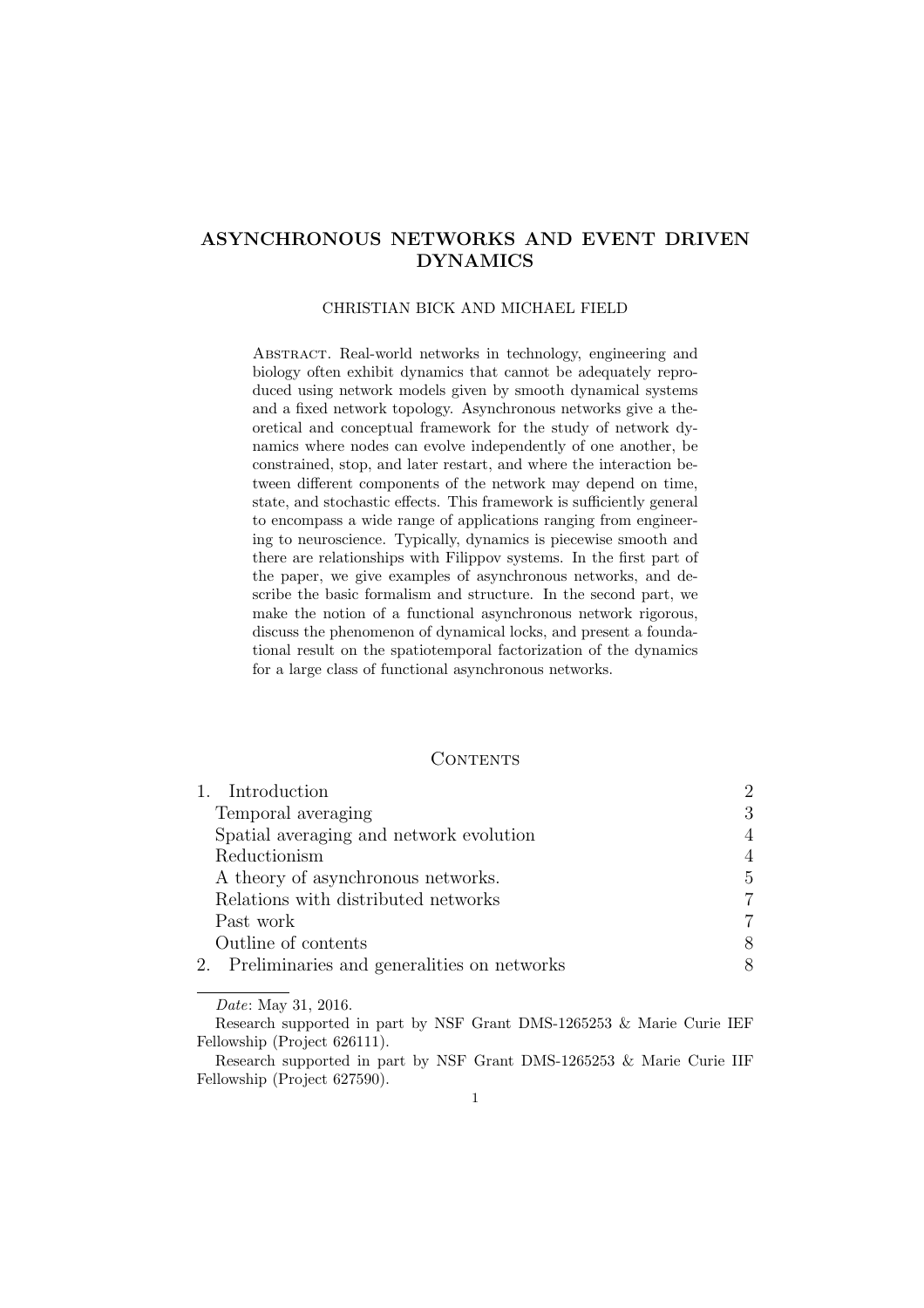# ASYNCHRONOUS NETWORKS AND EVENT DRIVEN DYNAMICS

CHRISTIAN BICK AND MICHAEL FIELD

ABSTRACT. Real-world networks in technology, engineering and biology often exhibit dynamics that cannot be adequately reproduced using network models given by smooth dynamical systems and a fixed network topology. Asynchronous networks give a theoretical and conceptual framework for the study of network dynamics where nodes can evolve independently of one another, be constrained, stop, and later restart, and where the interaction between different components of the network may depend on time, state, and stochastic effects. This framework is sufficiently general to encompass a wide range of applications ranging from engineering to neuroscience. Typically, dynamics is piecewise smooth and there are relationships with Filippov systems. In the first part of the paper, we give examples of asynchronous networks, and describe the basic formalism and structure. In the second part, we make the notion of a functional asynchronous network rigorous, discuss the phenomenon of dynamical locks, and present a foundational result on the spatiotemporal factorization of the dynamics for a large class of functional asynchronous networks.

## CONTENTS

| | |
|---|---|
| 1. Introduction | 2 |
| Temporal averaging | 3 |
| Spatial averaging and network evolution | 4 |
| Reductionism | 4 |
| A theory of asynchronous networks. | 5 |
| Relations with distributed networks | 7 |
| Past work | 7 |
| Outline of contents | 8 |
| 2. Preliminaries and generalities on networks | 8 |

---

*Date*: May 31, 2016.

Research supported in part by NSF Grant DMS-1265253 & Marie Curie IEF Fellowship (Project 626111).

Research supported in part by NSF Grant DMS-1265253 & Marie Curie IIF Fellowship (Project 627590).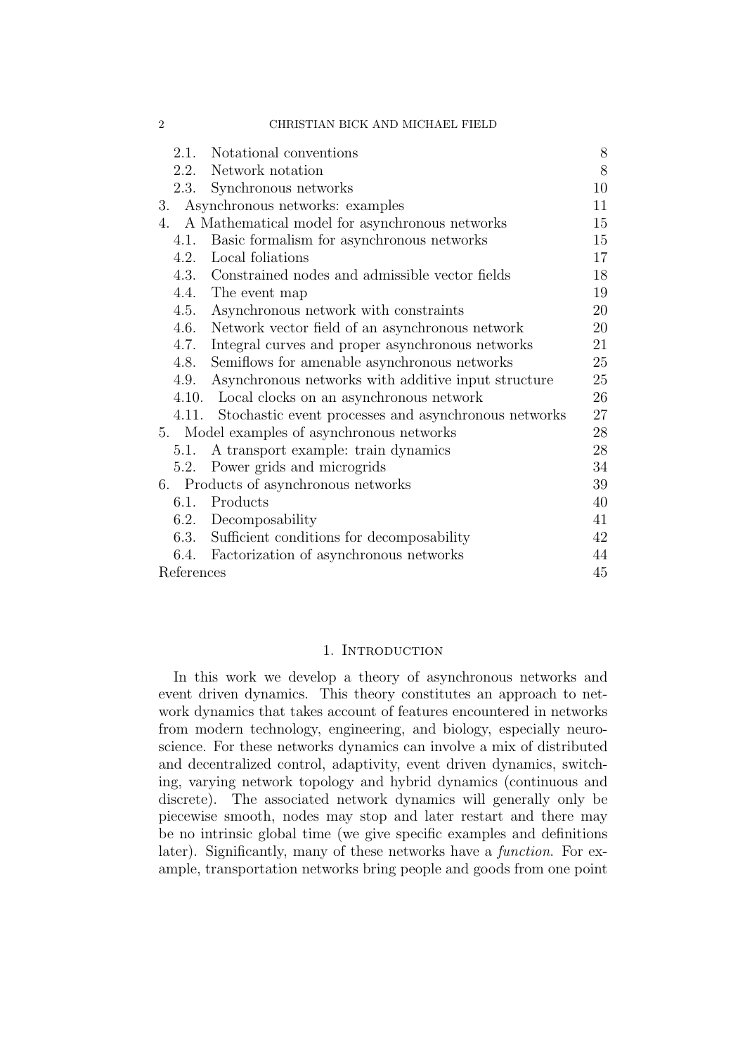| | |
|---|---|
| 2.1. Notational conventions | 8 |
| 2.2. Network notation | 8 |
| 2.3. Synchronous networks | 10 |
| 3. Asynchronous networks: examples | 11 |
| 4. A Mathematical model for asynchronous networks | 15 |
| 4.1. Basic formalism for asynchronous networks | 15 |
| 4.2. Local foliations | 17 |
| 4.3. Constrained nodes and admissible vector fields | 18 |
| 4.4. The event map | 19 |
| 4.5. Asynchronous network with constraints | 20 |
| 4.6. Network vector field of an asynchronous network | 20 |
| 4.7. Integral curves and proper asynchronous networks | 21 |
| 4.8. Semiflows for amenable asynchronous networks | 25 |
| 4.9. Asynchronous networks with additive input structure | 25 |
| 4.10. Local clocks on an asynchronous network | 26 |
| 4.11. Stochastic event processes and asynchronous networks | 27 |
| 5. Model examples of asynchronous networks | 28 |
| 5.1. A transport example: train dynamics | 28 |
| 5.2. Power grids and microgrids | 34 |
| 6. Products of asynchronous networks | 39 |
| 6.1. Products | 40 |
| 6.2. Decomposability | 41 |
| 6.3. Sufficient conditions for decomposability | 42 |
| 6.4. Factorization of asynchronous networks | 44 |
| References | 45 |

## 1. Introduction

In this work we develop a theory of asynchronous networks and event driven dynamics. This theory constitutes an approach to network dynamics that takes account of features encountered in networks from modern technology, engineering, and biology, especially neuroscience. For these networks dynamics can involve a mix of distributed and decentralized control, adaptivity, event driven dynamics, switching, varying network topology and hybrid dynamics (continuous and discrete). The associated network dynamics will generally only be piecewise smooth, nodes may stop and later restart and there may be no intrinsic global time (we give specific examples and definitions later). Significantly, many of these networks have a *function*. For example, transportation networks bring people and goods from one point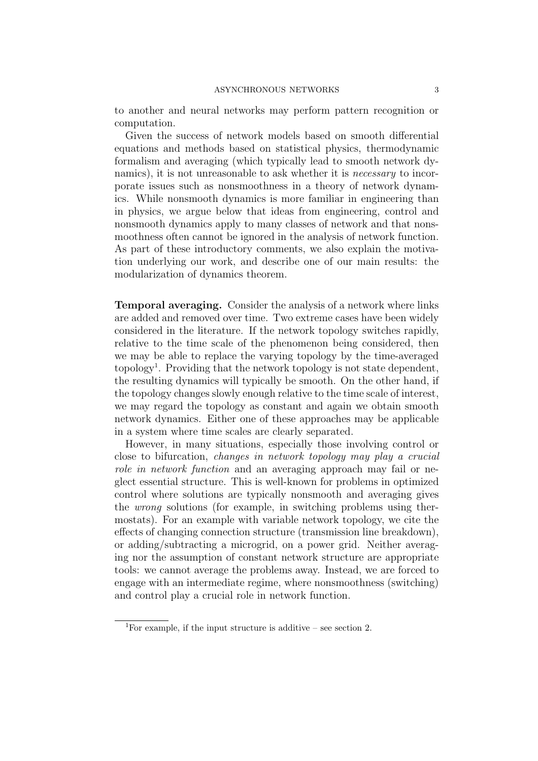to another and neural networks may perform pattern recognition or computation.

Given the success of network models based on smooth differential equations and methods based on statistical physics, thermodynamic formalism and averaging (which typically lead to smooth network dynamics), it is not unreasonable to ask whether it is *necessary* to incorporate issues such as nonsmoothness in a theory of network dynamics. While nonsmooth dynamics is more familiar in engineering than in physics, we argue below that ideas from engineering, control and nonsmooth dynamics apply to many classes of network and that nonsmoothness often cannot be ignored in the analysis of network function. As part of these introductory comments, we also explain the motivation underlying our work, and describe one of our main results: the modularization of dynamics theorem.

**Temporal averaging.** Consider the analysis of a network where links are added and removed over time. Two extreme cases have been widely considered in the literature. If the network topology switches rapidly, relative to the time scale of the phenomenon being considered, then we may be able to replace the varying topology by the time-averaged topology[1]. Providing that the network topology is not state dependent, the resulting dynamics will typically be smooth. On the other hand, if the topology changes slowly enough relative to the time scale of interest, we may regard the topology as constant and again we obtain smooth network dynamics. Either one of these approaches may be applicable in a system where time scales are clearly separated.

However, in many situations, especially those involving control or close to bifurcation, *changes in network topology may play a crucial role in network function* and an averaging approach may fail or neglect essential structure. This is well-known for problems in optimized control where solutions are typically nonsmooth and averaging gives the *wrong* solutions (for example, in switching problems using thermostats). For an example with variable network topology, we cite the effects of changing connection structure (transmission line breakdown), or adding/subtracting a microgrid, on a power grid. Neither averaging nor the assumption of constant network structure are appropriate tools: we cannot average the problems away. Instead, we are forced to engage with an intermediate regime, where nonsmoothness (switching) and control play a crucial role in network function.

[1] For example, if the input structure is additive – see section 2.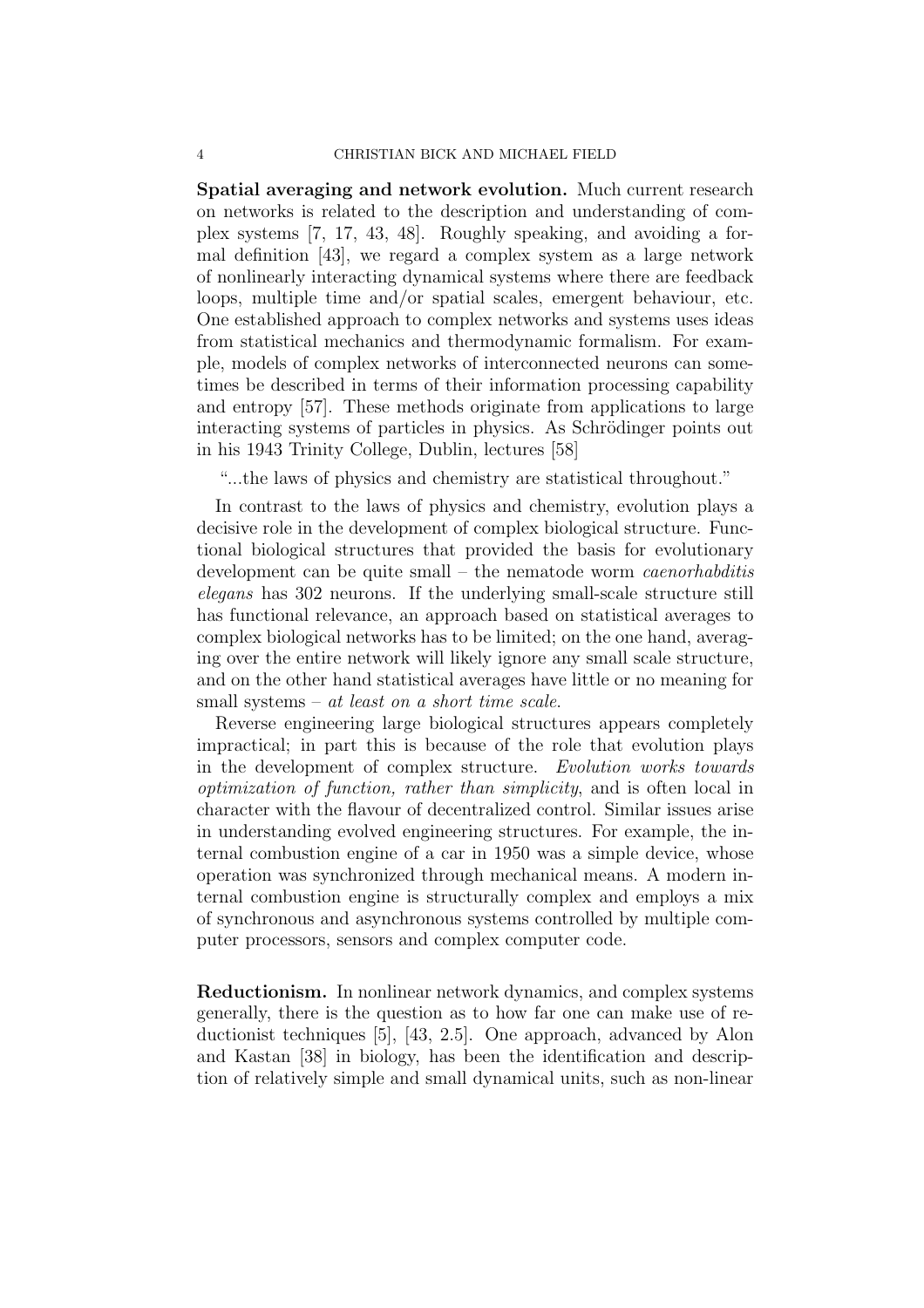**Spatial averaging and network evolution.** Much current research on networks is related to the description and understanding of complex systems [7, 17, 43, 48]. Roughly speaking, and avoiding a formal definition [43], we regard a complex system as a large network of nonlinearly interacting dynamical systems where there are feedback loops, multiple time and/or spatial scales, emergent behaviour, etc. One established approach to complex networks and systems uses ideas from statistical mechanics and thermodynamic formalism. For example, models of complex networks of interconnected neurons can sometimes be described in terms of their information processing capability and entropy [57]. These methods originate from applications to large interacting systems of particles in physics. As Schrödinger points out in his 1943 Trinity College, Dublin, lectures [58]

"...the laws of physics and chemistry are statistical throughout."

In contrast to the laws of physics and chemistry, evolution plays a decisive role in the development of complex biological structure. Functional biological structures that provided the basis for evolutionary development can be quite small – the nematode worm *caenorhabditis elegans* has 302 neurons. If the underlying small-scale structure still has functional relevance, an approach based on statistical averages to complex biological networks has to be limited; on the one hand, averaging over the entire network will likely ignore any small scale structure, and on the other hand statistical averages have little or no meaning for small systems – *at least on a short time scale*.

Reverse engineering large biological structures appears completely impractical; in part this is because of the role that evolution plays in the development of complex structure. *Evolution works towards optimization of function, rather than simplicity*, and is often local in character with the flavour of decentralized control. Similar issues arise in understanding evolved engineering structures. For example, the internal combustion engine of a car in 1950 was a simple device, whose operation was synchronized through mechanical means. A modern internal combustion engine is structurally complex and employs a mix of synchronous and asynchronous systems controlled by multiple computer processors, sensors and complex computer code.

**Reductionism.** In nonlinear network dynamics, and complex systems generally, there is the question as to how far one can make use of reductionist techniques [5], [43, 2.5]. One approach, advanced by Alon and Kastan [38] in biology, has been the identification and description of relatively simple and small dynamical units, such as non-linear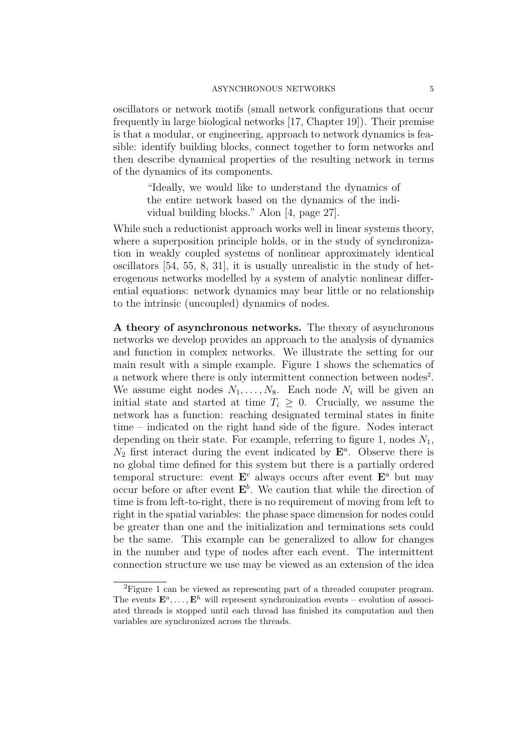oscillators or network motifs (small network configurations that occur frequently in large biological networks [17, Chapter 19]). Their premise is that a modular, or engineering, approach to network dynamics is feasible: identify building blocks, connect together to form networks and then describe dynamical properties of the resulting network in terms of the dynamics of its components.

> "Ideally, we would like to understand the dynamics of the entire network based on the dynamics of the individual building blocks." Alon [4, page 27].

While such a reductionist approach works well in linear systems theory, where a superposition principle holds, or in the study of synchronization in weakly coupled systems of nonlinear approximately identical oscillators [54, 55, 8, 31], it is usually unrealistic in the study of heterogenous networks modelled by a system of analytic nonlinear differential equations: network dynamics may bear little or no relationship to the intrinsic (uncoupled) dynamics of nodes.

**A theory of asynchronous networks.** The theory of asynchronous networks we develop provides an approach to the analysis of dynamics and function in complex networks. We illustrate the setting for our main result with a simple example. Figure 1 shows the schematics of a network where there is only intermittent connection between nodes[2]. We assume eight nodes $N_1, \dots, N_8$. Each node $N_i$ will be given an initial state and started at time $T_i \geq 0$. Crucially, we assume the network has a function: reaching designated terminal states in finite time – indicated on the right hand side of the figure. Nodes interact depending on their state. For example, referring to figure 1, nodes $N_1$, $N_2$ first interact during the event indicated by $\mathbf{E}^a$. Observe there is no global time defined for this system but there is a partially ordered temporal structure: event $\mathbf{E}^c$ always occurs after event $\mathbf{E}^a$ but may occur before or after event $\mathbf{E}^b$. We caution that while the direction of time is from left-to-right, there is no requirement of moving from left to right in the spatial variables: the phase space dimension for nodes could be greater than one and the initialization and terminations sets could be the same. This example can be generalized to allow for changes in the number and type of nodes after each event. The intermittent connection structure we use may be viewed as an extension of the idea

[2] Figure 1 can be viewed as representing part of a threaded computer program. The events $\mathbf{E}^a, \dots, \mathbf{E}^h$ will represent synchronization events – evolution of associated threads is stopped until each thread has finished its computation and then variables are synchronized across the threads.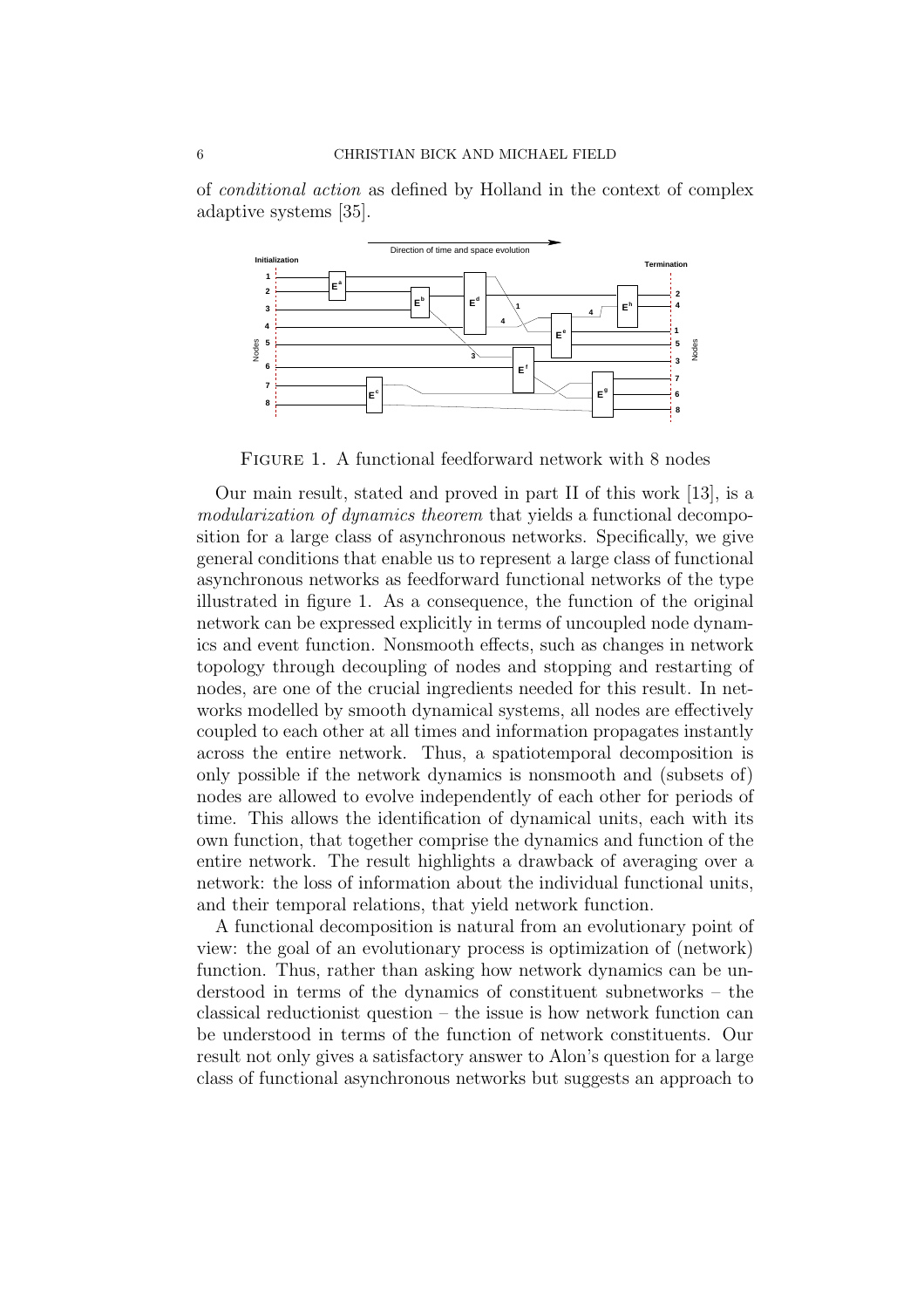of *conditional action* as defined by Holland in the context of complex adaptive systems [35].

Figure 1. A functional feedforward network with 8 nodes

Our main result, stated and proved in part II of this work [13], is a *modularization of dynamics theorem* that yields a functional decomposition for a large class of asynchronous networks. Specifically, we give general conditions that enable us to represent a large class of functional asynchronous networks as feedforward functional networks of the type illustrated in figure 1. As a consequence, the function of the original network can be expressed explicitly in terms of uncoupled node dynamics and event function. Nonsmooth effects, such as changes in network topology through decoupling of nodes and stopping and restarting of nodes, are one of the crucial ingredients needed for this result. In networks modelled by smooth dynamical systems, all nodes are effectively coupled to each other at all times and information propagates instantly across the entire network. Thus, a spatiotemporal decomposition is only possible if the network dynamics is nonsmooth and (subsets of) nodes are allowed to evolve independently of each other for periods of time. This allows the identification of dynamical units, each with its own function, that together comprise the dynamics and function of the entire network. The result highlights a drawback of averaging over a network: the loss of information about the individual functional units, and their temporal relations, that yield network function.

A functional decomposition is natural from an evolutionary point of view: the goal of an evolutionary process is optimization of (network) function. Thus, rather than asking how network dynamics can be understood in terms of the dynamics of constituent subnetworks – the classical reductionist question – the issue is how network function can be understood in terms of the function of network constituents. Our result not only gives a satisfactory answer to Alon's question for a large class of functional asynchronous networks but suggests an approach to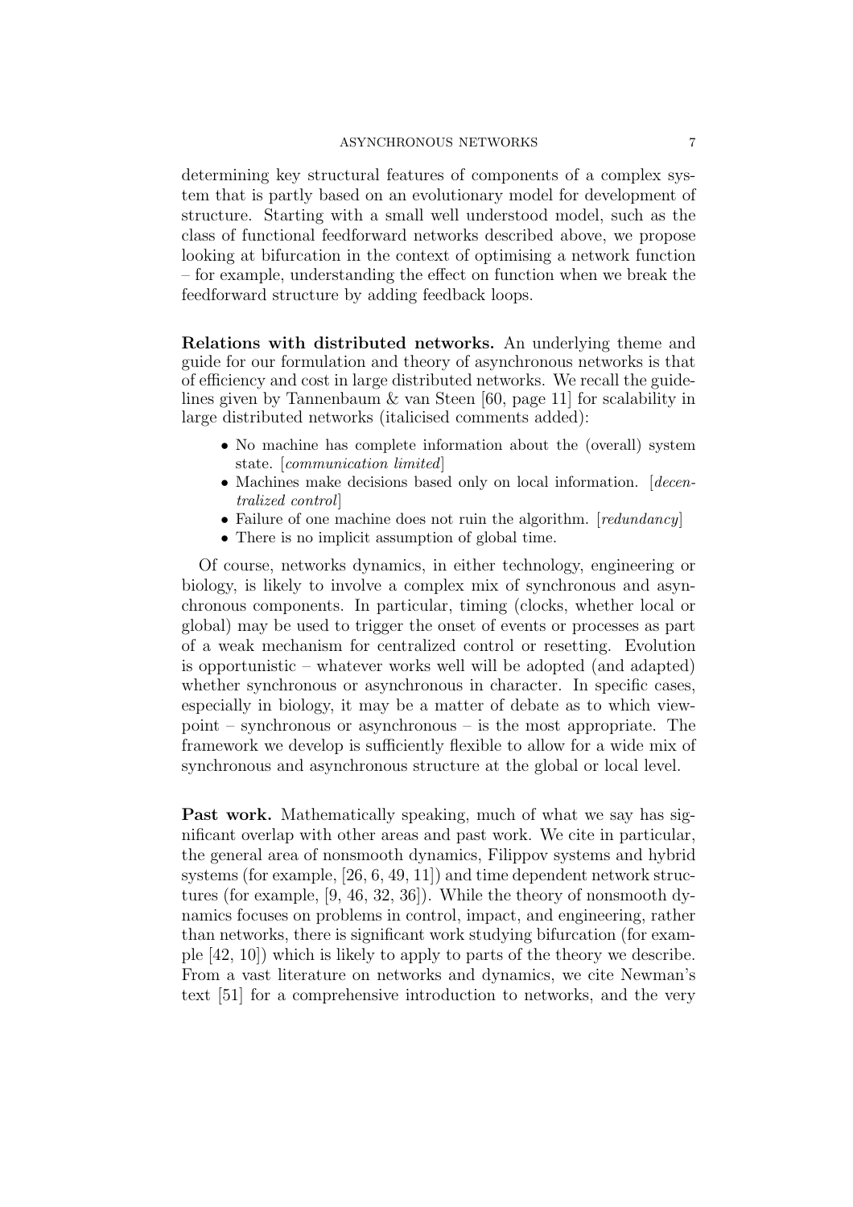determining key structural features of components of a complex system that is partly based on an evolutionary model for development of structure. Starting with a small well understood model, such as the class of functional feedforward networks described above, we propose looking at bifurcation in the context of optimising a network function – for example, understanding the effect on function when we break the feedforward structure by adding feedback loops.

**Relations with distributed networks.** An underlying theme and guide for our formulation and theory of asynchronous networks is that of efficiency and cost in large distributed networks. We recall the guidelines given by Tannenbaum & van Steen [60, page 11] for scalability in large distributed networks (italicised comments added):

- No machine has complete information about the (overall) system state. [*communication limited*]
- Machines make decisions based only on local information. [*decentralized control*]
- Failure of one machine does not ruin the algorithm. [*redundancy*]
- There is no implicit assumption of global time.

Of course, networks dynamics, in either technology, engineering or biology, is likely to involve a complex mix of synchronous and asynchronous components. In particular, timing (clocks, whether local or global) may be used to trigger the onset of events or processes as part of a weak mechanism for centralized control or resetting. Evolution is opportunistic – whatever works well will be adopted (and adapted) whether synchronous or asynchronous in character. In specific cases, especially in biology, it may be a matter of debate as to which viewpoint – synchronous or asynchronous – is the most appropriate. The framework we develop is sufficiently flexible to allow for a wide mix of synchronous and asynchronous structure at the global or local level.

**Past work.** Mathematically speaking, much of what we say has significant overlap with other areas and past work. We cite in particular, the general area of nonsmooth dynamics, Filippov systems and hybrid systems (for example, [26, 6, 49, 11]) and time dependent network structures (for example, [9, 46, 32, 36]). While the theory of nonsmooth dynamics focuses on problems in control, impact, and engineering, rather than networks, there is significant work studying bifurcation (for example [42, 10]) which is likely to apply to parts of the theory we describe. From a vast literature on networks and dynamics, we cite Newman's text [51] for a comprehensive introduction to networks, and the very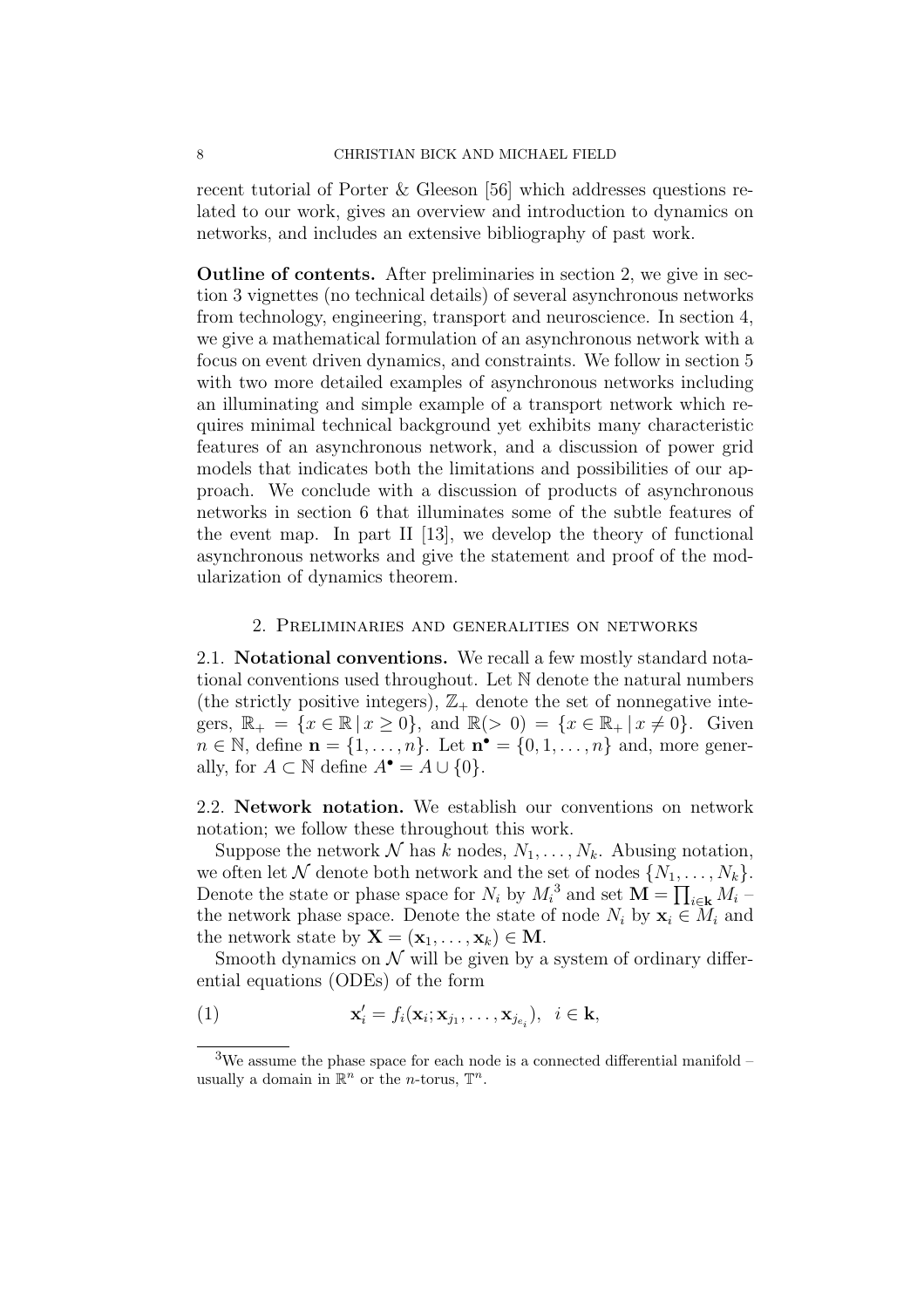recent tutorial of Porter & Gleeson [56] which addresses questions related to our work, gives an overview and introduction to dynamics on networks, and includes an extensive bibliography of past work.

**Outline of contents.** After preliminaries in section 2, we give in section 3 vignettes (no technical details) of several asynchronous networks from technology, engineering, transport and neuroscience. In section 4, we give a mathematical formulation of an asynchronous network with a focus on event driven dynamics, and constraints. We follow in section 5 with two more detailed examples of asynchronous networks including an illuminating and simple example of a transport network which requires minimal technical background yet exhibits many characteristic features of an asynchronous network, and a discussion of power grid models that indicates both the limitations and possibilities of our approach. We conclude with a discussion of products of asynchronous networks in section 6 that illuminates some of the subtle features of the event map. In part II [13], we develop the theory of functional asynchronous networks and give the statement and proof of the modularization of dynamics theorem.

## 2. Preliminaries and generalities on networks

2.1. **Notational conventions.** We recall a few mostly standard notational conventions used throughout. Let $\mathbb{N}$ denote the natural numbers (the strictly positive integers), $\mathbb{Z}_+$ denote the set of nonnegative integers, $\mathbb{R}_+ = \{x \in \mathbb{R} \mid x \geq 0\}$, and $\mathbb{R}(>0) = \{x \in \mathbb{R}_+ \mid x \neq 0\}$. Given $n \in \mathbb{N}$, define $\mathbf{n} = \{1, \ldots, n\}$. Let $\mathbf{n}^\bullet = \{0, 1, \ldots, n\}$ and, more generally, for $A \subset \mathbb{N}$ define $A^\bullet = A \cup \{0\}$.

2.2. **Network notation.** We establish our conventions on network notation; we follow these throughout this work.

Suppose the network $\mathcal{N}$ has $k$ nodes, $N_1, \ldots, N_k$. Abusing notation, we often let $\mathcal{N}$ denote both network and the set of nodes $\{N_1, \ldots, N_k\}$. Denote the state or phase space for $N_i$ by $M_i$[3] and set $\mathbf{M} = \prod_{i \in \mathbf{k}} M_i$ – the network phase space. Denote the state of node $N_i$ by $\mathbf{x}_i \in M_i$ and the network state by $\mathbf{X} = (\mathbf{x}_1, \ldots, \mathbf{x}_k) \in \mathbf{M}$.

Smooth dynamics on $\mathcal{N}$ will be given by a system of ordinary differential equations (ODEs) of the form

$$\mathbf{x}_i' = f_i(\mathbf{x}_i; \mathbf{x}_{j_1}, \ldots, \mathbf{x}_{j_{e_i}}), \quad i \in \mathbf{k}, \tag{1}$$

[3] We assume the phase space for each node is a connected differential manifold – usually a domain in $\mathbb{R}^n$ or the $n$-torus, $\mathbb{T}^n$.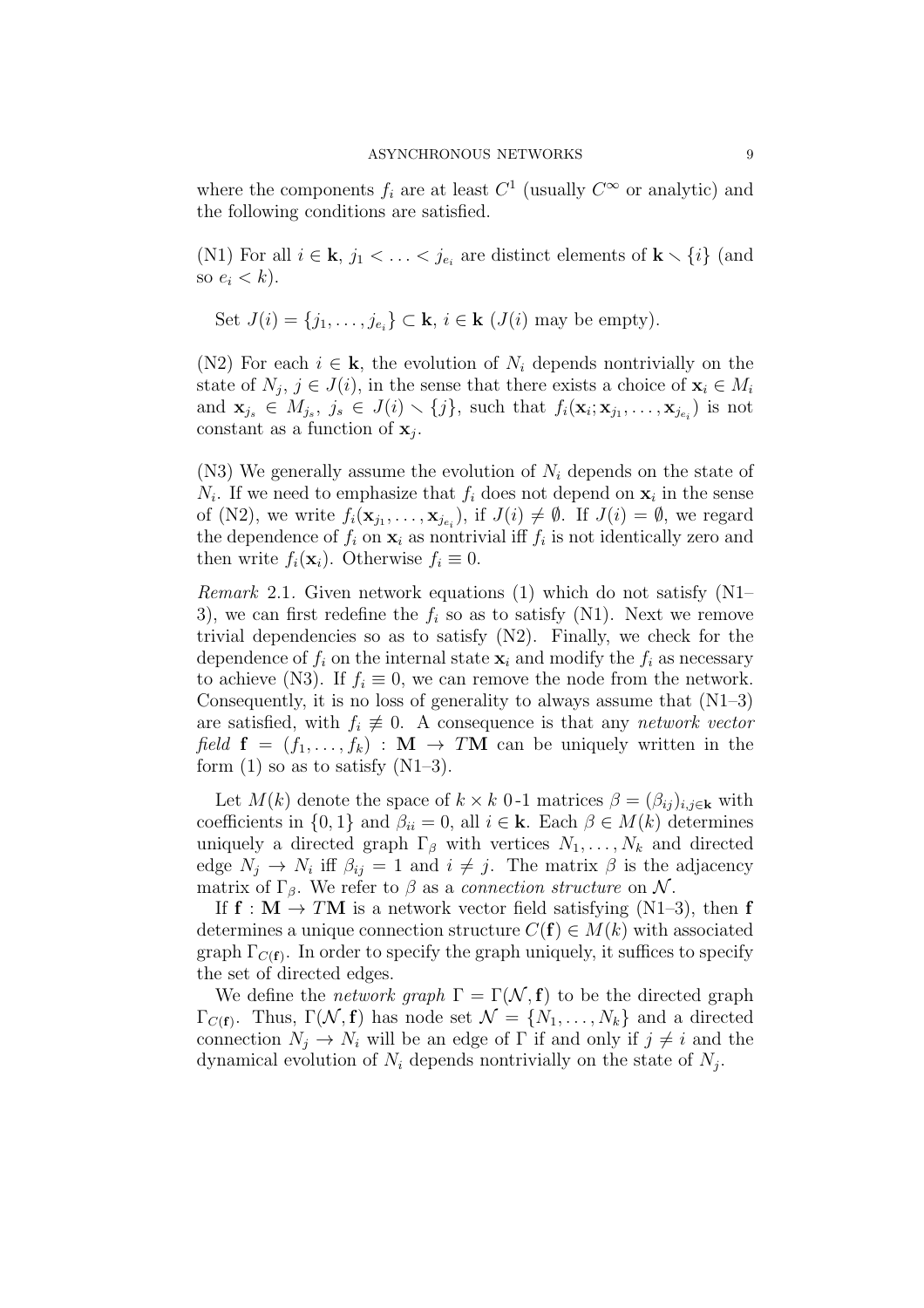where the components $f_i$ are at least $C^1$ (usually $C^\infty$ or analytic) and the following conditions are satisfied.

(N1) For all $i \in \mathbf{k}$, $j_1 < \ldots < j_{e_i}$ are distinct elements of $\mathbf{k} \smallsetminus \{i\}$ (and so $e_i < k$).

Set $J(i) = \{j_1, \ldots, j_{e_i}\} \subset \mathbf{k}$, $i \in \mathbf{k}$ ($J(i)$ may be empty).

(N2) For each $i \in \mathbf{k}$, the evolution of $N_i$ depends nontrivially on the state of $N_j$, $j \in J(i)$, in the sense that there exists a choice of $\mathbf{x}_i \in M_i$ and $\mathbf{x}_{j_s} \in M_{j_s}$, $j_s \in J(i) \smallsetminus \{j\}$, such that $f_i(\mathbf{x}_i; \mathbf{x}_{j_1}, \ldots, \mathbf{x}_{j_{e_i}})$ is not constant as a function of $\mathbf{x}_j$.

(N3) We generally assume the evolution of $N_i$ depends on the state of $N_i$. If we need to emphasize that $f_i$ does not depend on $\mathbf{x}_i$ in the sense of (N2), we write $f_i(\mathbf{x}_{j_1}, \ldots, \mathbf{x}_{j_{e_i}})$, if $J(i) \neq \emptyset$. If $J(i) = \emptyset$, we regard the dependence of $f_i$ on $\mathbf{x}_i$ as nontrivial iff $f_i$ is not identically zero and then write $f_i(\mathbf{x}_i)$. Otherwise $f_i \equiv 0$.

*Remark* 2.1. Given network equations (1) which do not satisfy (N1–3), we can first redefine the $f_i$ so as to satisfy (N1). Next we remove trivial dependencies so as to satisfy (N2). Finally, we check for the dependence of $f_i$ on the internal state $\mathbf{x}_i$ and modify the $f_i$ as necessary to achieve (N3). If $f_i \equiv 0$, we can remove the node from the network. Consequently, it is no loss of generality to always assume that (N1–3) are satisfied, with $f_i \not\equiv 0$. A consequence is that any *network vector field* $\mathbf{f} = (f_1, \ldots, f_k) : \mathbf{M} \to T\mathbf{M}$ can be uniquely written in the form (1) so as to satisfy (N1–3).

Let $M(k)$ denote the space of $k \times k$ 0-1 matrices $\beta = (\beta_{ij})_{i,j \in \mathbf{k}}$ with coefficients in $\{0, 1\}$ and $\beta_{ii} = 0$, all $i \in \mathbf{k}$. Each $\beta \in M(k)$ determines uniquely a directed graph $\Gamma_\beta$ with vertices $N_1, \ldots, N_k$ and directed edge $N_j \to N_i$ iff $\beta_{ij} = 1$ and $i \neq j$. The matrix $\beta$ is the adjacency matrix of $\Gamma_\beta$. We refer to $\beta$ as a *connection structure* on $\mathcal{N}$.

If $\mathbf{f} : \mathbf{M} \to T\mathbf{M}$ is a network vector field satisfying (N1–3), then $\mathbf{f}$ determines a unique connection structure $C(\mathbf{f}) \in M(k)$ with associated graph $\Gamma_{C(\mathbf{f})}$. In order to specify the graph uniquely, it suffices to specify the set of directed edges.

We define the *network graph* $\Gamma = \Gamma(\mathcal{N}, \mathbf{f})$ to be the directed graph $\Gamma_{C(\mathbf{f})}$. Thus, $\Gamma(\mathcal{N}, \mathbf{f})$ has node set $\mathcal{N} = \{N_1, \ldots, N_k\}$ and a directed connection $N_j \to N_i$ will be an edge of $\Gamma$ if and only if $j \neq i$ and the dynamical evolution of $N_i$ depends nontrivially on the state of $N_j$.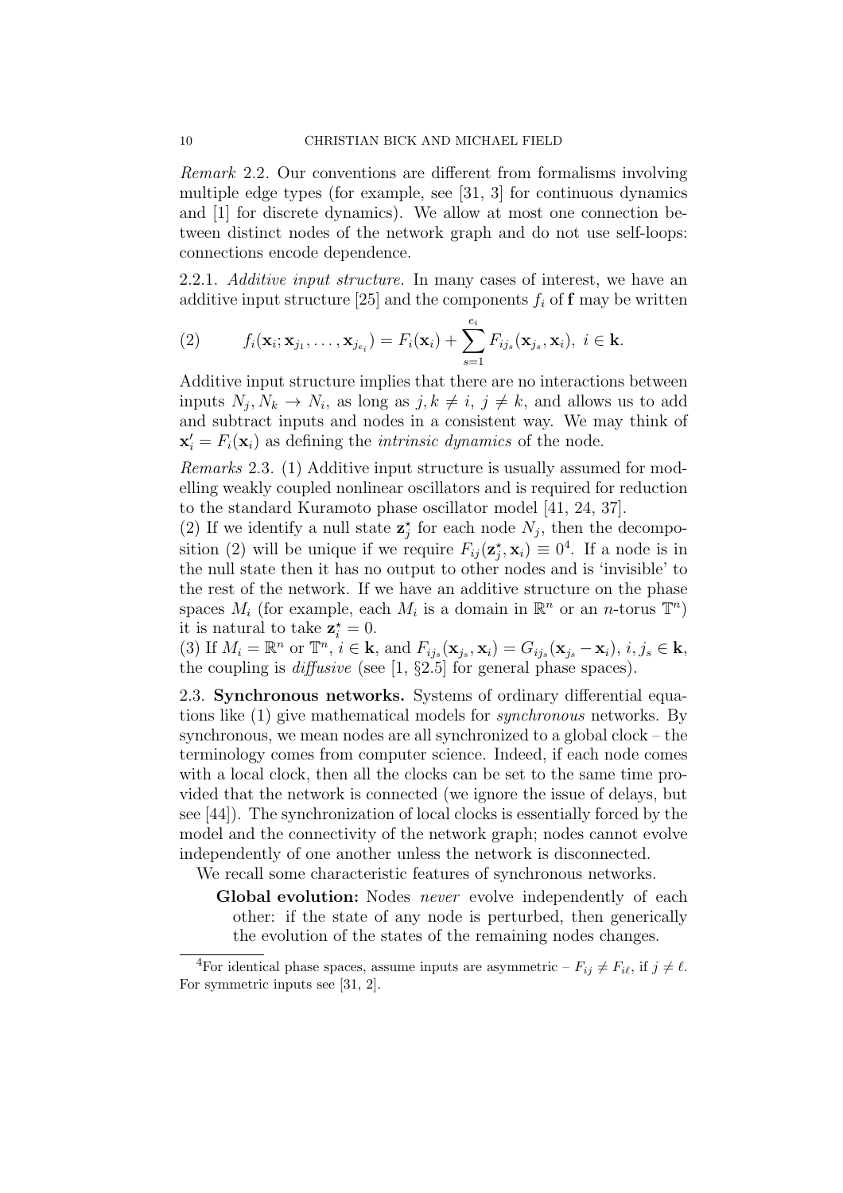*Remark* 2.2. Our conventions are different from formalisms involving multiple edge types (for example, see [31, 3] for continuous dynamics and [1] for discrete dynamics). We allow at most one connection between distinct nodes of the network graph and do not use self-loops: connections encode dependence.

2.2.1. *Additive input structure.* In many cases of interest, we have an additive input structure [25] and the components $f_i$ of $\mathbf{f}$ may be written

$$f_i(\mathbf{x}_i; \mathbf{x}_{j_1}, \ldots, \mathbf{x}_{j_{e_i}}) = F_i(\mathbf{x}_i) + \sum_{s=1}^{e_i} F_{ij_s}(\mathbf{x}_{j_s}, \mathbf{x}_i),\ i \in \mathbf{k}. \tag{2}$$

Additive input structure implies that there are no interactions between inputs $N_j, N_k \to N_i$, as long as $j, k \neq i$, $j \neq k$, and allows us to add and subtract inputs and nodes in a consistent way. We may think of $\mathbf{x}_i' = F_i(\mathbf{x}_i)$ as defining the *intrinsic dynamics* of the node.

*Remarks* 2.3. (1) Additive input structure is usually assumed for modelling weakly coupled nonlinear oscillators and is required for reduction to the standard Kuramoto phase oscillator model [41, 24, 37].

(2) If we identify a null state $\mathbf{z}_j^\star$ for each node $N_j$, then the decomposition (2) will be unique if we require $F_{ij}(\mathbf{z}_j^\star, \mathbf{x}_i) \equiv 0$[4]. If a node is in the null state then it has no output to other nodes and is 'invisible' to the rest of the network. If we have an additive structure on the phase spaces $M_i$ (for example, each $M_i$ is a domain in $\mathbb{R}^n$ or an $n$-torus $\mathbb{T}^n$) it is natural to take $\mathbf{z}_i^\star = 0$.

(3) If $M_i = \mathbb{R}^n$ or $\mathbb{T}^n$, $i \in \mathbf{k}$, and $F_{ij_s}(\mathbf{x}_{j_s}, \mathbf{x}_i) = G_{ij_s}(\mathbf{x}_{j_s} - \mathbf{x}_i)$, $i, j_s \in \mathbf{k}$, the coupling is *diffusive* (see [1, §2.5] for general phase spaces).

2.3. **Synchronous networks.** Systems of ordinary differential equations like (1) give mathematical models for *synchronous* networks. By synchronous, we mean nodes are all synchronized to a global clock – the terminology comes from computer science. Indeed, if each node comes with a local clock, then all the clocks can be set to the same time provided that the network is connected (we ignore the issue of delays, but see [44]). The synchronization of local clocks is essentially forced by the model and the connectivity of the network graph; nodes cannot evolve independently of one another unless the network is disconnected.

We recall some characteristic features of synchronous networks.

**Global evolution:** Nodes *never* evolve independently of each other: if the state of any node is perturbed, then generically the evolution of the states of the remaining nodes changes.

[4] For identical phase spaces, assume inputs are asymmetric – $F_{ij} \neq F_{i\ell}$, if $j \neq \ell$. For symmetric inputs see [31, 2].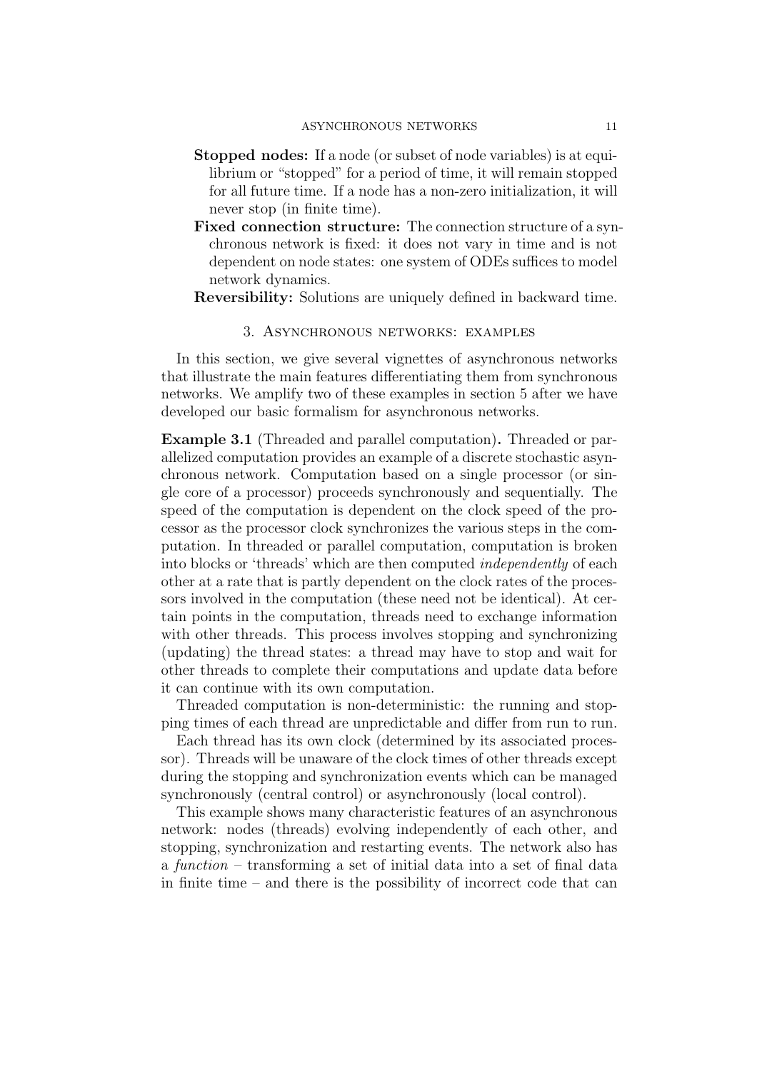- **Stopped nodes:** If a node (or subset of node variables) is at equilibrium or "stopped" for a period of time, it will remain stopped for all future time. If a node has a non-zero initialization, it will never stop (in finite time).
- **Fixed connection structure:** The connection structure of a synchronous network is fixed: it does not vary in time and is not dependent on node states: one system of ODEs suffices to model network dynamics.
- **Reversibility:** Solutions are uniquely defined in backward time.

## 3. Asynchronous networks: examples

In this section, we give several vignettes of asynchronous networks that illustrate the main features differentiating them from synchronous networks. We amplify two of these examples in section 5 after we have developed our basic formalism for asynchronous networks.

**Example 3.1** (Threaded and parallel computation)**.** Threaded or parallelized computation provides an example of a discrete stochastic asynchronous network. Computation based on a single processor (or single core of a processor) proceeds synchronously and sequentially. The speed of the computation is dependent on the clock speed of the processor as the processor clock synchronizes the various steps in the computation. In threaded or parallel computation, computation is broken into blocks or 'threads' which are then computed *independently* of each other at a rate that is partly dependent on the clock rates of the processors involved in the computation (these need not be identical). At certain points in the computation, threads need to exchange information with other threads. This process involves stopping and synchronizing (updating) the thread states: a thread may have to stop and wait for other threads to complete their computations and update data before it can continue with its own computation.

Threaded computation is non-deterministic: the running and stopping times of each thread are unpredictable and differ from run to run.

Each thread has its own clock (determined by its associated processor). Threads will be unaware of the clock times of other threads except during the stopping and synchronization events which can be managed synchronously (central control) or asynchronously (local control).

This example shows many characteristic features of an asynchronous network: nodes (threads) evolving independently of each other, and stopping, synchronization and restarting events. The network also has a *function* – transforming a set of initial data into a set of final data in finite time – and there is the possibility of incorrect code that can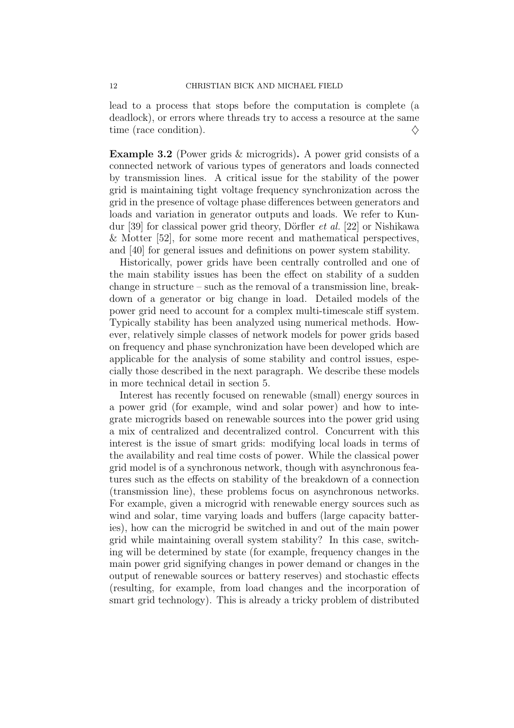lead to a process that stops before the computation is complete (a deadlock), or errors where threads try to access a resource at the same time (race condition). $\diamondsuit$

**Example 3.2** (Power grids & microgrids)**.** A power grid consists of a connected network of various types of generators and loads connected by transmission lines. A critical issue for the stability of the power grid is maintaining tight voltage frequency synchronization across the grid in the presence of voltage phase differences between generators and loads and variation in generator outputs and loads. We refer to Kundur [39] for classical power grid theory, Dörfler *et al.* [22] or Nishikawa & Motter [52], for some more recent and mathematical perspectives, and [40] for general issues and definitions on power system stability.

Historically, power grids have been centrally controlled and one of the main stability issues has been the effect on stability of a sudden change in structure – such as the removal of a transmission line, breakdown of a generator or big change in load. Detailed models of the power grid need to account for a complex multi-timescale stiff system. Typically stability has been analyzed using numerical methods. However, relatively simple classes of network models for power grids based on frequency and phase synchronization have been developed which are applicable for the analysis of some stability and control issues, especially those described in the next paragraph. We describe these models in more technical detail in section 5.

Interest has recently focused on renewable (small) energy sources in a power grid (for example, wind and solar power) and how to integrate microgrids based on renewable sources into the power grid using a mix of centralized and decentralized control. Concurrent with this interest is the issue of smart grids: modifying local loads in terms of the availability and real time costs of power. While the classical power grid model is of a synchronous network, though with asynchronous features such as the effects on stability of the breakdown of a connection (transmission line), these problems focus on asynchronous networks. For example, given a microgrid with renewable energy sources such as wind and solar, time varying loads and buffers (large capacity batteries), how can the microgrid be switched in and out of the main power grid while maintaining overall system stability? In this case, switching will be determined by state (for example, frequency changes in the main power grid signifying changes in power demand or changes in the output of renewable sources or battery reserves) and stochastic effects (resulting, for example, from load changes and the incorporation of smart grid technology). This is already a tricky problem of distributed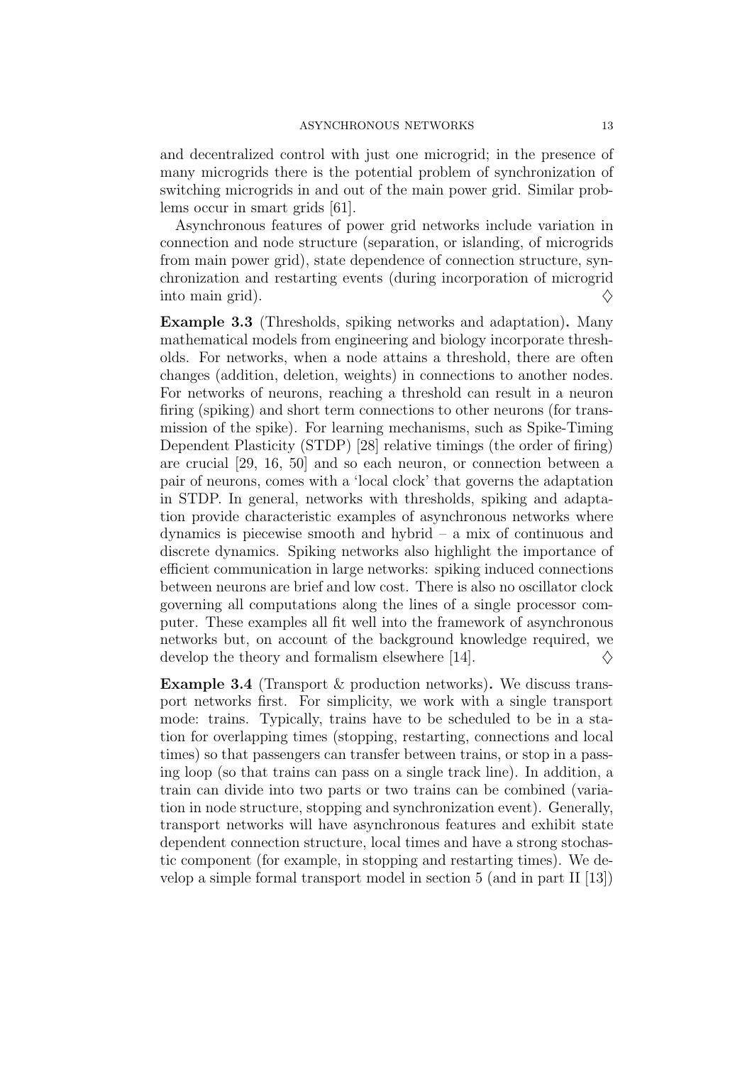and decentralized control with just one microgrid; in the presence of many microgrids there is the potential problem of synchronization of switching microgrids in and out of the main power grid. Similar problems occur in smart grids [61].

Asynchronous features of power grid networks include variation in connection and node structure (separation, or islanding, of microgrids from main power grid), state dependence of connection structure, synchronization and restarting events (during incorporation of microgrid into main grid). $\diamondsuit$

**Example 3.3** (Thresholds, spiking networks and adaptation)**.** Many mathematical models from engineering and biology incorporate thresholds. For networks, when a node attains a threshold, there are often changes (addition, deletion, weights) in connections to another nodes. For networks of neurons, reaching a threshold can result in a neuron firing (spiking) and short term connections to other neurons (for transmission of the spike). For learning mechanisms, such as Spike-Timing Dependent Plasticity (STDP) [28] relative timings (the order of firing) are crucial [29, 16, 50] and so each neuron, or connection between a pair of neurons, comes with a 'local clock' that governs the adaptation in STDP. In general, networks with thresholds, spiking and adaptation provide characteristic examples of asynchronous networks where dynamics is piecewise smooth and hybrid – a mix of continuous and discrete dynamics. Spiking networks also highlight the importance of efficient communication in large networks: spiking induced connections between neurons are brief and low cost. There is also no oscillator clock governing all computations along the lines of a single processor computer. These examples all fit well into the framework of asynchronous networks but, on account of the background knowledge required, we develop the theory and formalism elsewhere [14]. $\diamondsuit$

**Example 3.4** (Transport & production networks)**.** We discuss transport networks first. For simplicity, we work with a single transport mode: trains. Typically, trains have to be scheduled to be in a station for overlapping times (stopping, restarting, connections and local times) so that passengers can transfer between trains, or stop in a passing loop (so that trains can pass on a single track line). In addition, a train can divide into two parts or two trains can be combined (variation in node structure, stopping and synchronization event). Generally, transport networks will have asynchronous features and exhibit state dependent connection structure, local times and have a strong stochastic component (for example, in stopping and restarting times). We develop a simple formal transport model in section 5 (and in part II [13])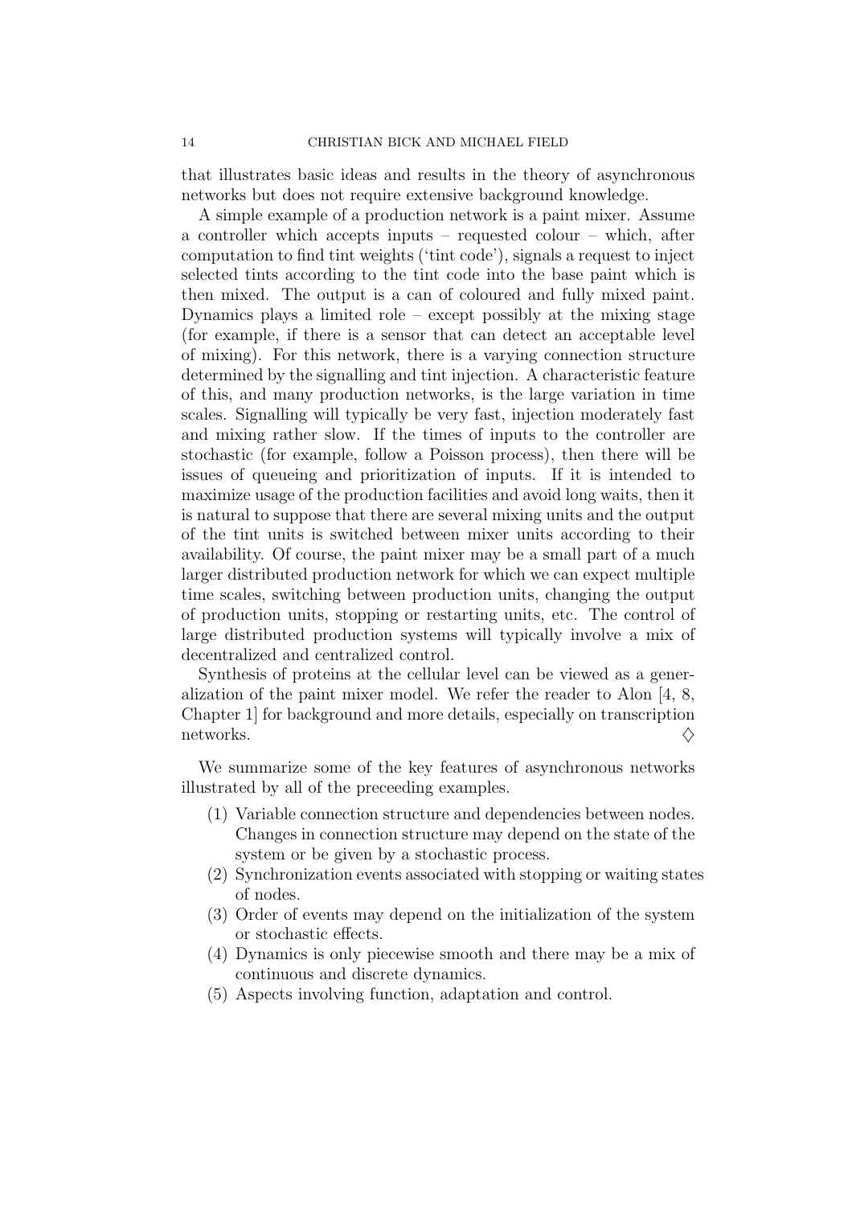that illustrates basic ideas and results in the theory of asynchronous networks but does not require extensive background knowledge.

A simple example of a production network is a paint mixer. Assume a controller which accepts inputs – requested colour – which, after computation to find tint weights ('tint code'), signals a request to inject selected tints according to the tint code into the base paint which is then mixed. The output is a can of coloured and fully mixed paint. Dynamics plays a limited role – except possibly at the mixing stage (for example, if there is a sensor that can detect an acceptable level of mixing). For this network, there is a varying connection structure determined by the signalling and tint injection. A characteristic feature of this, and many production networks, is the large variation in time scales. Signalling will typically be very fast, injection moderately fast and mixing rather slow. If the times of inputs to the controller are stochastic (for example, follow a Poisson process), then there will be issues of queueing and prioritization of inputs. If it is intended to maximize usage of the production facilities and avoid long waits, then it is natural to suppose that there are several mixing units and the output of the tint units is switched between mixer units according to their availability. Of course, the paint mixer may be a small part of a much larger distributed production network for which we can expect multiple time scales, switching between production units, changing the output of production units, stopping or restarting units, etc. The control of large distributed production systems will typically involve a mix of decentralized and centralized control.

Synthesis of proteins at the cellular level can be viewed as a generalization of the paint mixer model. We refer the reader to Alon [4, 8, Chapter 1] for background and more details, especially on transcription networks. $\diamondsuit$

We summarize some of the key features of asynchronous networks illustrated by all of the preceeding examples.

1. Variable connection structure and dependencies between nodes. Changes in connection structure may depend on the state of the system or be given by a stochastic process.
2. Synchronization events associated with stopping or waiting states of nodes.
3. Order of events may depend on the initialization of the system or stochastic effects.
4. Dynamics is only piecewise smooth and there may be a mix of continuous and discrete dynamics.
5. Aspects involving function, adaptation and control.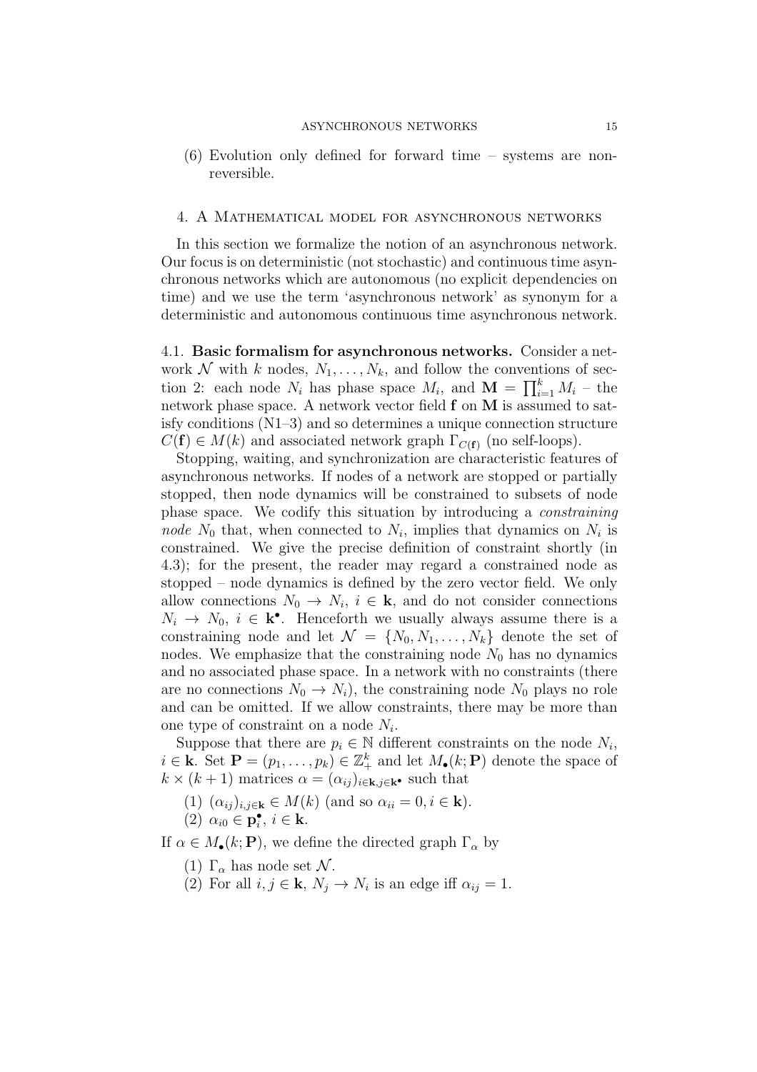(6) Evolution only defined for forward time – systems are non-reversible.

## 4. A Mathematical model for asynchronous networks

In this section we formalize the notion of an asynchronous network. Our focus is on deterministic (not stochastic) and continuous time asynchronous networks which are autonomous (no explicit dependencies on time) and we use the term 'asynchronous network' as synonym for a deterministic and autonomous continuous time asynchronous network.

### 4.1. Basic formalism for asynchronous networks.

Consider a network $\mathcal{N}$ with $k$ nodes, $N_1, \ldots, N_k$, and follow the conventions of section 2: each node $N_i$ has phase space $M_i$, and $\mathbf{M} = \prod_{i=1}^k M_i$ – the network phase space. A network vector field $\mathbf{f}$ on $\mathbf{M}$ is assumed to satisfy conditions (N1–3) and so determines a unique connection structure $C(\mathbf{f}) \in M(k)$ and associated network graph $\Gamma_{C(\mathbf{f})}$ (no self-loops).

Stopping, waiting, and synchronization are characteristic features of asynchronous networks. If nodes of a network are stopped or partially stopped, then node dynamics will be constrained to subsets of node phase space. We codify this situation by introducing a *constraining node* $N_0$ that, when connected to $N_i$, implies that dynamics on $N_i$ is constrained. We give the precise definition of constraint shortly (in 4.3); for the present, the reader may regard a constrained node as stopped – node dynamics is defined by the zero vector field. We only allow connections $N_0 \to N_i$, $i \in \mathbf{k}$, and do not consider connections $N_i \to N_0$, $i \in \mathbf{k}^\bullet$. Henceforth we usually always assume there is a constraining node and let $\mathcal{N} = \{N_0, N_1, \ldots, N_k\}$ denote the set of nodes. We emphasize that the constraining node $N_0$ has no dynamics and no associated phase space. In a network with no constraints (there are no connections $N_0 \to N_i$), the constraining node $N_0$ plays no role and can be omitted. If we allow constraints, there may be more than one type of constraint on a node $N_i$.

Suppose that there are $p_i \in \mathbb{N}$ different constraints on the node $N_i$, $i \in \mathbf{k}$. Set $\mathbf{P} = (p_1, \ldots, p_k) \in \mathbb{Z}_+^k$ and let $M_\bullet(k; \mathbf{P})$ denote the space of $k \times (k+1)$ matrices $\alpha = (\alpha_{ij})_{i \in \mathbf{k}, j \in \mathbf{k}^\bullet}$ such that

(1) $(\alpha_{ij})_{i,j \in \mathbf{k}} \in M(k)$ (and so $\alpha_{ii} = 0, i \in \mathbf{k}$).
(2) $\alpha_{i0} \in \mathbf{p}_i^\bullet$, $i \in \mathbf{k}$.

If $\alpha \in M_\bullet(k; \mathbf{P})$, we define the directed graph $\Gamma_\alpha$ by

(1) $\Gamma_\alpha$ has node set $\mathcal{N}$.
(2) For all $i, j \in \mathbf{k}$, $N_j \to N_i$ is an edge iff $\alpha_{ij} = 1$.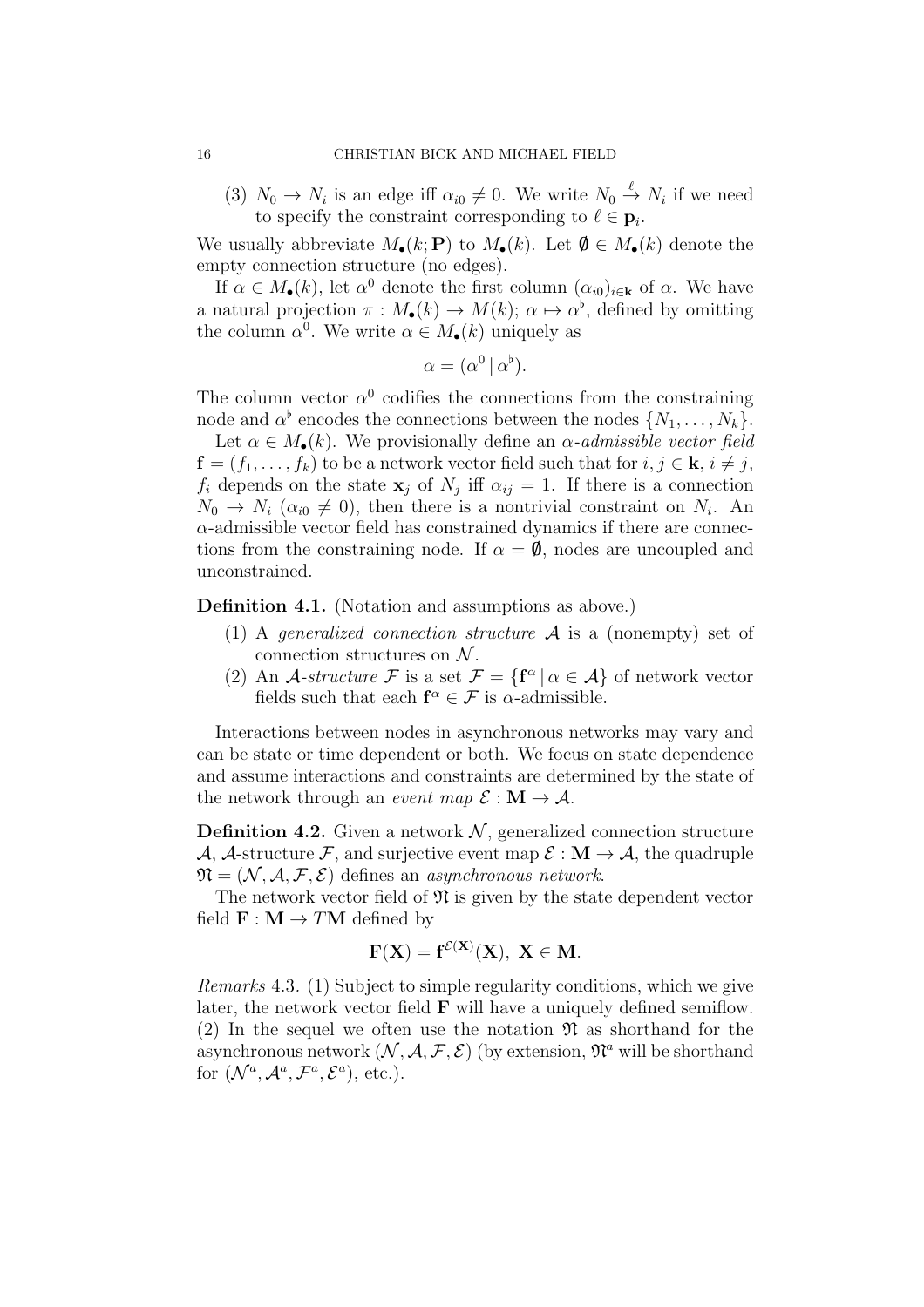(3) $N_0 \to N_i$ is an edge iff $\alpha_{i0} \neq 0$. We write $N_0 \overset{\ell}{\to} N_i$ if we need to specify the constraint corresponding to $\ell \in \mathbf{p}_i$.

We usually abbreviate $M_\bullet(k;\mathbf{P})$ to $M_\bullet(k)$. Let $\boldsymbol{\emptyset} \in M_\bullet(k)$ denote the empty connection structure (no edges).

If $\alpha \in M_\bullet(k)$, let $\alpha^0$ denote the first column $(\alpha_{i0})_{i\in\mathbf{k}}$ of $\alpha$. We have a natural projection $\pi : M_\bullet(k) \to M(k)$; $\alpha \mapsto \alpha^\flat$, defined by omitting the column $\alpha^0$. We write $\alpha \in M_\bullet(k)$ uniquely as

$$\alpha = (\alpha^0 \,|\, \alpha^\flat).$$

The column vector $\alpha^0$ codifies the connections from the constraining node and $\alpha^\flat$ encodes the connections between the nodes $\{N_1, \dots, N_k\}$.

Let $\alpha \in M_\bullet(k)$. We provisionally define an *$\alpha$-admissible vector field* $\mathbf{f} = (f_1, \dots, f_k)$ to be a network vector field such that for $i, j \in \mathbf{k}$, $i \neq j$, $f_i$ depends on the state $\mathbf{x}_j$ of $N_j$ iff $\alpha_{ij} = 1$. If there is a connection $N_0 \to N_i$ ($\alpha_{i0} \neq 0$), then there is a nontrivial constraint on $N_i$. An $\alpha$-admissible vector field has constrained dynamics if there are connections from the constraining node. If $\alpha = \boldsymbol{\emptyset}$, nodes are uncoupled and unconstrained.

**Definition 4.1.** (Notation and assumptions as above.)

1. A *generalized connection structure* $\mathcal{A}$ is a (nonempty) set of connection structures on $\mathcal{N}$.
2. An *$\mathcal{A}$-structure* $\mathcal{F}$ is a set $\mathcal{F} = \{\mathbf{f}^\alpha \,|\, \alpha \in \mathcal{A}\}$ of network vector fields such that each $\mathbf{f}^\alpha \in \mathcal{F}$ is $\alpha$-admissible.

Interactions between nodes in asynchronous networks may vary and can be state or time dependent or both. We focus on state dependence and assume interactions and constraints are determined by the state of the network through an *event map* $\mathcal{E} : \mathbf{M} \to \mathcal{A}$.

**Definition 4.2.** Given a network $\mathcal{N}$, generalized connection structure $\mathcal{A}$, $\mathcal{A}$-structure $\mathcal{F}$, and surjective event map $\mathcal{E} : \mathbf{M} \to \mathcal{A}$, the quadruple $\mathfrak{N} = (\mathcal{N}, \mathcal{A}, \mathcal{F}, \mathcal{E})$ defines an *asynchronous network*.

The network vector field of $\mathfrak{N}$ is given by the state dependent vector field $\mathbf{F} : \mathbf{M} \to T\mathbf{M}$ defined by

$$\mathbf{F}(\mathbf{X}) = \mathbf{f}^{\mathcal{E}(\mathbf{X})}(\mathbf{X}),\ \mathbf{X} \in \mathbf{M}.$$

*Remarks* 4.3. (1) Subject to simple regularity conditions, which we give later, the network vector field $\mathbf{F}$ will have a uniquely defined semiflow. (2) In the sequel we often use the notation $\mathfrak{N}$ as shorthand for the asynchronous network $(\mathcal{N}, \mathcal{A}, \mathcal{F}, \mathcal{E})$ (by extension, $\mathfrak{N}^a$ will be shorthand for $(\mathcal{N}^a, \mathcal{A}^a, \mathcal{F}^a, \mathcal{E}^a)$, etc.).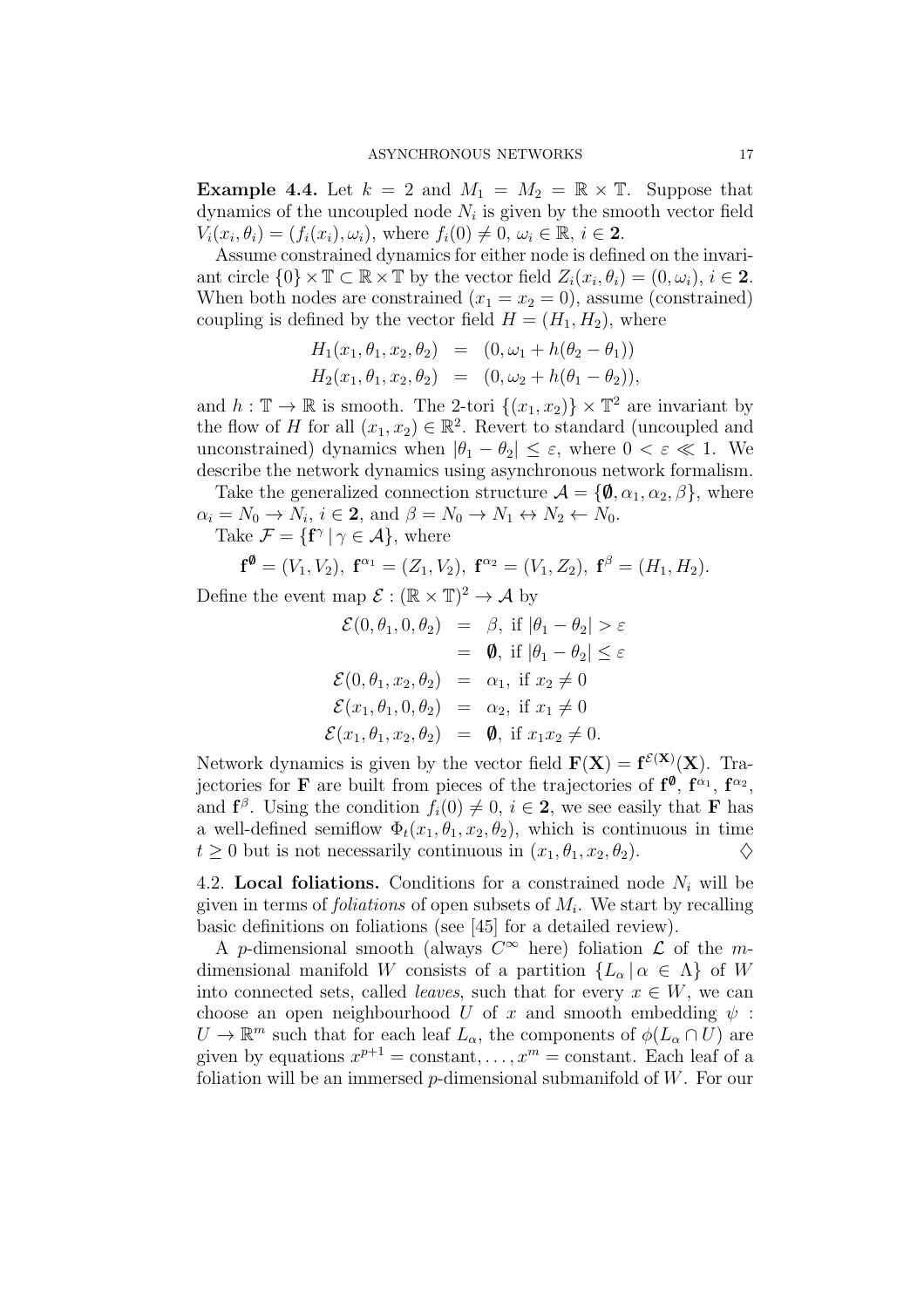**Example 4.4.** Let $k = 2$ and $M_1 = M_2 = \mathbb{R} \times \mathbb{T}$. Suppose that dynamics of the uncoupled node $N_i$ is given by the smooth vector field $V_i(x_i, \theta_i) = (f_i(x_i), \omega_i)$, where $f_i(0) \neq 0$, $\omega_i \in \mathbb{R}$, $i \in \mathbf{2}$.

Assume constrained dynamics for either node is defined on the invariant circle $\{0\} \times \mathbb{T} \subset \mathbb{R} \times \mathbb{T}$ by the vector field $Z_i(x_i, \theta_i) = (0, \omega_i)$, $i \in \mathbf{2}$. When both nodes are constrained ($x_1 = x_2 = 0$), assume (constrained) coupling is defined by the vector field $H = (H_1, H_2)$, where

$$
\begin{aligned}
H_1(x_1, \theta_1, x_2, \theta_2) &= (0, \omega_1 + h(\theta_2 - \theta_1)) \\
H_2(x_1, \theta_1, x_2, \theta_2) &= (0, \omega_2 + h(\theta_1 - \theta_2)),
\end{aligned}
$$

and $h : \mathbb{T} \to \mathbb{R}$ is smooth. The 2-tori $\{(x_1, x_2)\} \times \mathbb{T}^2$ are invariant by the flow of $H$ for all $(x_1, x_2) \in \mathbb{R}^2$. Revert to standard (uncoupled and unconstrained) dynamics when $|\theta_1 - \theta_2| \leq \varepsilon$, where $0 < \varepsilon \ll 1$. We describe the network dynamics using asynchronous network formalism.

Take the generalized connection structure $\mathcal{A} = \{\emptyset, \alpha_1, \alpha_2, \beta\}$, where $\alpha_i = N_0 \to N_i$, $i \in \mathbf{2}$, and $\beta = N_0 \to N_1 \leftrightarrow N_2 \leftarrow N_0$.

Take $\mathcal{F} = \{\mathbf{f}^\gamma \mid \gamma \in \mathcal{A}\}$, where

$$
\mathbf{f}^\emptyset = (V_1, V_2),\ \mathbf{f}^{\alpha_1} = (Z_1, V_2),\ \mathbf{f}^{\alpha_2} = (V_1, Z_2),\ \mathbf{f}^\beta = (H_1, H_2).
$$

Define the event map $\mathcal{E} : (\mathbb{R} \times \mathbb{T})^2 \to \mathcal{A}$ by

$$
\begin{aligned}
\mathcal{E}(0, \theta_1, 0, \theta_2) &= \beta, \text{ if } |\theta_1 - \theta_2| > \varepsilon \\
&= \emptyset, \text{ if } |\theta_1 - \theta_2| \leq \varepsilon \\
\mathcal{E}(0, \theta_1, x_2, \theta_2) &= \alpha_1, \text{ if } x_2 \neq 0 \\
\mathcal{E}(x_1, \theta_1, 0, \theta_2) &= \alpha_2, \text{ if } x_1 \neq 0 \\
\mathcal{E}(x_1, \theta_1, x_2, \theta_2) &= \emptyset, \text{ if } x_1 x_2 \neq 0.
\end{aligned}
$$

Network dynamics is given by the vector field $\mathbf{F}(\mathbf{X}) = \mathbf{f}^{\mathcal{E}(\mathbf{X})}(\mathbf{X})$. Trajectories for $\mathbf{F}$ are built from pieces of the trajectories of $\mathbf{f}^\emptyset$, $\mathbf{f}^{\alpha_1}$, $\mathbf{f}^{\alpha_2}$, and $\mathbf{f}^\beta$. Using the condition $f_i(0) \neq 0$, $i \in \mathbf{2}$, we see easily that $\mathbf{F}$ has a well-defined semiflow $\Phi_t(x_1, \theta_1, x_2, \theta_2)$, which is continuous in time $t \geq 0$ but is not necessarily continuous in $(x_1, \theta_1, x_2, \theta_2)$. ◊

4.2. **Local foliations.** Conditions for a constrained node $N_i$ will be given in terms of *foliations* of open subsets of $M_i$. We start by recalling basic definitions on foliations (see [45] for a detailed review).

A $p$-dimensional smooth (always $C^\infty$ here) foliation $\mathcal{L}$ of the $m$-dimensional manifold $W$ consists of a partition $\{L_\alpha \mid \alpha \in \Lambda\}$ of $W$ into connected sets, called *leaves*, such that for every $x \in W$, we can choose an open neighbourhood $U$ of $x$ and smooth embedding $\psi : U \to \mathbb{R}^m$ such that for each leaf $L_\alpha$, the components of $\phi(L_\alpha \cap U)$ are given by equations $x^{p+1} = \text{constant}, \ldots, x^m = \text{constant}$. Each leaf of a foliation will be an immersed $p$-dimensional submanifold of $W$. For our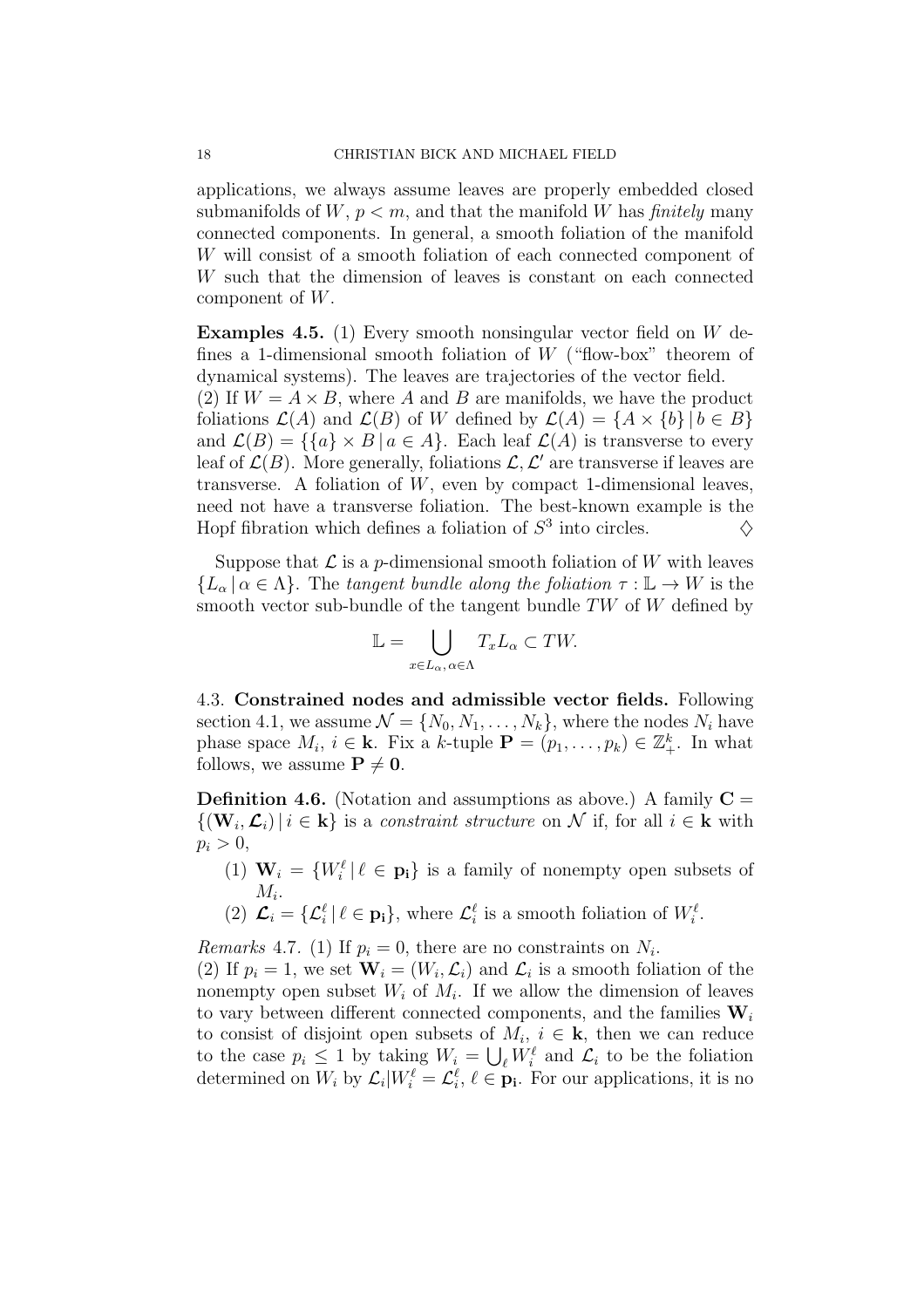applications, we always assume leaves are properly embedded closed submanifolds of $W$, $p < m$, and that the manifold $W$ has *finitely* many connected components. In general, a smooth foliation of the manifold $W$ will consist of a smooth foliation of each connected component of $W$ such that the dimension of leaves is constant on each connected component of $W$.

**Examples 4.5.** (1) Every smooth nonsingular vector field on $W$ defines a 1-dimensional smooth foliation of $W$ ("flow-box" theorem of dynamical systems). The leaves are trajectories of the vector field.
(2) If $W = A \times B$, where $A$ and $B$ are manifolds, we have the product foliations $\mathcal{L}(A)$ and $\mathcal{L}(B)$ of $W$ defined by $\mathcal{L}(A) = \{A \times \{b\} \,|\, b \in B\}$ and $\mathcal{L}(B) = \{\{a\} \times B \,|\, a \in A\}$. Each leaf $\mathcal{L}(A)$ is transverse to every leaf of $\mathcal{L}(B)$. More generally, foliations $\mathcal{L}, \mathcal{L}'$ are transverse if leaves are transverse. A foliation of $W$, even by compact 1-dimensional leaves, need not have a transverse foliation. The best-known example is the Hopf fibration which defines a foliation of $S^3$ into circles. $\diamondsuit$

Suppose that $\mathcal{L}$ is a $p$-dimensional smooth foliation of $W$ with leaves $\{L_\alpha \,|\, \alpha \in \Lambda\}$. The *tangent bundle along the foliation* $\tau : \mathbb{L} \to W$ is the smooth vector sub-bundle of the tangent bundle $TW$ of $W$ defined by

$$\mathbb{L} = \bigcup_{x \in L_\alpha,\, \alpha \in \Lambda} T_x L_\alpha \subset TW.$$

4.3. **Constrained nodes and admissible vector fields.** Following section 4.1, we assume $\mathcal{N} = \{N_0, N_1, \dots, N_k\}$, where the nodes $N_i$ have phase space $M_i$, $i \in \mathbf{k}$. Fix a $k$-tuple $\mathbf{P} = (p_1, \dots, p_k) \in \mathbb{Z}_+^k$. In what follows, we assume $\mathbf{P} \neq \mathbf{0}$.

**Definition 4.6.** (Notation and assumptions as above.) A family $\mathbf{C} = \{(\mathbf{W}_i, \boldsymbol{\mathcal{L}}_i) \,|\, i \in \mathbf{k}\}$ is a *constraint structure* on $\mathcal{N}$ if, for all $i \in \mathbf{k}$ with $p_i > 0$,

(1) $\mathbf{W}_i = \{W_i^\ell \,|\, \ell \in \mathbf{p_i}\}$ is a family of nonempty open subsets of $M_i$.
(2) $\boldsymbol{\mathcal{L}}_i = \{\mathcal{L}_i^\ell \,|\, \ell \in \mathbf{p_i}\}$, where $\mathcal{L}_i^\ell$ is a smooth foliation of $W_i^\ell$.

*Remarks* 4.7. (1) If $p_i = 0$, there are no constraints on $N_i$.
(2) If $p_i = 1$, we set $\mathbf{W}_i = (W_i, \mathcal{L}_i)$ and $\mathcal{L}_i$ is a smooth foliation of the nonempty open subset $W_i$ of $M_i$. If we allow the dimension of leaves to vary between different connected components, and the families $\mathbf{W}_i$ to consist of disjoint open subsets of $M_i$, $i \in \mathbf{k}$, then we can reduce to the case $p_i \leq 1$ by taking $W_i = \bigcup_\ell W_i^\ell$ and $\mathcal{L}_i$ to be the foliation determined on $W_i$ by $\mathcal{L}_i | W_i^\ell = \mathcal{L}_i^\ell$, $\ell \in \mathbf{p_i}$. For our applications, it is no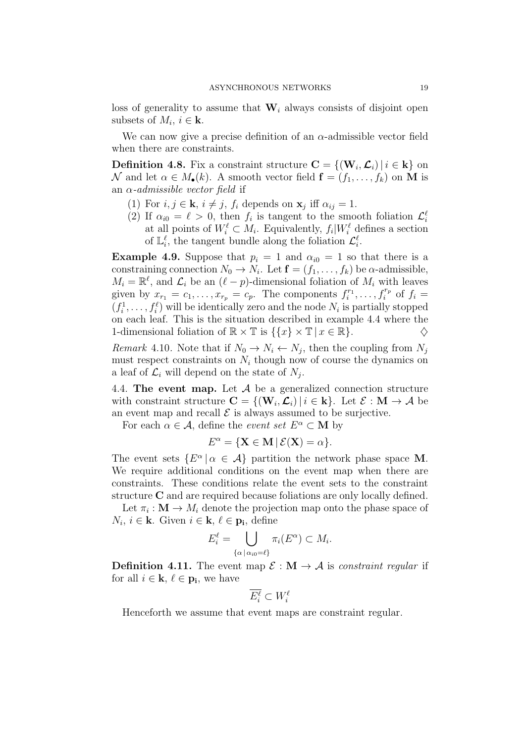loss of generality to assume that $\mathbf{W}_i$ always consists of disjoint open subsets of $M_i$, $i \in \mathbf{k}$.

We can now give a precise definition of an $\alpha$-admissible vector field when there are constraints.

**Definition 4.8.** Fix a constraint structure $\mathbf{C} = \{(\mathbf{W}_i, \boldsymbol{\mathcal{L}}_i) \,|\, i \in \mathbf{k}\}$ on $\mathcal{N}$ and let $\alpha \in M_\bullet(k)$. A smooth vector field $\mathbf{f} = (f_1, \ldots, f_k)$ on $\mathbf{M}$ is an *$\alpha$-admissible vector field* if

1. For $i, j \in \mathbf{k}$, $i \neq j$, $f_i$ depends on $\mathbf{x}_j$ iff $\alpha_{ij} = 1$.
2. If $\alpha_{i0} = \ell > 0$, then $f_i$ is tangent to the smooth foliation $\boldsymbol{\mathcal{L}}_i^\ell$ at all points of $W_i^\ell \subset M_i$. Equivalently, $f_i | W_i^\ell$ defines a section of $\mathbb{L}_i^\ell$, the tangent bundle along the foliation $\boldsymbol{\mathcal{L}}_i^\ell$.

**Example 4.9.** Suppose that $p_i = 1$ and $\alpha_{i0} = 1$ so that there is a constraining connection $N_0 \to N_i$. Let $\mathbf{f} = (f_1, \ldots, f_k)$ be $\alpha$-admissible, $M_i = \mathbb{R}^\ell$, and $\mathcal{L}_i$ be an $(\ell - p)$-dimensional foliation of $M_i$ with leaves given by $x_{r_1} = c_1, \ldots, x_{r_p} = c_p$. The components $f_i^{r_1}, \ldots, f_i^{r_p}$ of $f_i = (f_i^1, \ldots, f_i^\ell)$ will be identically zero and the node $N_i$ is partially stopped on each leaf. This is the situation described in example 4.4 where the 1-dimensional foliation of $\mathbb{R} \times \mathbb{T}$ is $\{\{x\} \times \mathbb{T} \,|\, x \in \mathbb{R}\}$. $\diamondsuit$

*Remark* 4.10. Note that if $N_0 \to N_i \leftarrow N_j$, then the coupling from $N_j$ must respect constraints on $N_i$ though now of course the dynamics on a leaf of $\mathcal{L}_i$ will depend on the state of $N_j$.

4.4. **The event map.** Let $\mathcal{A}$ be a generalized connection structure with constraint structure $\mathbf{C} = \{(\mathbf{W}_i, \boldsymbol{\mathcal{L}}_i) \,|\, i \in \mathbf{k}\}$. Let $\mathcal{E} : \mathbf{M} \to \mathcal{A}$ be an event map and recall $\mathcal{E}$ is always assumed to be surjective.

For each $\alpha \in \mathcal{A}$, define the *event set* $E^\alpha \subset \mathbf{M}$ by

$$E^\alpha = \{\mathbf{X} \in \mathbf{M} \,|\, \mathcal{E}(\mathbf{X}) = \alpha\}.$$

The event sets $\{E^\alpha \,|\, \alpha \in \mathcal{A}\}$ partition the network phase space $\mathbf{M}$. We require additional conditions on the event map when there are constraints. These conditions relate the event sets to the constraint structure $\mathbf{C}$ and are required because foliations are only locally defined.

Let $\pi_i : \mathbf{M} \to M_i$ denote the projection map onto the phase space of $N_i$, $i \in \mathbf{k}$. Given $i \in \mathbf{k}$, $\ell \in \mathbf{p_i}$, define

$$E_i^\ell = \bigcup_{\{\alpha \,|\, \alpha_{i0} = \ell\}} \pi_i(E^\alpha) \subset M_i.$$

**Definition 4.11.** The event map $\mathcal{E} : \mathbf{M} \to \mathcal{A}$ is *constraint regular* if for all $i \in \mathbf{k}$, $\ell \in \mathbf{p_i}$, we have

$$\overline{E_i^\ell} \subset W_i^\ell$$

Henceforth we assume that event maps are constraint regular.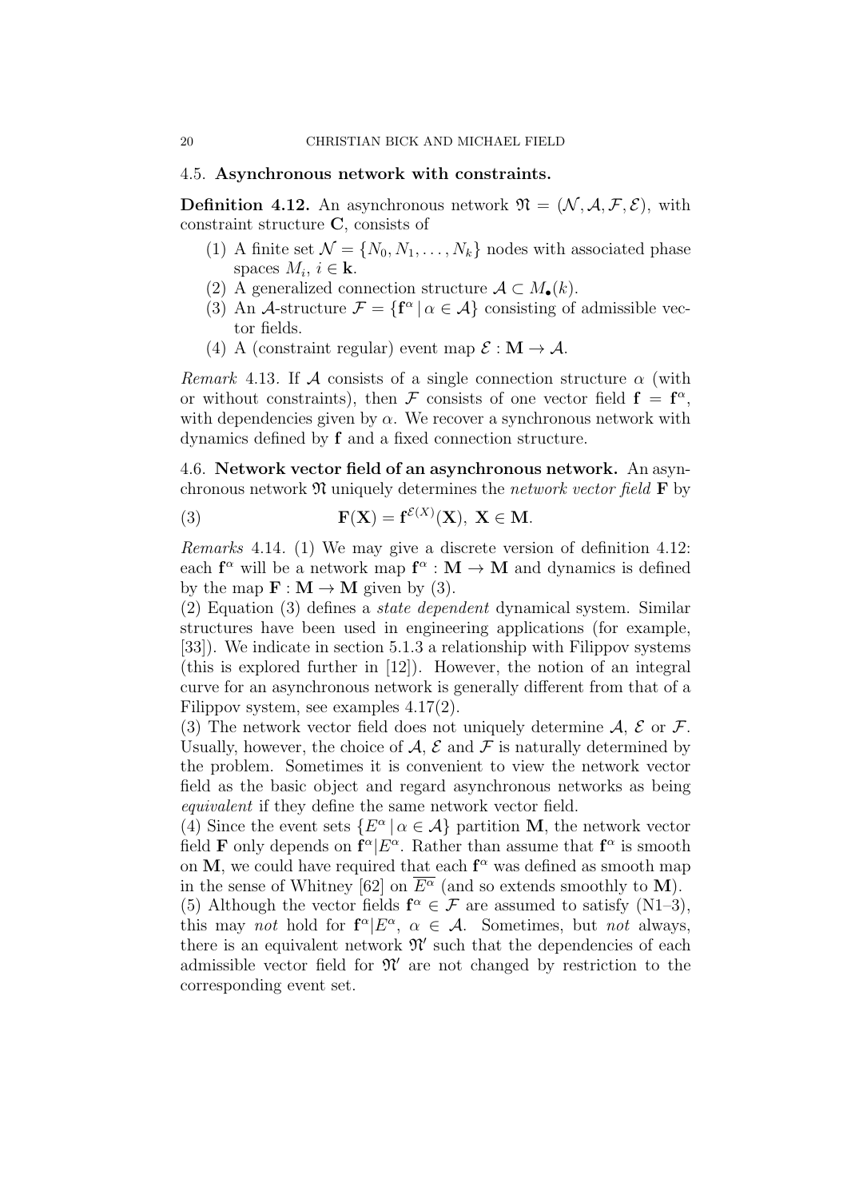### 4.5. Asynchronous network with constraints.

**Definition 4.12.** An asynchronous network $\mathfrak{N} = (\mathcal{N}, \mathcal{A}, \mathcal{F}, \mathcal{E})$, with constraint structure $\mathbf{C}$, consists of

1. A finite set $\mathcal{N} = \{N_0, N_1, \ldots, N_k\}$ nodes with associated phase spaces $M_i$, $i \in \mathbf{k}$.
2. A generalized connection structure $\mathcal{A} \subset M_\bullet(k)$.
3. An $\mathcal{A}$-structure $\mathcal{F} = \{\mathbf{f}^\alpha \mid \alpha \in \mathcal{A}\}$ consisting of admissible vector fields.
4. A (constraint regular) event map $\mathcal{E} : \mathbf{M} \to \mathcal{A}$.

*Remark* 4.13. If $\mathcal{A}$ consists of a single connection structure $\alpha$ (with or without constraints), then $\mathcal{F}$ consists of one vector field $\mathbf{f} = \mathbf{f}^\alpha$, with dependencies given by $\alpha$. We recover a synchronous network with dynamics defined by $\mathbf{f}$ and a fixed connection structure.

### 4.6. Network vector field of an asynchronous network.

An asynchronous network $\mathfrak{N}$ uniquely determines the *network vector field* $\mathbf{F}$ by

$$\mathbf{F}(\mathbf{X}) = \mathbf{f}^{\mathcal{E}(X)}(\mathbf{X}),\ \mathbf{X} \in \mathbf{M}. \tag{3}$$

*Remarks* 4.14. (1) We may give a discrete version of definition 4.12: each $\mathbf{f}^\alpha$ will be a network map $\mathbf{f}^\alpha : \mathbf{M} \to \mathbf{M}$ and dynamics is defined by the map $\mathbf{F} : \mathbf{M} \to \mathbf{M}$ given by (3).

(2) Equation (3) defines a *state dependent* dynamical system. Similar structures have been used in engineering applications (for example, [33]). We indicate in section 5.1.3 a relationship with Filippov systems (this is explored further in [12]). However, the notion of an integral curve for an asynchronous network is generally different from that of a Filippov system, see examples 4.17(2).

(3) The network vector field does not uniquely determine $\mathcal{A}$, $\mathcal{E}$ or $\mathcal{F}$. Usually, however, the choice of $\mathcal{A}$, $\mathcal{E}$ and $\mathcal{F}$ is naturally determined by the problem. Sometimes it is convenient to view the network vector field as the basic object and regard asynchronous networks as being *equivalent* if they define the same network vector field.

(4) Since the event sets $\{E^\alpha \mid \alpha \in \mathcal{A}\}$ partition $\mathbf{M}$, the network vector field $\mathbf{F}$ only depends on $\mathbf{f}^\alpha | E^\alpha$. Rather than assume that $\mathbf{f}^\alpha$ is smooth on $\mathbf{M}$, we could have required that each $\mathbf{f}^\alpha$ was defined as smooth map in the sense of Whitney [62] on $\overline{E^\alpha}$ (and so extends smoothly to $\mathbf{M}$).

(5) Although the vector fields $\mathbf{f}^\alpha \in \mathcal{F}$ are assumed to satisfy (N1–3), this may *not* hold for $\mathbf{f}^\alpha | E^\alpha$, $\alpha \in \mathcal{A}$. Sometimes, but *not* always, there is an equivalent network $\mathfrak{N}'$ such that the dependencies of each admissible vector field for $\mathfrak{N}'$ are not changed by restriction to the corresponding event set.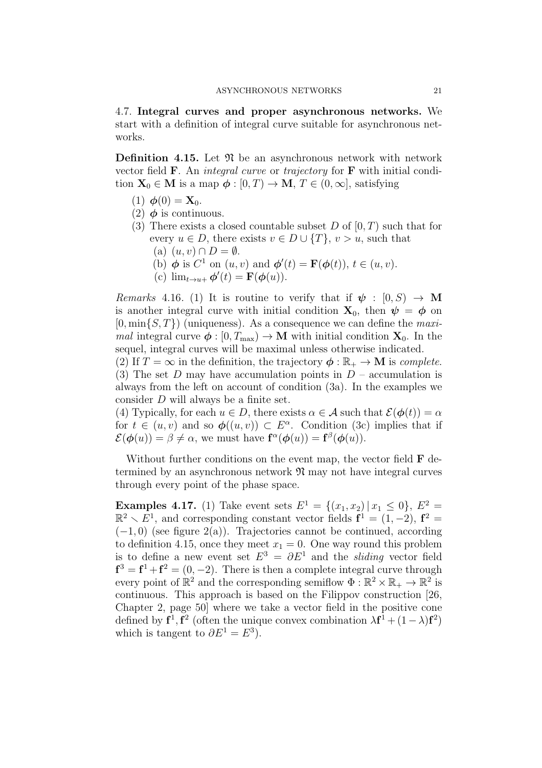4.7. **Integral curves and proper asynchronous networks.** We start with a definition of integral curve suitable for asynchronous networks.

**Definition 4.15.** Let $\mathfrak{N}$ be an asynchronous network with network vector field $\mathbf{F}$. An *integral curve* or *trajectory* for $\mathbf{F}$ with initial condition $\mathbf{X}_0 \in \mathbf{M}$ is a map $\boldsymbol{\phi} : [0, T) \to \mathbf{M}$, $T \in (0, \infty]$, satisfying

1. $\boldsymbol{\phi}(0) = \mathbf{X}_0$.
2. $\boldsymbol{\phi}$ is continuous.
3. There exists a closed countable subset $D$ of $[0, T)$ such that for every $u \in D$, there exists $v \in D \cup \{T\}$, $v > u$, such that
   (a) $(u, v) \cap D = \emptyset$.
   (b) $\boldsymbol{\phi}$ is $C^1$ on $(u, v)$ and $\boldsymbol{\phi}'(t) = \mathbf{F}(\boldsymbol{\phi}(t))$, $t \in (u, v)$.
   (c) $\lim_{t \to u+} \boldsymbol{\phi}'(t) = \mathbf{F}(\boldsymbol{\phi}(u))$.

*Remarks* 4.16. (1) It is routine to verify that if $\boldsymbol{\psi} : [0, S) \to \mathbf{M}$ is another integral curve with initial condition $\mathbf{X}_0$, then $\boldsymbol{\psi} = \boldsymbol{\phi}$ on $[0, \min\{S, T\})$ (uniqueness). As a consequence we can define the *maximal* integral curve $\boldsymbol{\phi} : [0, T_{\max}) \to \mathbf{M}$ with initial condition $\mathbf{X}_0$. In the sequel, integral curves will be maximal unless otherwise indicated.
(2) If $T = \infty$ in the definition, the trajectory $\boldsymbol{\phi} : \mathbb{R}_+ \to \mathbf{M}$ is *complete.*
(3) The set $D$ may have accumulation points in $D$ – accumulation is always from the left on account of condition (3a). In the examples we consider $D$ will always be a finite set.
(4) Typically, for each $u \in D$, there exists $\alpha \in \mathcal{A}$ such that $\mathcal{E}(\boldsymbol{\phi}(t)) = \alpha$ for $t \in (u, v)$ and so $\boldsymbol{\phi}((u, v)) \subset E^\alpha$. Condition (3c) implies that if $\mathcal{E}(\boldsymbol{\phi}(u)) = \beta \neq \alpha$, we must have $\mathbf{f}^\alpha(\boldsymbol{\phi}(u)) = \mathbf{f}^\beta(\boldsymbol{\phi}(u))$.

Without further conditions on the event map, the vector field $\mathbf{F}$ determined by an asynchronous network $\mathfrak{N}$ may not have integral curves through every point of the phase space.

**Examples 4.17.** (1) Take event sets $E^1 = \{(x_1, x_2) \,|\, x_1 \leq 0\}$, $E^2 = \mathbb{R}^2 \smallsetminus E^1$, and corresponding constant vector fields $\mathbf{f}^1 = (1, -2)$, $\mathbf{f}^2 = (-1, 0)$ (see figure 2(a)). Trajectories cannot be continued, according to definition 4.15, once they meet $x_1 = 0$. One way round this problem is to define a new event set $E^3 = \partial E^1$ and the *sliding* vector field $\mathbf{f}^3 = \mathbf{f}^1 + \mathbf{f}^2 = (0, -2)$. There is then a complete integral curve through every point of $\mathbb{R}^2$ and the corresponding semiflow $\Phi : \mathbb{R}^2 \times \mathbb{R}_+ \to \mathbb{R}^2$ is continuous. This approach is based on the Filippov construction [26, Chapter 2, page 50] where we take a vector field in the positive cone defined by $\mathbf{f}^1, \mathbf{f}^2$ (often the unique convex combination $\lambda \mathbf{f}^1 + (1 - \lambda)\mathbf{f}^2$) which is tangent to $\partial E^1 = E^3$).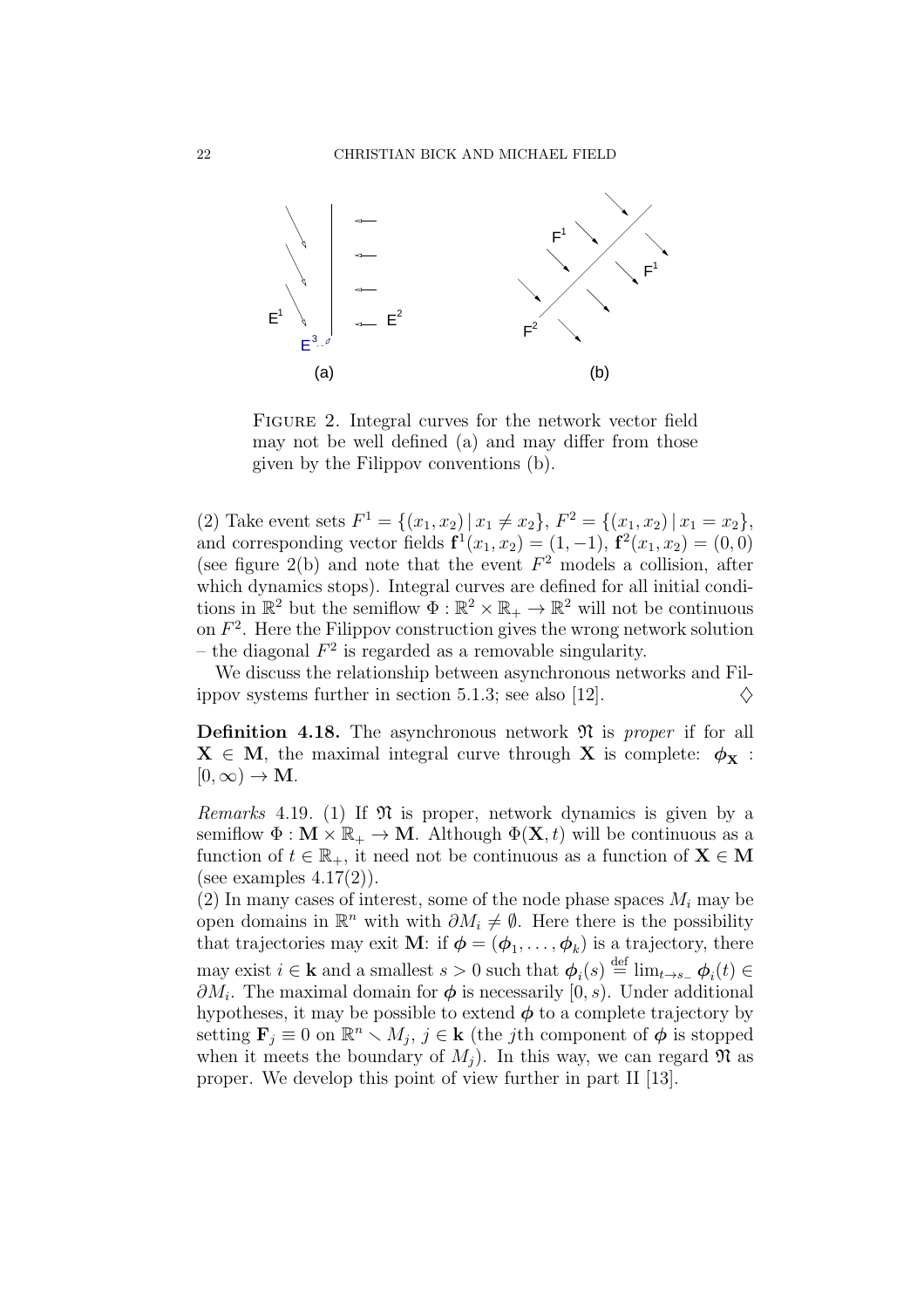FIGURE 2. Integral curves for the network vector field may not be well defined (a) and may differ from those given by the Filippov conventions (b).

(2) Take event sets $F^1 = \{(x_1, x_2) \mid x_1 \neq x_2\}$, $F^2 = \{(x_1, x_2) \mid x_1 = x_2\}$, and corresponding vector fields $\mathbf{f}^1(x_1, x_2) = (1, -1)$, $\mathbf{f}^2(x_1, x_2) = (0, 0)$ (see figure 2(b) and note that the event $F^2$ models a collision, after which dynamics stops). Integral curves are defined for all initial conditions in $\mathbb{R}^2$ but the semiflow $\Phi : \mathbb{R}^2 \times \mathbb{R}_+ \to \mathbb{R}^2$ will not be continuous on $F^2$. Here the Filippov construction gives the wrong network solution – the diagonal $F^2$ is regarded as a removable singularity.

We discuss the relationship between asynchronous networks and Filippov systems further in section 5.1.3; see also [12]. $\diamondsuit$

**Definition 4.18.** The asynchronous network $\mathfrak{N}$ is *proper* if for all $\mathbf{X} \in \mathbf{M}$, the maximal integral curve through $\mathbf{X}$ is complete: $\boldsymbol{\phi}_\mathbf{X} : [0, \infty) \to \mathbf{M}$.

*Remarks* 4.19. (1) If $\mathfrak{N}$ is proper, network dynamics is given by a semiflow $\Phi : \mathbf{M} \times \mathbb{R}_+ \to \mathbf{M}$. Although $\Phi(\mathbf{X}, t)$ will be continuous as a function of $t \in \mathbb{R}_+$, it need not be continuous as a function of $\mathbf{X} \in \mathbf{M}$ (see examples 4.17(2)).

(2) In many cases of interest, some of the node phase spaces $M_i$ may be open domains in $\mathbb{R}^n$ with with $\partial M_i \neq \emptyset$. Here there is the possibility that trajectories may exit $\mathbf{M}$: if $\boldsymbol{\phi} = (\boldsymbol{\phi}_1, \ldots, \boldsymbol{\phi}_k)$ is a trajectory, there may exist $i \in \mathbf{k}$ and a smallest $s > 0$ such that $\boldsymbol{\phi}_i(s) \stackrel{\text{def}}{=} \lim_{t \to s_-} \boldsymbol{\phi}_i(t) \in \partial M_i$. The maximal domain for $\boldsymbol{\phi}$ is necessarily $[0, s)$. Under additional hypotheses, it may be possible to extend $\boldsymbol{\phi}$ to a complete trajectory by setting $\mathbf{F}_j \equiv 0$ on $\mathbb{R}^n \smallsetminus M_j$, $j \in \mathbf{k}$ (the $j$th component of $\boldsymbol{\phi}$ is stopped when it meets the boundary of $M_j$). In this way, we can regard $\mathfrak{N}$ as proper. We develop this point of view further in part II [13].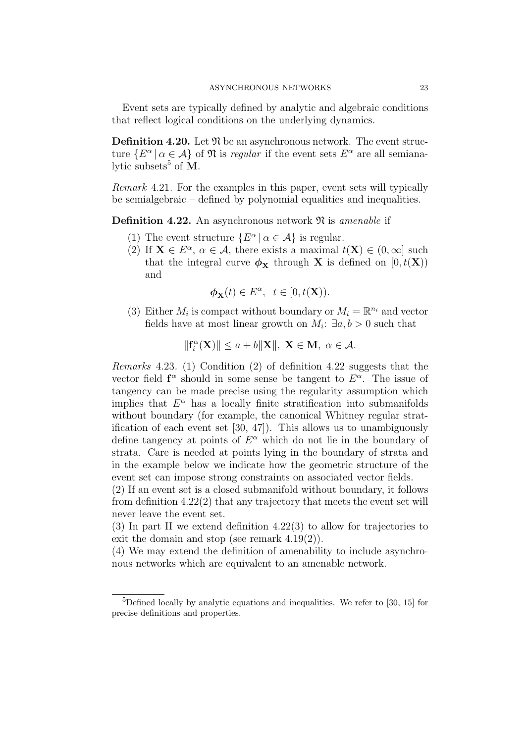Event sets are typically defined by analytic and algebraic conditions that reflect logical conditions on the underlying dynamics.

**Definition 4.20.** Let $\mathfrak{N}$ be an asynchronous network. The event structure $\{E^\alpha \mid \alpha \in \mathcal{A}\}$ of $\mathfrak{N}$ is *regular* if the event sets $E^\alpha$ are all semianalytic subsets[5] of $\mathbf{M}$.

*Remark* 4.21. For the examples in this paper, event sets will typically be semialgebraic – defined by polynomial equalities and inequalities.

**Definition 4.22.** An asynchronous network $\mathfrak{N}$ is *amenable* if

1. The event structure $\{E^\alpha \mid \alpha \in \mathcal{A}\}$ is regular.
2. If $\mathbf{X} \in E^\alpha$, $\alpha \in \mathcal{A}$, there exists a maximal $t(\mathbf{X}) \in (0, \infty]$ such that the integral curve $\boldsymbol{\phi}_\mathbf{X}$ through $\mathbf{X}$ is defined on $[0, t(\mathbf{X}))$ and

$$\boldsymbol{\phi}_\mathbf{X}(t) \in E^\alpha, \quad t \in [0, t(\mathbf{X})).$$

3. Either $M_i$ is compact without boundary or $M_i = \mathbb{R}^{n_i}$ and vector fields have at most linear growth on $M_i$: $\exists a, b > 0$ such that

$$\|\mathbf{f}_i^\alpha(\mathbf{X})\| \leq a + b\|\mathbf{X}\|, \ \mathbf{X} \in \mathbf{M}, \ \alpha \in \mathcal{A}.$$

*Remarks* 4.23. (1) Condition (2) of definition 4.22 suggests that the vector field $\mathbf{f}^\alpha$ should in some sense be tangent to $E^\alpha$. The issue of tangency can be made precise using the regularity assumption which implies that $E^\alpha$ has a locally finite stratification into submanifolds without boundary (for example, the canonical Whitney regular stratification of each event set [30, 47]). This allows us to unambiguously define tangency at points of $E^\alpha$ which do not lie in the boundary of strata. Care is needed at points lying in the boundary of strata and in the example below we indicate how the geometric structure of the event set can impose strong constraints on associated vector fields.
(2) If an event set is a closed submanifold without boundary, it follows from definition 4.22(2) that any trajectory that meets the event set will never leave the event set.
(3) In part II we extend definition 4.22(3) to allow for trajectories to exit the domain and stop (see remark 4.19(2)).
(4) We may extend the definition of amenability to include asynchronous networks which are equivalent to an amenable network.

---

[5] Defined locally by analytic equations and inequalities. We refer to [30, 15] for precise definitions and properties.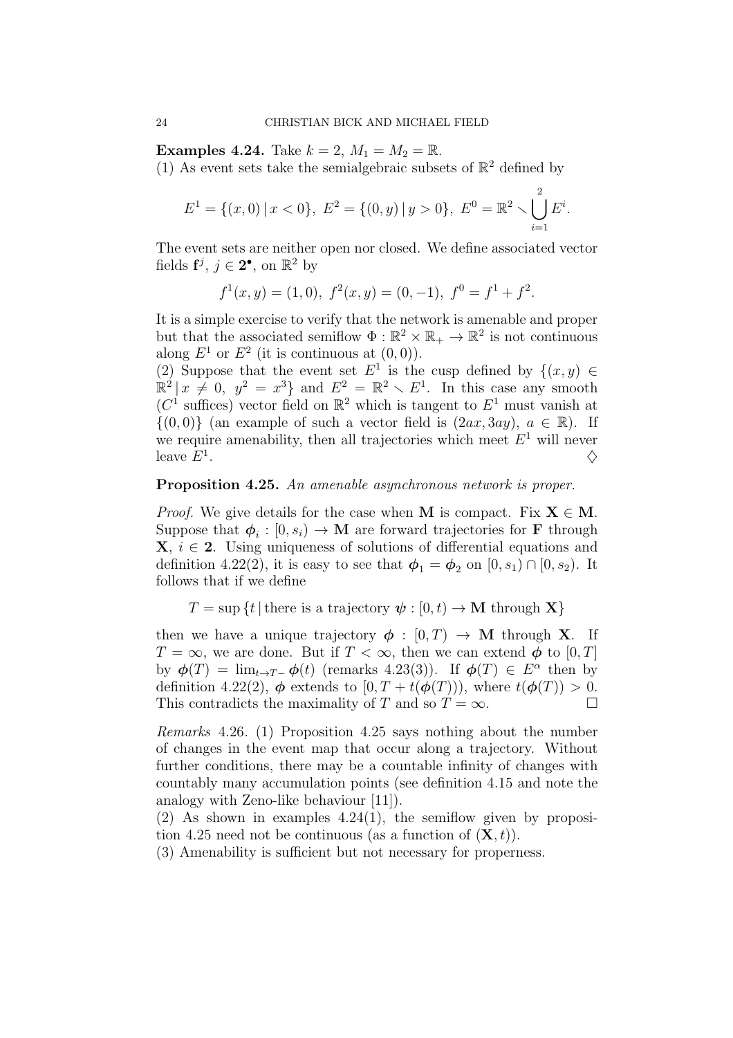**Examples 4.24.** Take $k = 2$, $M_1 = M_2 = \mathbb{R}$.
(1) As event sets take the semialgebraic subsets of $\mathbb{R}^2$ defined by

$$E^1 = \{(x, 0) \,|\, x < 0\},\ E^2 = \{(0, y) \,|\, y > 0\},\ E^0 = \mathbb{R}^2 \smallsetminus \bigcup_{i=1}^{2} E^i.$$

The event sets are neither open nor closed. We define associated vector fields $\mathbf{f}^j$, $j \in \mathbf{2}^\bullet$, on $\mathbb{R}^2$ by

$$f^1(x, y) = (1, 0),\ f^2(x, y) = (0, -1),\ f^0 = f^1 + f^2.$$

It is a simple exercise to verify that the network is amenable and proper but that the associated semiflow $\Phi : \mathbb{R}^2 \times \mathbb{R}_+ \to \mathbb{R}^2$ is not continuous along $E^1$ or $E^2$ (it is continuous at $(0, 0)$).
(2) Suppose that the event set $E^1$ is the cusp defined by $\{(x, y) \in \mathbb{R}^2 \,|\, x \neq 0,\ y^2 = x^3\}$ and $E^2 = \mathbb{R}^2 \smallsetminus E^1$. In this case any smooth ($C^1$ suffices) vector field on $\mathbb{R}^2$ which is tangent to $E^1$ must vanish at $\{(0, 0)\}$ (an example of such a vector field is $(2ax, 3ay)$, $a \in \mathbb{R}$). If we require amenability, then all trajectories which meet $E^1$ will never leave $E^1$. ♢

**Proposition 4.25.** *An amenable asynchronous network is proper.*

*Proof.* We give details for the case when $\mathbf{M}$ is compact. Fix $\mathbf{X} \in \mathbf{M}$. Suppose that $\boldsymbol{\phi}_i : [0, s_i) \to \mathbf{M}$ are forward trajectories for $\mathbf{F}$ through $\mathbf{X}$, $i \in \mathbf{2}$. Using uniqueness of solutions of differential equations and definition 4.22(2), it is easy to see that $\boldsymbol{\phi}_1 = \boldsymbol{\phi}_2$ on $[0, s_1) \cap [0, s_2)$. It follows that if we define

$$T = \sup\{t \,|\, \text{there is a trajectory } \boldsymbol{\psi} : [0, t) \to \mathbf{M} \text{ through } \mathbf{X}\}$$

then we have a unique trajectory $\boldsymbol{\phi} : [0, T) \to \mathbf{M}$ through $\mathbf{X}$. If $T = \infty$, we are done. But if $T < \infty$, then we can extend $\boldsymbol{\phi}$ to $[0, T]$ by $\boldsymbol{\phi}(T) = \lim_{t \to T-} \boldsymbol{\phi}(t)$ (remarks 4.23(3)). If $\boldsymbol{\phi}(T) \in E^\alpha$ then by definition 4.22(2), $\boldsymbol{\phi}$ extends to $[0, T + t(\boldsymbol{\phi}(T)))$, where $t(\boldsymbol{\phi}(T)) > 0$. This contradicts the maximality of $T$ and so $T = \infty$. □

*Remarks* 4.26. (1) Proposition 4.25 says nothing about the number of changes in the event map that occur along a trajectory. Without further conditions, there may be a countable infinity of changes with countably many accumulation points (see definition 4.15 and note the analogy with Zeno-like behaviour [11]).
(2) As shown in examples 4.24(1), the semiflow given by proposition 4.25 need not be continuous (as a function of $(\mathbf{X}, t)$).
(3) Amenability is sufficient but not necessary for properness.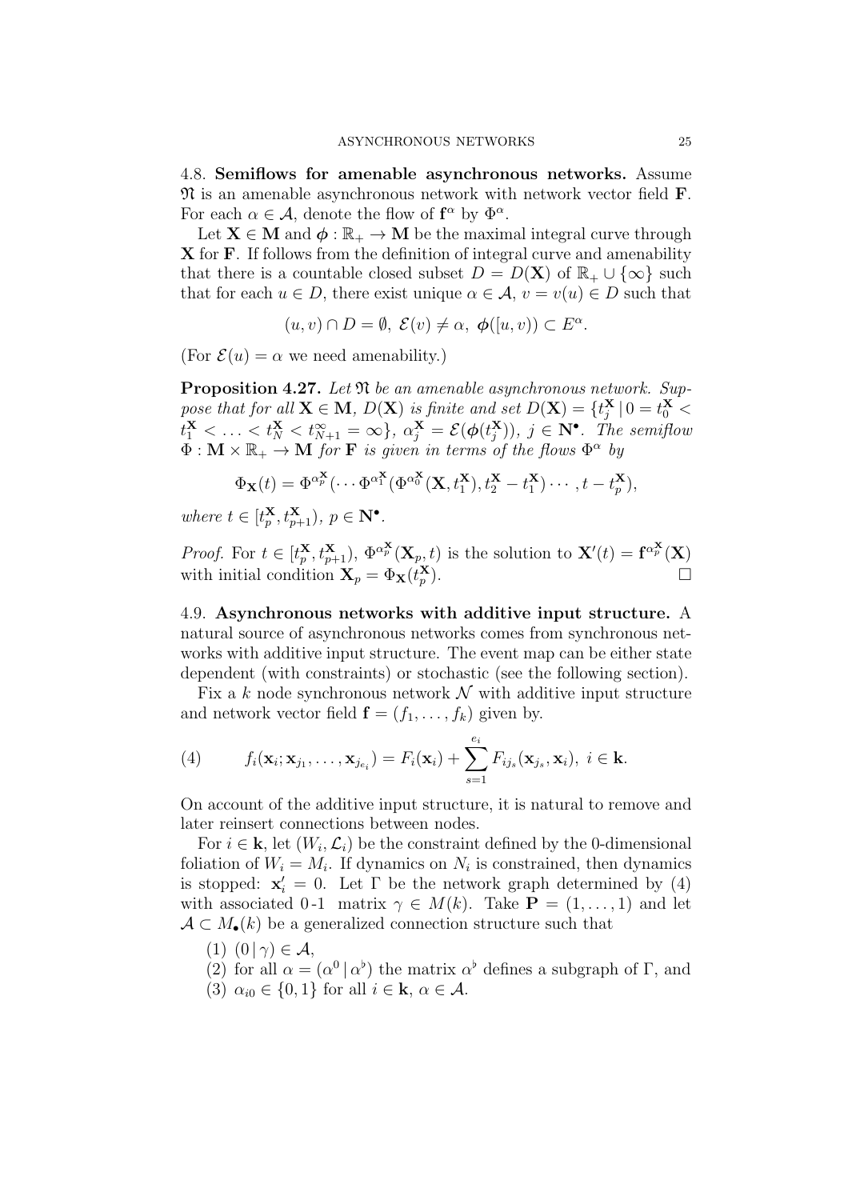4.8. **Semiflows for amenable asynchronous networks.** Assume $\mathfrak{N}$ is an amenable asynchronous network with network vector field $\mathbf{F}$. For each $\alpha \in \mathcal{A}$, denote the flow of $\mathbf{f}^\alpha$ by $\Phi^\alpha$.

Let $\mathbf{X} \in \mathbf{M}$ and $\boldsymbol{\phi} : \mathbb{R}_+ \to \mathbf{M}$ be the maximal integral curve through $\mathbf{X}$ for $\mathbf{F}$. If follows from the definition of integral curve and amenability that there is a countable closed subset $D = D(\mathbf{X})$ of $\mathbb{R}_+ \cup \{\infty\}$ such that for each $u \in D$, there exist unique $\alpha \in \mathcal{A}$, $v = v(u) \in D$ such that

$$(u, v) \cap D = \emptyset,\ \mathcal{E}(v) \neq \alpha,\ \boldsymbol{\phi}([u, v)) \subset E^\alpha.$$

(For $\mathcal{E}(u) = \alpha$ we need amenability.)

**Proposition 4.27.** *Let $\mathfrak{N}$ be an amenable asynchronous network. Suppose that for all $\mathbf{X} \in \mathbf{M}$, $D(\mathbf{X})$ is finite and set $D(\mathbf{X}) = \{t_j^{\mathbf{X}} \mid 0 = t_0^{\mathbf{X}} < t_1^{\mathbf{X}} < \ldots < t_N^{\mathbf{X}} < t_{N+1}^\infty = \infty\}$, $\alpha_j^{\mathbf{X}} = \mathcal{E}(\boldsymbol{\phi}(t_j^{\mathbf{X}}))$, $j \in \mathbf{N}^\bullet$. The semiflow $\Phi : \mathbf{M} \times \mathbb{R}_+ \to \mathbf{M}$ for $\mathbf{F}$ is given in terms of the flows $\Phi^\alpha$ by*

$$\Phi_{\mathbf{X}}(t) = \Phi^{\alpha_p^{\mathbf{X}}}(\cdots \Phi^{\alpha_1^{\mathbf{X}}}(\Phi^{\alpha_0^{\mathbf{X}}}(\mathbf{X}, t_1^{\mathbf{X}}), t_2^{\mathbf{X}} - t_1^{\mathbf{X}}) \cdots, t - t_p^{\mathbf{X}}),$$

*where $t \in [t_p^{\mathbf{X}}, t_{p+1}^{\mathbf{X}})$, $p \in \mathbf{N}^\bullet$.*

*Proof.* For $t \in [t_p^{\mathbf{X}}, t_{p+1}^{\mathbf{X}})$, $\Phi^{\alpha_p^{\mathbf{X}}}(\mathbf{X}_p, t)$ is the solution to $\mathbf{X}'(t) = \mathbf{f}^{\alpha_p^{\mathbf{X}}}(\mathbf{X})$ with initial condition $\mathbf{X}_p = \Phi_{\mathbf{X}}(t_p^{\mathbf{X}})$. □

4.9. **Asynchronous networks with additive input structure.** A natural source of asynchronous networks comes from synchronous networks with additive input structure. The event map can be either state dependent (with constraints) or stochastic (see the following section).

Fix a $k$ node synchronous network $\mathcal{N}$ with additive input structure and network vector field $\mathbf{f} = (f_1, \ldots, f_k)$ given by.

$$f_i(\mathbf{x}_i; \mathbf{x}_{j_1}, \ldots, \mathbf{x}_{j_{e_i}}) = F_i(\mathbf{x}_i) + \sum_{s=1}^{e_i} F_{ij_s}(\mathbf{x}_{j_s}, \mathbf{x}_i),\ i \in \mathbf{k}. \tag{4}$$

On account of the additive input structure, it is natural to remove and later reinsert connections between nodes.

For $i \in \mathbf{k}$, let $(W_i, \mathcal{L}_i)$ be the constraint defined by the 0-dimensional foliation of $W_i = M_i$. If dynamics on $N_i$ is constrained, then dynamics is stopped: $\mathbf{x}_i' = 0$. Let $\Gamma$ be the network graph determined by (4) with associated 0-1 matrix $\gamma \in M(k)$. Take $\mathbf{P} = (1, \ldots, 1)$ and let $\mathcal{A} \subset M_\bullet(k)$ be a generalized connection structure such that

1. $(0 \mid \gamma) \in \mathcal{A}$,
2. for all $\alpha = (\alpha^0 \mid \alpha^\flat)$ the matrix $\alpha^\flat$ defines a subgraph of $\Gamma$, and
3. $\alpha_{i0} \in \{0, 1\}$ for all $i \in \mathbf{k}$, $\alpha \in \mathcal{A}$.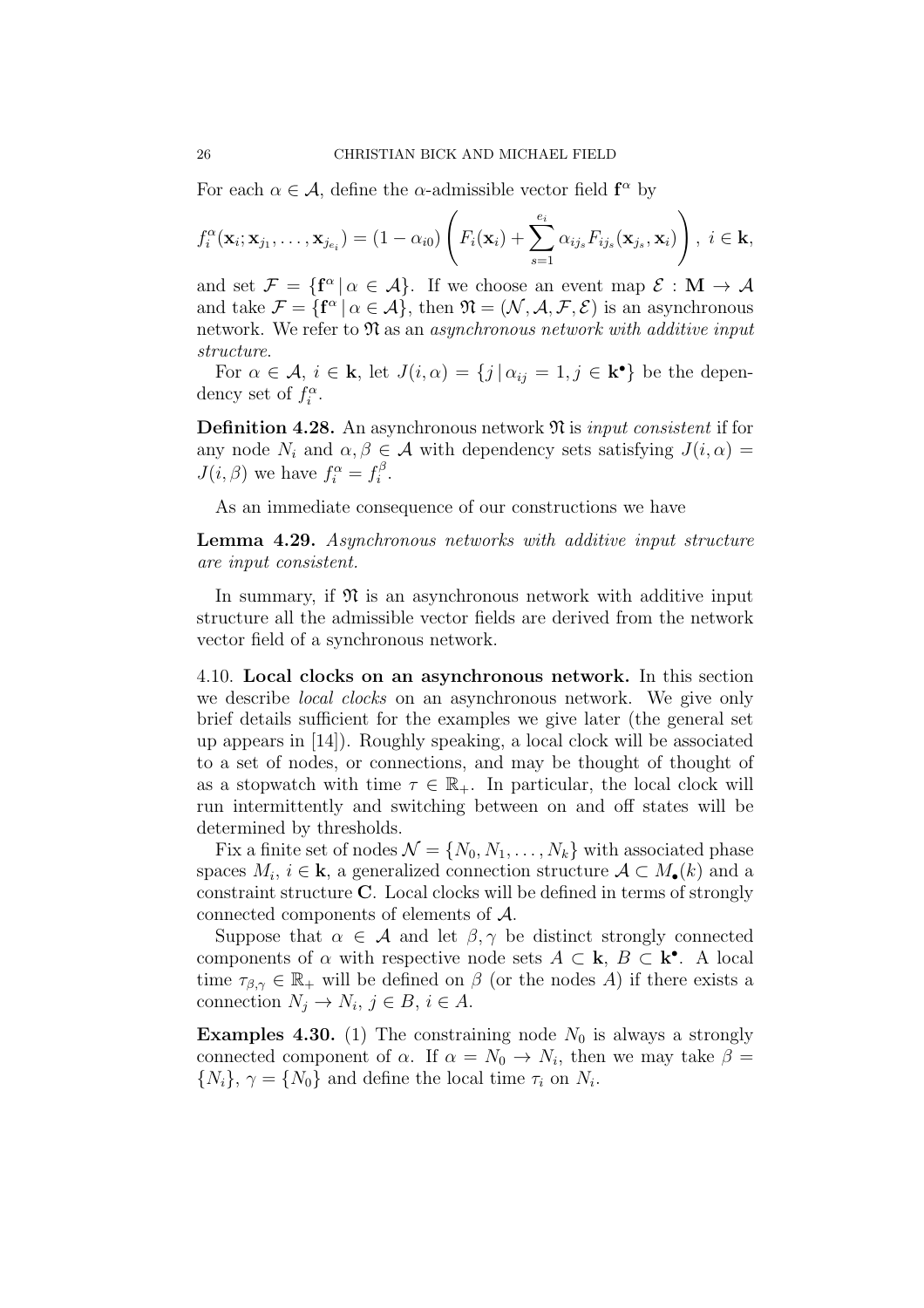For each $\alpha \in \mathcal{A}$, define the $\alpha$-admissible vector field $\mathbf{f}^\alpha$ by

$$f_i^\alpha(\mathbf{x}_i; \mathbf{x}_{j_1}, \ldots, \mathbf{x}_{j_{e_i}}) = (1 - \alpha_{i0}) \left( F_i(\mathbf{x}_i) + \sum_{s=1}^{e_i} \alpha_{ij_s} F_{ij_s}(\mathbf{x}_{j_s}, \mathbf{x}_i) \right), \; i \in \mathbf{k},$$

and set $\mathcal{F} = \{\mathbf{f}^\alpha \mid \alpha \in \mathcal{A}\}$. If we choose an event map $\mathcal{E} : \mathbf{M} \to \mathcal{A}$ and take $\mathcal{F} = \{\mathbf{f}^\alpha \mid \alpha \in \mathcal{A}\}$, then $\mathfrak{N} = (\mathcal{N}, \mathcal{A}, \mathcal{F}, \mathcal{E})$ is an asynchronous network. We refer to $\mathfrak{N}$ as an *asynchronous network with additive input structure*.

For $\alpha \in \mathcal{A}$, $i \in \mathbf{k}$, let $J(i, \alpha) = \{j \mid \alpha_{ij} = 1, j \in \mathbf{k}^\bullet\}$ be the dependency set of $f_i^\alpha$.

**Definition 4.28.** An asynchronous network $\mathfrak{N}$ is *input consistent* if for any node $N_i$ and $\alpha, \beta \in \mathcal{A}$ with dependency sets satisfying $J(i, \alpha) = J(i, \beta)$ we have $f_i^\alpha = f_i^\beta$.

As an immediate consequence of our constructions we have

**Lemma 4.29.** *Asynchronous networks with additive input structure are input consistent.*

In summary, if $\mathfrak{N}$ is an asynchronous network with additive input structure all the admissible vector fields are derived from the network vector field of a synchronous network.

4.10. **Local clocks on an asynchronous network.** In this section we describe *local clocks* on an asynchronous network. We give only brief details sufficient for the examples we give later (the general set up appears in [14]). Roughly speaking, a local clock will be associated to a set of nodes, or connections, and may be thought of thought of as a stopwatch with time $\tau \in \mathbb{R}_+$. In particular, the local clock will run intermittently and switching between on and off states will be determined by thresholds.

Fix a finite set of nodes $\mathcal{N} = \{N_0, N_1, \ldots, N_k\}$ with associated phase spaces $M_i$, $i \in \mathbf{k}$, a generalized connection structure $\mathcal{A} \subset M_\bullet(k)$ and a constraint structure $\mathbf{C}$. Local clocks will be defined in terms of strongly connected components of elements of $\mathcal{A}$.

Suppose that $\alpha \in \mathcal{A}$ and let $\beta, \gamma$ be distinct strongly connected components of $\alpha$ with respective node sets $A \subset \mathbf{k}$, $B \subset \mathbf{k}^\bullet$. A local time $\tau_{\beta,\gamma} \in \mathbb{R}_+$ will be defined on $\beta$ (or the nodes $A$) if there exists a connection $N_j \to N_i$, $j \in B$, $i \in A$.

**Examples 4.30.** (1) The constraining node $N_0$ is always a strongly connected component of $\alpha$. If $\alpha = N_0 \to N_i$, then we may take $\beta = \{N_i\}$, $\gamma = \{N_0\}$ and define the local time $\tau_i$ on $N_i$.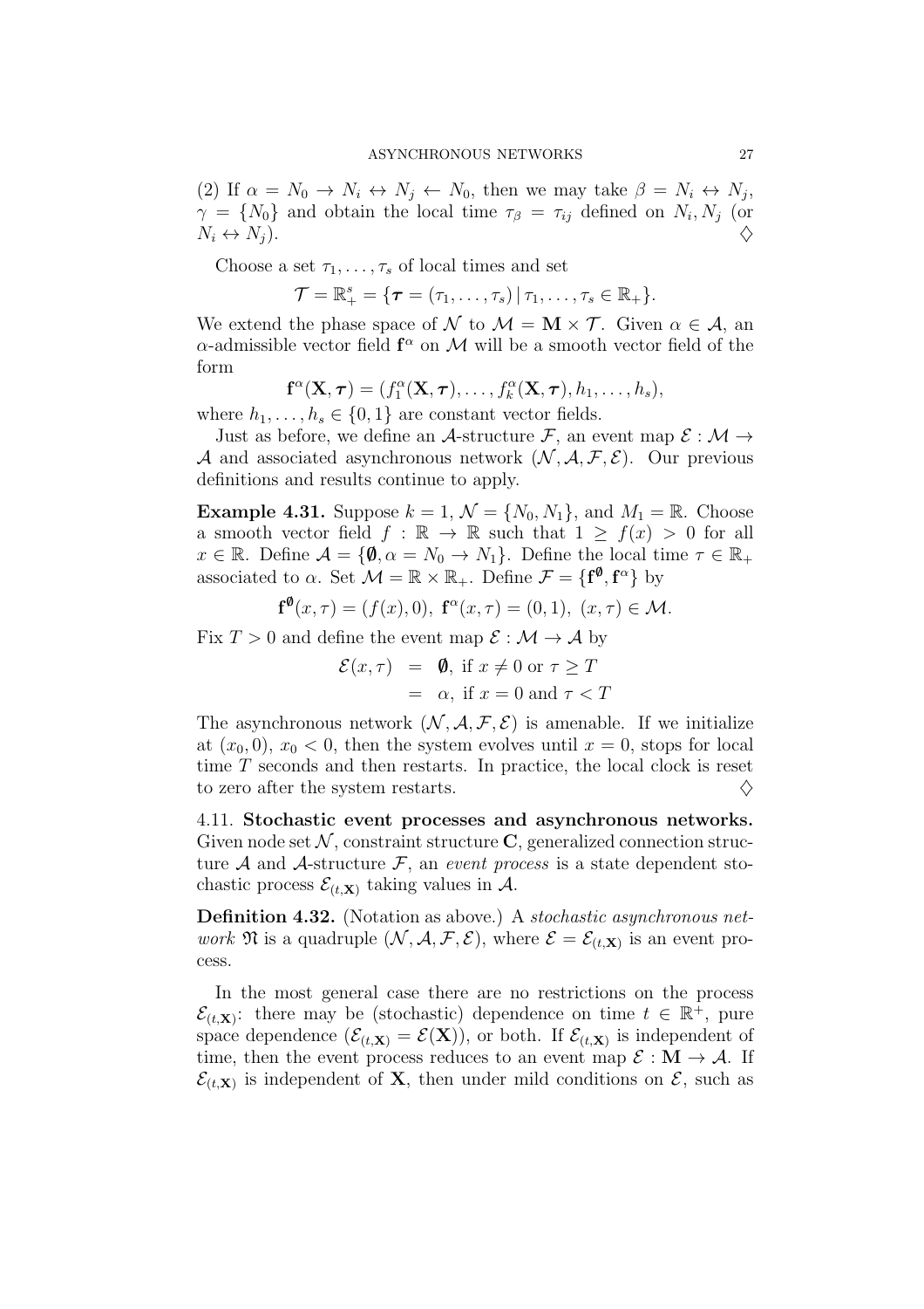(2) If $\alpha = N_0 \to N_i \leftrightarrow N_j \leftarrow N_0$, then we may take $\beta = N_i \leftrightarrow N_j$, $\gamma = \{N_0\}$ and obtain the local time $\tau_\beta = \tau_{ij}$ defined on $N_i, N_j$ (or $N_i \leftrightarrow N_j$). $\diamondsuit$

Choose a set $\tau_1, \ldots, \tau_s$ of local times and set

$$\mathcal{T} = \mathbb{R}_+^s = \{\boldsymbol{\tau} = (\tau_1, \ldots, \tau_s) \,|\, \tau_1, \ldots, \tau_s \in \mathbb{R}_+\}.$$

We extend the phase space of $\mathcal{N}$ to $\mathcal{M} = \mathbf{M} \times \mathcal{T}$. Given $\alpha \in \mathcal{A}$, an $\alpha$-admissible vector field $\mathbf{f}^\alpha$ on $\mathcal{M}$ will be a smooth vector field of the form

$$\mathbf{f}^\alpha(\mathbf{X}, \boldsymbol{\tau}) = (f_1^\alpha(\mathbf{X}, \boldsymbol{\tau}), \ldots, f_k^\alpha(\mathbf{X}, \boldsymbol{\tau}), h_1, \ldots, h_s),$$

where $h_1, \ldots, h_s \in \{0, 1\}$ are constant vector fields.

Just as before, we define an $\mathcal{A}$-structure $\mathcal{F}$, an event map $\mathcal{E} : \mathcal{M} \to \mathcal{A}$ and associated asynchronous network $(\mathcal{N}, \mathcal{A}, \mathcal{F}, \mathcal{E})$. Our previous definitions and results continue to apply.

**Example 4.31.** Suppose $k = 1$, $\mathcal{N} = \{N_0, N_1\}$, and $M_1 = \mathbb{R}$. Choose a smooth vector field $f : \mathbb{R} \to \mathbb{R}$ such that $1 \geq f(x) > 0$ for all $x \in \mathbb{R}$. Define $\mathcal{A} = \{\boldsymbol{\emptyset}, \alpha = N_0 \to N_1\}$. Define the local time $\tau \in \mathbb{R}_+$ associated to $\alpha$. Set $\mathcal{M} = \mathbb{R} \times \mathbb{R}_+$. Define $\mathcal{F} = \{\mathbf{f}^{\boldsymbol{\emptyset}}, \mathbf{f}^\alpha\}$ by

$$\mathbf{f}^{\boldsymbol{\emptyset}}(x, \tau) = (f(x), 0),\ \mathbf{f}^\alpha(x, \tau) = (0, 1),\ (x, \tau) \in \mathcal{M}.$$

Fix $T > 0$ and define the event map $\mathcal{E} : \mathcal{M} \to \mathcal{A}$ by

$$\begin{aligned} \mathcal{E}(x, \tau) &= \boldsymbol{\emptyset}, \text{ if } x \neq 0 \text{ or } \tau \geq T \\ &= \alpha, \text{ if } x = 0 \text{ and } \tau < T \end{aligned}$$

The asynchronous network $(\mathcal{N}, \mathcal{A}, \mathcal{F}, \mathcal{E})$ is amenable. If we initialize at $(x_0, 0)$, $x_0 < 0$, then the system evolves until $x = 0$, stops for local time $T$ seconds and then restarts. In practice, the local clock is reset to zero after the system restarts. $\diamondsuit$

4.11. **Stochastic event processes and asynchronous networks.** Given node set $\mathcal{N}$, constraint structure $\mathbf{C}$, generalized connection structure $\mathcal{A}$ and $\mathcal{A}$-structure $\mathcal{F}$, an *event process* is a state dependent stochastic process $\mathcal{E}_{(t,\mathbf{X})}$ taking values in $\mathcal{A}$.

**Definition 4.32.** (Notation as above.) A *stochastic asynchronous network* $\mathfrak{N}$ is a quadruple $(\mathcal{N}, \mathcal{A}, \mathcal{F}, \mathcal{E})$, where $\mathcal{E} = \mathcal{E}_{(t,\mathbf{X})}$ is an event process.

In the most general case there are no restrictions on the process $\mathcal{E}_{(t,\mathbf{X})}$: there may be (stochastic) dependence on time $t \in \mathbb{R}^+$, pure space dependence ($\mathcal{E}_{(t,\mathbf{X})} = \mathcal{E}(\mathbf{X})$), or both. If $\mathcal{E}_{(t,\mathbf{X})}$ is independent of time, then the event process reduces to an event map $\mathcal{E} : \mathbf{M} \to \mathcal{A}$. If $\mathcal{E}_{(t,\mathbf{X})}$ is independent of $\mathbf{X}$, then under mild conditions on $\mathcal{E}$, such as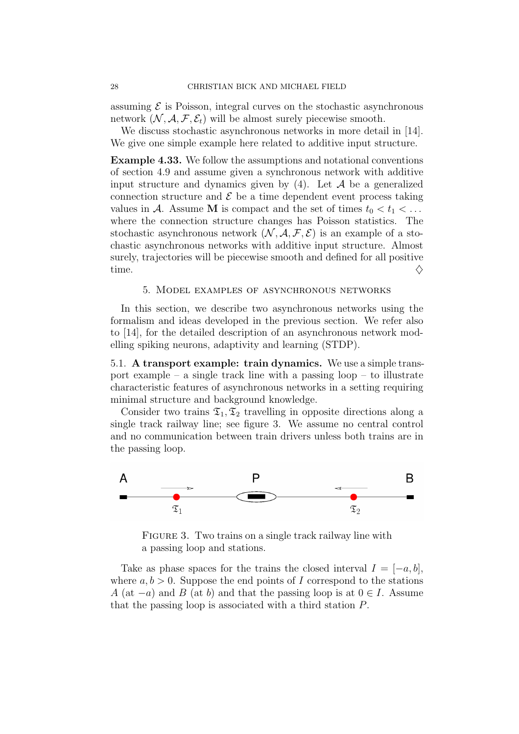assuming $\mathcal{E}$ is Poisson, integral curves on the stochastic asynchronous network $(\mathcal{N}, \mathcal{A}, \mathcal{F}, \mathcal{E}_t)$ will be almost surely piecewise smooth.

We discuss stochastic asynchronous networks in more detail in [14]. We give one simple example here related to additive input structure.

**Example 4.33.** We follow the assumptions and notational conventions of section 4.9 and assume given a synchronous network with additive input structure and dynamics given by (4). Let $\mathcal{A}$ be a generalized connection structure and $\mathcal{E}$ be a time dependent event process taking values in $\mathcal{A}$. Assume $\mathbf{M}$ is compact and the set of times $t_0 < t_1 < \dots$ where the connection structure changes has Poisson statistics. The stochastic asynchronous network $(\mathcal{N}, \mathcal{A}, \mathcal{F}, \mathcal{E})$ is an example of a stochastic asynchronous networks with additive input structure. Almost surely, trajectories will be piecewise smooth and defined for all positive time. ♢

## 5. Model examples of asynchronous networks

In this section, we describe two asynchronous networks using the formalism and ideas developed in the previous section. We refer also to [14], for the detailed description of an asynchronous network modelling spiking neurons, adaptivity and learning (STDP).

### 5.1. A transport example: train dynamics.

We use a simple transport example – a single track line with a passing loop – to illustrate characteristic features of asynchronous networks in a setting requiring minimal structure and background knowledge.

Consider two trains $\mathfrak{T}_1, \mathfrak{T}_2$ travelling in opposite directions along a single track railway line; see figure 3. We assume no central control and no communication between train drivers unless both trains are in the passing loop.

Figure 3. Two trains on a single track railway line with a passing loop and stations.

Take as phase spaces for the trains the closed interval $I = [-a, b]$, where $a, b > 0$. Suppose the end points of $I$ correspond to the stations $A$ (at $-a$) and $B$ (at $b$) and that the passing loop is at $0 \in I$. Assume that the passing loop is associated with a third station $P$.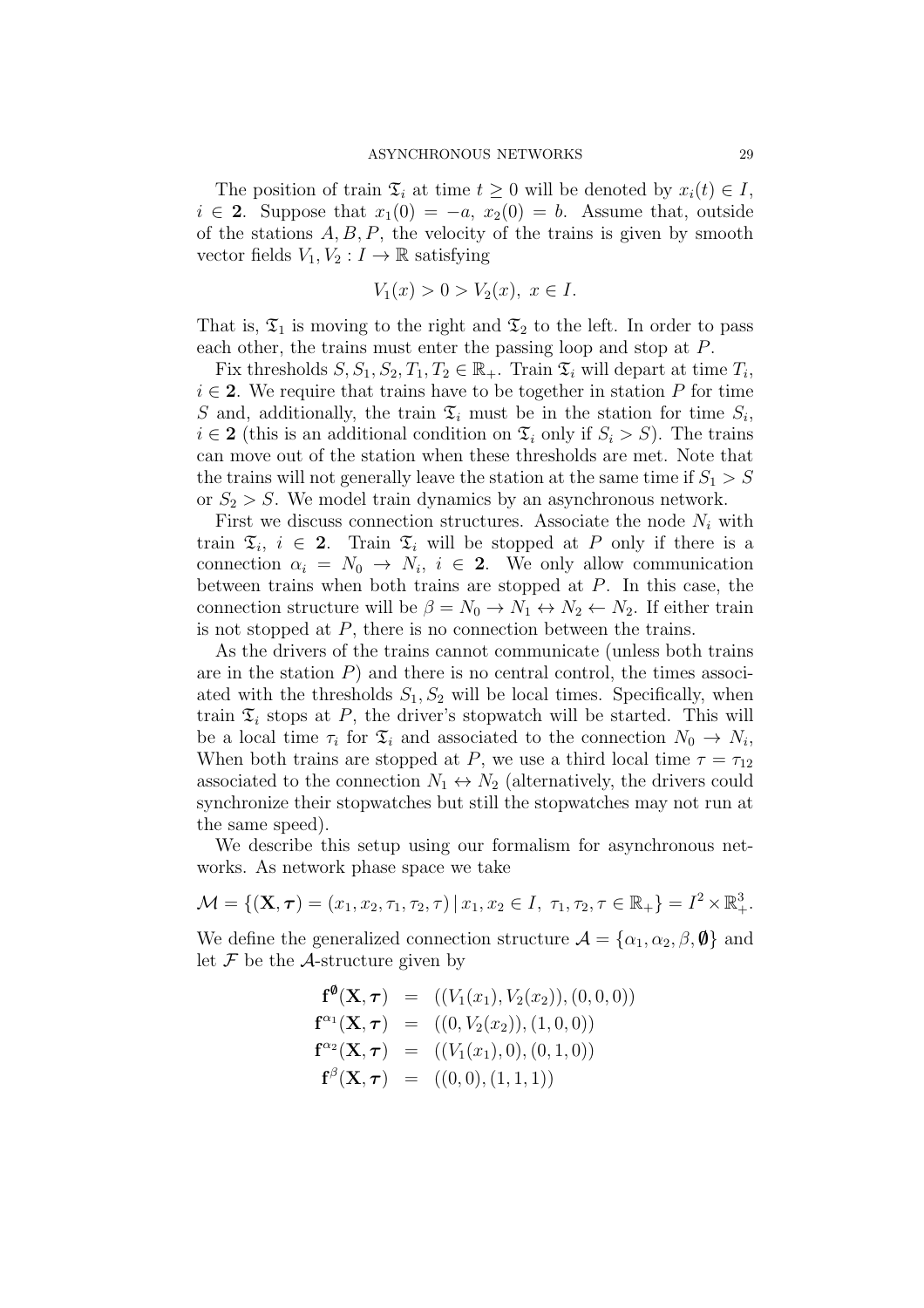The position of train $\mathfrak{T}_i$ at time $t \geq 0$ will be denoted by $x_i(t) \in I$, $i \in \mathbf{2}$. Suppose that $x_1(0) = -a$, $x_2(0) = b$. Assume that, outside of the stations $A, B, P$, the velocity of the trains is given by smooth vector fields $V_1, V_2 : I \to \mathbb{R}$ satisfying

$$V_1(x) > 0 > V_2(x), \ x \in I.$$

That is, $\mathfrak{T}_1$ is moving to the right and $\mathfrak{T}_2$ to the left. In order to pass each other, the trains must enter the passing loop and stop at $P$.

Fix thresholds $S, S_1, S_2, T_1, T_2 \in \mathbb{R}_+$. Train $\mathfrak{T}_i$ will depart at time $T_i$, $i \in \mathbf{2}$. We require that trains have to be together in station $P$ for time $S$ and, additionally, the train $\mathfrak{T}_i$ must be in the station for time $S_i$, $i \in \mathbf{2}$ (this is an additional condition on $\mathfrak{T}_i$ only if $S_i > S$). The trains can move out of the station when these thresholds are met. Note that the trains will not generally leave the station at the same time if $S_1 > S$ or $S_2 > S$. We model train dynamics by an asynchronous network.

First we discuss connection structures. Associate the node $N_i$ with train $\mathfrak{T}_i$, $i \in \mathbf{2}$. Train $\mathfrak{T}_i$ will be stopped at $P$ only if there is a connection $\alpha_i = N_0 \to N_i$, $i \in \mathbf{2}$. We only allow communication between trains when both trains are stopped at $P$. In this case, the connection structure will be $\beta = N_0 \to N_1 \leftrightarrow N_2 \leftarrow N_2$. If either train is not stopped at $P$, there is no connection between the trains.

As the drivers of the trains cannot communicate (unless both trains are in the station $P$) and there is no central control, the times associated with the thresholds $S_1, S_2$ will be local times. Specifically, when train $\mathfrak{T}_i$ stops at $P$, the driver's stopwatch will be started. This will be a local time $\tau_i$ for $\mathfrak{T}_i$ and associated to the connection $N_0 \to N_i$, When both trains are stopped at $P$, we use a third local time $\tau = \tau_{12}$ associated to the connection $N_1 \leftrightarrow N_2$ (alternatively, the drivers could synchronize their stopwatches but still the stopwatches may not run at the same speed).

We describe this setup using our formalism for asynchronous networks. As network phase space we take

$$\mathcal{M} = \{(\mathbf{X}, \boldsymbol{\tau}) = (x_1, x_2, \tau_1, \tau_2, \tau) \,|\, x_1, x_2 \in I, \ \tau_1, \tau_2, \tau \in \mathbb{R}_+\} = I^2 \times \mathbb{R}_+^3.$$

We define the generalized connection structure $\mathcal{A} = \{\alpha_1, \alpha_2, \beta, \boldsymbol{\emptyset}\}$ and let $\mathcal{F}$ be the $\mathcal{A}$-structure given by

$$\begin{aligned}
\mathbf{f}^{\boldsymbol{\emptyset}}(\mathbf{X}, \boldsymbol{\tau}) &= ((V_1(x_1), V_2(x_2)), (0, 0, 0)) \\
\mathbf{f}^{\alpha_1}(\mathbf{X}, \boldsymbol{\tau}) &= ((0, V_2(x_2)), (1, 0, 0)) \\
\mathbf{f}^{\alpha_2}(\mathbf{X}, \boldsymbol{\tau}) &= ((V_1(x_1), 0), (0, 1, 0)) \\
\mathbf{f}^{\beta}(\mathbf{X}, \boldsymbol{\tau}) &= ((0, 0), (1, 1, 1))
\end{aligned}$$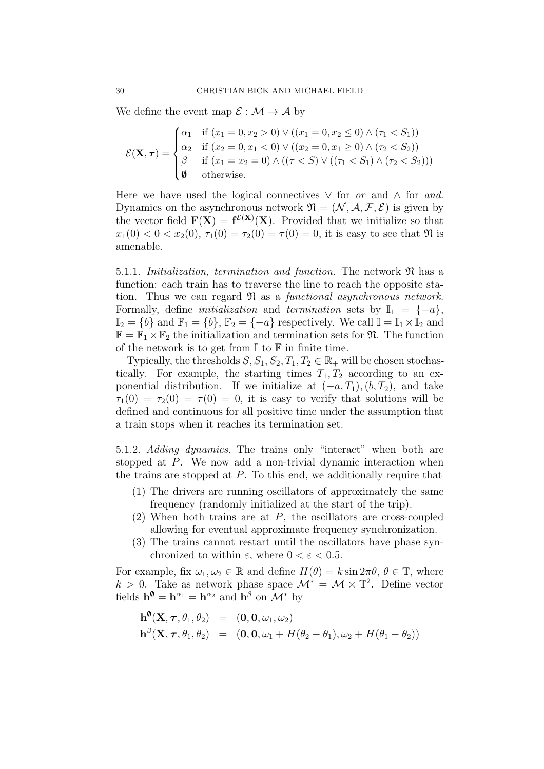We define the event map $\mathcal{E} : \mathcal{M} \to \mathcal{A}$ by

$$\mathcal{E}(\mathbf{X}, \boldsymbol{\tau}) = \begin{cases} \alpha_1 & \text{if } (x_1 = 0, x_2 > 0) \vee ((x_1 = 0, x_2 \leq 0) \wedge (\tau_1 < S_1)) \\ \alpha_2 & \text{if } (x_2 = 0, x_1 < 0) \vee ((x_2 = 0, x_1 \geq 0) \wedge (\tau_2 < S_2)) \\ \beta & \text{if } (x_1 = x_2 = 0) \wedge ((\tau < S) \vee ((\tau_1 < S_1) \wedge (\tau_2 < S_2))) \\ \emptyset & \text{otherwise.} \end{cases}$$

Here we have used the logical connectives $\vee$ for *or* and $\wedge$ for *and*. Dynamics on the asynchronous network $\mathfrak{N} = (\mathcal{N}, \mathcal{A}, \mathcal{F}, \mathcal{E})$ is given by the vector field $\mathbf{F}(\mathbf{X}) = \mathbf{f}^{\mathcal{E}(\mathbf{X})}(\mathbf{X})$. Provided that we initialize so that $x_1(0) < 0 < x_2(0)$, $\tau_1(0) = \tau_2(0) = \tau(0) = 0$, it is easy to see that $\mathfrak{N}$ is amenable.

5.1.1. *Initialization, termination and function.* The network $\mathfrak{N}$ has a function: each train has to traverse the line to reach the opposite station. Thus we can regard $\mathfrak{N}$ as a *functional asynchronous network*. Formally, define *initialization* and *termination* sets by $\mathbb{I}_1 = \{-a\}$, $\mathbb{I}_2 = \{b\}$ and $\mathbb{F}_1 = \{b\}$, $\mathbb{F}_2 = \{-a\}$ respectively. We call $\mathbb{I} = \mathbb{I}_1 \times \mathbb{I}_2$ and $\mathbb{F} = \mathbb{F}_1 \times \mathbb{F}_2$ the initialization and termination sets for $\mathfrak{N}$. The function of the network is to get from $\mathbb{I}$ to $\mathbb{F}$ in finite time.

Typically, the thresholds $S, S_1, S_2, T_1, T_2 \in \mathbb{R}_+$ will be chosen stochastically. For example, the starting times $T_1, T_2$ according to an exponential distribution. If we initialize at $(-a, T_1), (b, T_2)$, and take $\tau_1(0) = \tau_2(0) = \tau(0) = 0$, it is easy to verify that solutions will be defined and continuous for all positive time under the assumption that a train stops when it reaches its termination set.

5.1.2. *Adding dynamics.* The trains only "interact" when both are stopped at $P$. We now add a non-trivial dynamic interaction when the trains are stopped at $P$. To this end, we additionally require that

1. The drivers are running oscillators of approximately the same frequency (randomly initialized at the start of the trip).
2. When both trains are at $P$, the oscillators are cross-coupled allowing for eventual approximate frequency synchronization.
3. The trains cannot restart until the oscillators have phase synchronized to within $\varepsilon$, where $0 < \varepsilon < 0.5$.

For example, fix $\omega_1, \omega_2 \in \mathbb{R}$ and define $H(\theta) = k \sin 2\pi\theta$, $\theta \in \mathbb{T}$, where $k > 0$. Take as network phase space $\mathcal{M}^* = \mathcal{M} \times \mathbb{T}^2$. Define vector fields $\mathbf{h}^{\emptyset} = \mathbf{h}^{\alpha_1} = \mathbf{h}^{\alpha_2}$ and $\mathbf{h}^{\beta}$ on $\mathcal{M}^*$ by

$$\begin{aligned} \mathbf{h}^{\emptyset}(\mathbf{X}, \boldsymbol{\tau}, \theta_1, \theta_2) &= (\mathbf{0}, \mathbf{0}, \omega_1, \omega_2) \\ \mathbf{h}^{\beta}(\mathbf{X}, \boldsymbol{\tau}, \theta_1, \theta_2) &= (\mathbf{0}, \mathbf{0}, \omega_1 + H(\theta_2 - \theta_1), \omega_2 + H(\theta_1 - \theta_2)) \end{aligned}$$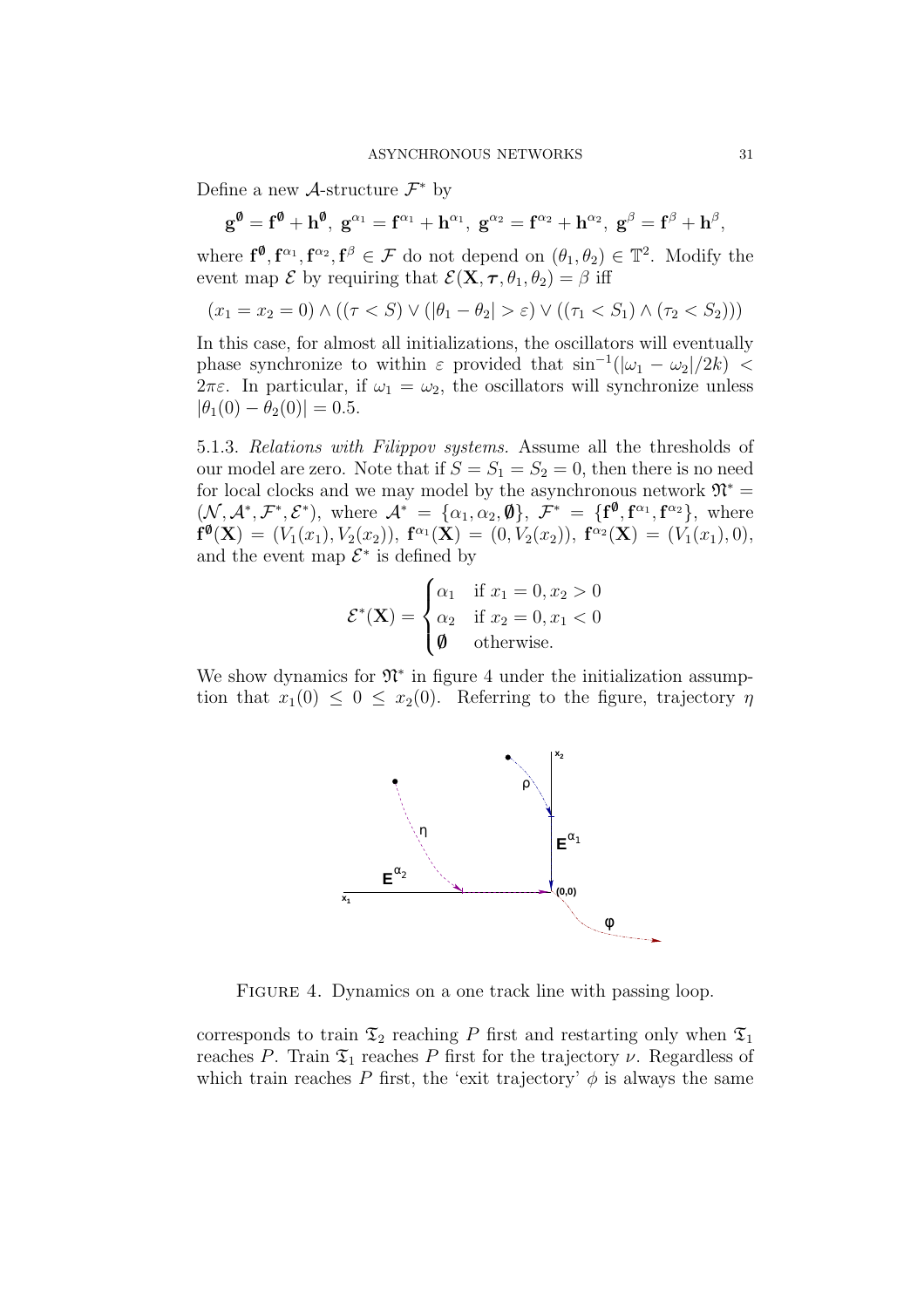Define a new $\mathcal{A}$-structure $\mathcal{F}^*$ by

$$\mathbf{g}^{\boldsymbol{\emptyset}} = \mathbf{f}^{\boldsymbol{\emptyset}} + \mathbf{h}^{\boldsymbol{\emptyset}},\ \mathbf{g}^{\alpha_1} = \mathbf{f}^{\alpha_1} + \mathbf{h}^{\alpha_1},\ \mathbf{g}^{\alpha_2} = \mathbf{f}^{\alpha_2} + \mathbf{h}^{\alpha_2},\ \mathbf{g}^{\beta} = \mathbf{f}^{\beta} + \mathbf{h}^{\beta},$$

where $\mathbf{f}^{\boldsymbol{\emptyset}}, \mathbf{f}^{\alpha_1}, \mathbf{f}^{\alpha_2}, \mathbf{f}^{\beta} \in \mathcal{F}$ do not depend on $(\theta_1, \theta_2) \in \mathbb{T}^2$. Modify the event map $\mathcal{E}$ by requiring that $\mathcal{E}(\mathbf{X}, \boldsymbol{\tau}, \theta_1, \theta_2) = \beta$ iff

$$(x_1 = x_2 = 0) \wedge ((\tau < S) \vee (|\theta_1 - \theta_2| > \varepsilon) \vee ((\tau_1 < S_1) \wedge (\tau_2 < S_2)))$$

In this case, for almost all initializations, the oscillators will eventually phase synchronize to within $\varepsilon$ provided that $\sin^{-1}(|\omega_1 - \omega_2|/2k) < 2\pi\varepsilon$. In particular, if $\omega_1 = \omega_2$, the oscillators will synchronize unless $|\theta_1(0) - \theta_2(0)| = 0.5$.

5.1.3. *Relations with Filippov systems.* Assume all the thresholds of our model are zero. Note that if $S = S_1 = S_2 = 0$, then there is no need for local clocks and we may model by the asynchronous network $\mathfrak{N}^* = (\mathcal{N}, \mathcal{A}^*, \mathcal{F}^*, \mathcal{E}^*)$, where $\mathcal{A}^* = \{\alpha_1, \alpha_2, \boldsymbol{\emptyset}\}$, $\mathcal{F}^* = \{\mathbf{f}^{\boldsymbol{\emptyset}}, \mathbf{f}^{\alpha_1}, \mathbf{f}^{\alpha_2}\}$, where $\mathbf{f}^{\boldsymbol{\emptyset}}(\mathbf{X}) = (V_1(x_1), V_2(x_2))$, $\mathbf{f}^{\alpha_1}(\mathbf{X}) = (0, V_2(x_2))$, $\mathbf{f}^{\alpha_2}(\mathbf{X}) = (V_1(x_1), 0)$, and the event map $\mathcal{E}^*$ is defined by

$$\mathcal{E}^*(\mathbf{X}) = \begin{cases} \alpha_1 & \text{if } x_1 = 0, x_2 > 0 \\ \alpha_2 & \text{if } x_2 = 0, x_1 < 0 \\ \boldsymbol{\emptyset} & \text{otherwise.} \end{cases}$$

We show dynamics for $\mathfrak{N}^*$ in figure 4 under the initialization assumption that $x_1(0) \leq 0 \leq x_2(0)$. Referring to the figure, trajectory $\eta$

FIGURE 4. Dynamics on a one track line with passing loop.

corresponds to train $\mathfrak{T}_2$ reaching $P$ first and restarting only when $\mathfrak{T}_1$ reaches $P$. Train $\mathfrak{T}_1$ reaches $P$ first for the trajectory $\nu$. Regardless of which train reaches $P$ first, the 'exit trajectory' $\phi$ is always the same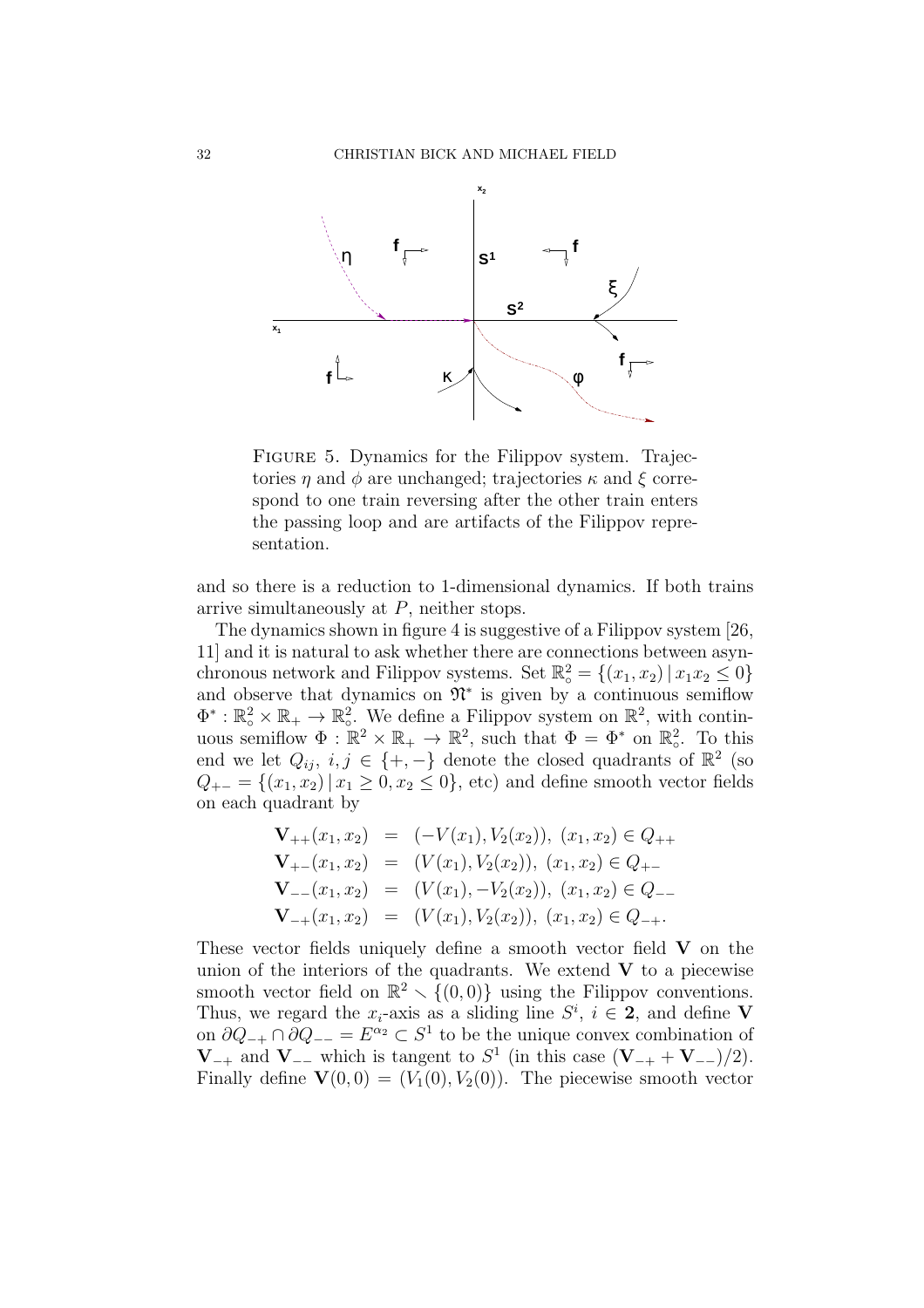FIGURE 5. Dynamics for the Filippov system. Trajectories $\eta$ and $\phi$ are unchanged; trajectories $\kappa$ and $\xi$ correspond to one train reversing after the other train enters the passing loop and are artifacts of the Filippov representation.

and so there is a reduction to 1-dimensional dynamics. If both trains arrive simultaneously at $P$, neither stops.

The dynamics shown in figure 4 is suggestive of a Filippov system [26, 11] and it is natural to ask whether there are connections between asynchronous network and Filippov systems. Set $\mathbb{R}^2_\circ = \{(x_1, x_2) \mid x_1 x_2 \leq 0\}$ and observe that dynamics on $\mathfrak{N}^*$ is given by a continuous semiflow $\Phi^* : \mathbb{R}^2_\circ \times \mathbb{R}_+ \to \mathbb{R}^2_\circ$. We define a Filippov system on $\mathbb{R}^2$, with continuous semiflow $\Phi : \mathbb{R}^2 \times \mathbb{R}_+ \to \mathbb{R}^2$, such that $\Phi = \Phi^*$ on $\mathbb{R}^2_\circ$. To this end we let $Q_{ij}$, $i, j \in \{+, -\}$ denote the closed quadrants of $\mathbb{R}^2$ (so $Q_{+-} = \{(x_1, x_2) \mid x_1 \geq 0, x_2 \leq 0\}$, etc) and define smooth vector fields on each quadrant by

$$
\begin{aligned}
\mathbf{V}_{++}(x_1, x_2) &= (-V(x_1), V_2(x_2)),\ (x_1, x_2) \in Q_{++} \\
\mathbf{V}_{+-}(x_1, x_2) &= (V(x_1), V_2(x_2)),\ (x_1, x_2) \in Q_{+-} \\
\mathbf{V}_{--}(x_1, x_2) &= (V(x_1), -V_2(x_2)),\ (x_1, x_2) \in Q_{--} \\
\mathbf{V}_{-+}(x_1, x_2) &= (V(x_1), V_2(x_2)),\ (x_1, x_2) \in Q_{-+}.
\end{aligned}
$$

These vector fields uniquely define a smooth vector field $\mathbf{V}$ on the union of the interiors of the quadrants. We extend $\mathbf{V}$ to a piecewise smooth vector field on $\mathbb{R}^2 \smallsetminus \{(0,0)\}$ using the Filippov conventions. Thus, we regard the $x_i$-axis as a sliding line $S^i$, $i \in \mathbf{2}$, and define $\mathbf{V}$ on $\partial Q_{-+} \cap \partial Q_{--} = E^{\alpha_2} \subset S^1$ to be the unique convex combination of $\mathbf{V}_{-+}$ and $\mathbf{V}_{--}$ which is tangent to $S^1$ (in this case $(\mathbf{V}_{-+} + \mathbf{V}_{--})/2$). Finally define $\mathbf{V}(0,0) = (V_1(0), V_2(0))$. The piecewise smooth vector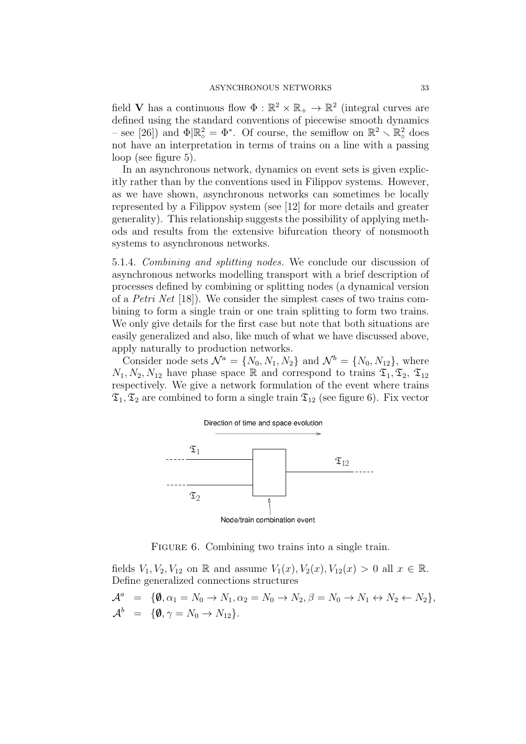field $\mathbf{V}$ has a continuous flow $\Phi : \mathbb{R}^2 \times \mathbb{R}_+ \to \mathbb{R}^2$ (integral curves are defined using the standard conventions of piecewise smooth dynamics – see [26]) and $\Phi|\mathbb{R}^2_\circ = \Phi^*$. Of course, the semiflow on $\mathbb{R}^2 \setminus \mathbb{R}^2_\circ$ does not have an interpretation in terms of trains on a line with a passing loop (see figure 5).

In an asynchronous network, dynamics on event sets is given explicitly rather than by the conventions used in Filippov systems. However, as we have shown, asynchronous networks can sometimes be locally represented by a Filippov system (see [12] for more details and greater generality). This relationship suggests the possibility of applying methods and results from the extensive bifurcation theory of nonsmooth systems to asynchronous networks.

5.1.4. *Combining and splitting nodes.* We conclude our discussion of asynchronous networks modelling transport with a brief description of processes defined by combining or splitting nodes (a dynamical version of a *Petri Net* [18]). We consider the simplest cases of two trains combining to form a single train or one train splitting to form two trains. We only give details for the first case but note that both situations are easily generalized and also, like much of what we have discussed above, apply naturally to production networks.

Consider node sets $\mathcal{N}^a = \{N_0, N_1, N_2\}$ and $\mathcal{N}^b = \{N_0, N_{12}\}$, where $N_1, N_2, N_{12}$ have phase space $\mathbb{R}$ and correspond to trains $\mathfrak{T}_1, \mathfrak{T}_2$, $\mathfrak{T}_{12}$ respectively. We give a network formulation of the event where trains $\mathfrak{T}_1, \mathfrak{T}_2$ are combined to form a single train $\mathfrak{T}_{12}$ (see figure 6). Fix vector

Direction of time and space evolution

Node/train combination event

FIGURE 6. Combining two trains into a single train.

fields $V_1, V_2, V_{12}$ on $\mathbb{R}$ and assume $V_1(x), V_2(x), V_{12}(x) > 0$ all $x \in \mathbb{R}$. Define generalized connections structures

$$
\begin{aligned}
\mathcal{A}^a &= \{\emptyset, \alpha_1 = N_0 \to N_1, \alpha_2 = N_0 \to N_2, \beta = N_0 \to N_1 \leftrightarrow N_2 \leftarrow N_2\}, \\
\mathcal{A}^b &= \{\emptyset, \gamma = N_0 \to N_{12}\}.
\end{aligned}
$$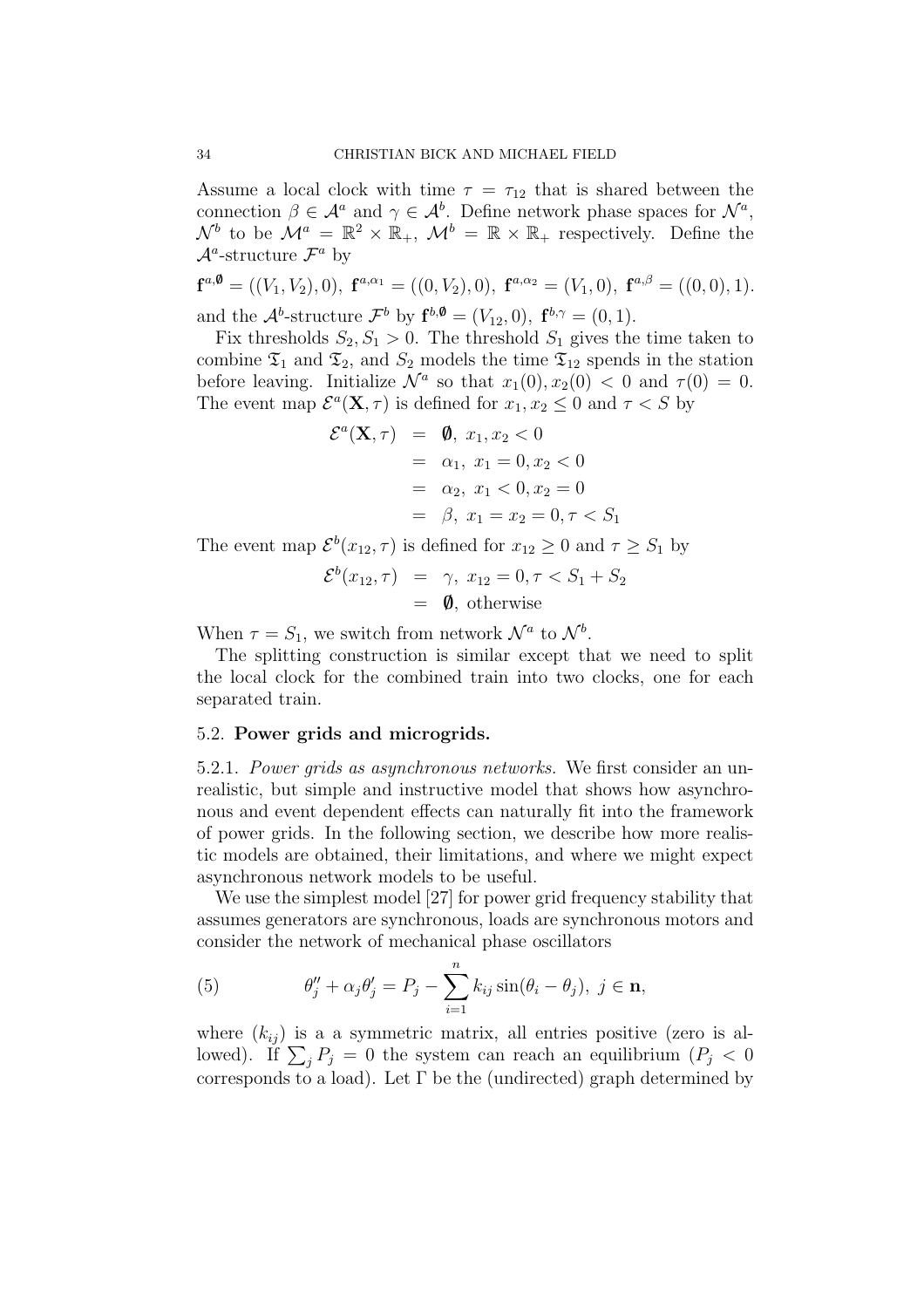Assume a local clock with time $\tau = \tau_{12}$ that is shared between the connection $\beta \in \mathcal{A}^a$ and $\gamma \in \mathcal{A}^b$. Define network phase spaces for $\mathcal{N}^a$, $\mathcal{N}^b$ to be $\mathcal{M}^a = \mathbb{R}^2 \times \mathbb{R}_+$, $\mathcal{M}^b = \mathbb{R} \times \mathbb{R}_+$ respectively. Define the $\mathcal{A}^a$-structure $\mathcal{F}^a$ by

$$\mathbf{f}^{a,\emptyset} = ((V_1, V_2), 0),\ \mathbf{f}^{a,\alpha_1} = ((0, V_2), 0),\ \mathbf{f}^{a,\alpha_2} = (V_1, 0),\ \mathbf{f}^{a,\beta} = ((0,0), 1).$$

and the $\mathcal{A}^b$-structure $\mathcal{F}^b$ by $\mathbf{f}^{b,\emptyset} = (V_{12}, 0)$, $\mathbf{f}^{b,\gamma} = (0, 1)$.

Fix thresholds $S_2, S_1 > 0$. The threshold $S_1$ gives the time taken to combine $\mathfrak{T}_1$ and $\mathfrak{T}_2$, and $S_2$ models the time $\mathfrak{T}_{12}$ spends in the station before leaving. Initialize $\mathcal{N}^a$ so that $x_1(0), x_2(0) < 0$ and $\tau(0) = 0$. The event map $\mathcal{E}^a(\mathbf{X}, \tau)$ is defined for $x_1, x_2 \leq 0$ and $\tau < S$ by

$$\begin{aligned}
\mathcal{E}^a(\mathbf{X}, \tau) &= \emptyset,\ x_1, x_2 < 0 \\
&= \alpha_1,\ x_1 = 0, x_2 < 0 \\
&= \alpha_2,\ x_1 < 0, x_2 = 0 \\
&= \beta,\ x_1 = x_2 = 0, \tau < S_1
\end{aligned}$$

The event map $\mathcal{E}^b(x_{12}, \tau)$ is defined for $x_{12} \geq 0$ and $\tau \geq S_1$ by

$$\begin{aligned}
\mathcal{E}^b(x_{12}, \tau) &= \gamma,\ x_{12} = 0, \tau < S_1 + S_2 \\
&= \emptyset,\ \text{otherwise}
\end{aligned}$$

When $\tau = S_1$, we switch from network $\mathcal{N}^a$ to $\mathcal{N}^b$.

The splitting construction is similar except that we need to split the local clock for the combined train into two clocks, one for each separated train.

### 5.2. Power grids and microgrids.

5.2.1. *Power grids as asynchronous networks.* We first consider an unrealistic, but simple and instructive model that shows how asynchronous and event dependent effects can naturally fit into the framework of power grids. In the following section, we describe how more realistic models are obtained, their limitations, and where we might expect asynchronous network models to be useful.

We use the simplest model [27] for power grid frequency stability that assumes generators are synchronous, loads are synchronous motors and consider the network of mechanical phase oscillators

$$\theta_j'' + \alpha_j \theta_j' = P_j - \sum_{i=1}^{n} k_{ij} \sin(\theta_i - \theta_j),\ j \in \mathbf{n}, \tag{5}$$

where $(k_{ij})$ is a a symmetric matrix, all entries positive (zero is allowed). If $\sum_j P_j = 0$ the system can reach an equilibrium ($P_j < 0$ corresponds to a load). Let $\Gamma$ be the (undirected) graph determined by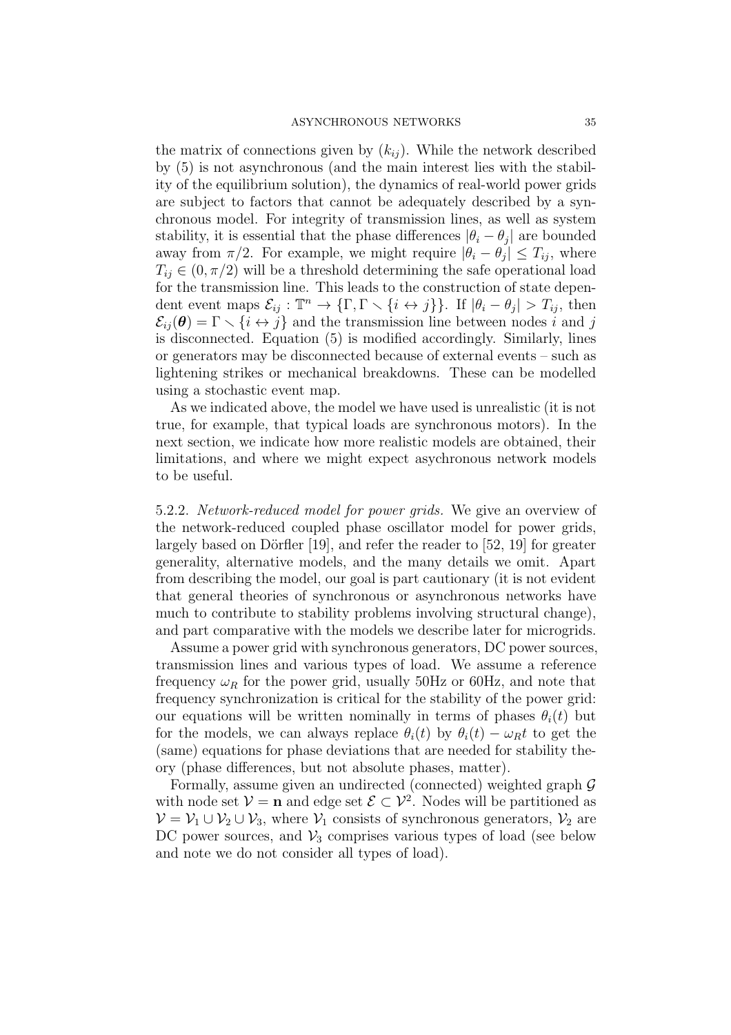the matrix of connections given by $(k_{ij})$. While the network described by (5) is not asynchronous (and the main interest lies with the stability of the equilibrium solution), the dynamics of real-world power grids are subject to factors that cannot be adequately described by a synchronous model. For integrity of transmission lines, as well as system stability, it is essential that the phase differences $|\theta_i - \theta_j|$ are bounded away from $\pi/2$. For example, we might require $|\theta_i - \theta_j| \leq T_{ij}$, where $T_{ij} \in (0, \pi/2)$ will be a threshold determining the safe operational load for the transmission line. This leads to the construction of state dependent event maps $\mathcal{E}_{ij} : \mathbb{T}^n \to \{\Gamma, \Gamma \smallsetminus \{i \leftrightarrow j\}\}$. If $|\theta_i - \theta_j| > T_{ij}$, then $\mathcal{E}_{ij}(\boldsymbol{\theta}) = \Gamma \smallsetminus \{i \leftrightarrow j\}$ and the transmission line between nodes $i$ and $j$ is disconnected. Equation (5) is modified accordingly. Similarly, lines or generators may be disconnected because of external events – such as lightening strikes or mechanical breakdowns. These can be modelled using a stochastic event map.

As we indicated above, the model we have used is unrealistic (it is not true, for example, that typical loads are synchronous motors). In the next section, we indicate how more realistic models are obtained, their limitations, and where we might expect asychronous network models to be useful.

5.2.2. *Network-reduced model for power grids.* We give an overview of the network-reduced coupled phase oscillator model for power grids, largely based on Dörfler [19], and refer the reader to [52, 19] for greater generality, alternative models, and the many details we omit. Apart from describing the model, our goal is part cautionary (it is not evident that general theories of synchronous or asynchronous networks have much to contribute to stability problems involving structural change), and part comparative with the models we describe later for micrograms.

Assume a power grid with synchronous generators, DC power sources, transmission lines and various types of load. We assume a reference frequency $\omega_R$ for the power grid, usually 50Hz or 60Hz, and note that frequency synchronization is critical for the stability of the power grid: our equations will be written nominally in terms of phases $\theta_i(t)$ but for the models, we can always replace $\theta_i(t)$ by $\theta_i(t) - \omega_R t$ to get the (same) equations for phase deviations that are needed for stability theory (phase differences, but not absolute phases, matter).

Formally, assume given an undirected (connected) weighted graph $\mathcal{G}$ with node set $\mathcal{V} = \mathbf{n}$ and edge set $\mathcal{E} \subset \mathcal{V}^2$. Nodes will be partitioned as $\mathcal{V} = \mathcal{V}_1 \cup \mathcal{V}_2 \cup \mathcal{V}_3$, where $\mathcal{V}_1$ consists of synchronous generators, $\mathcal{V}_2$ are DC power sources, and $\mathcal{V}_3$ comprises various types of load (see below and note we do not consider all types of load).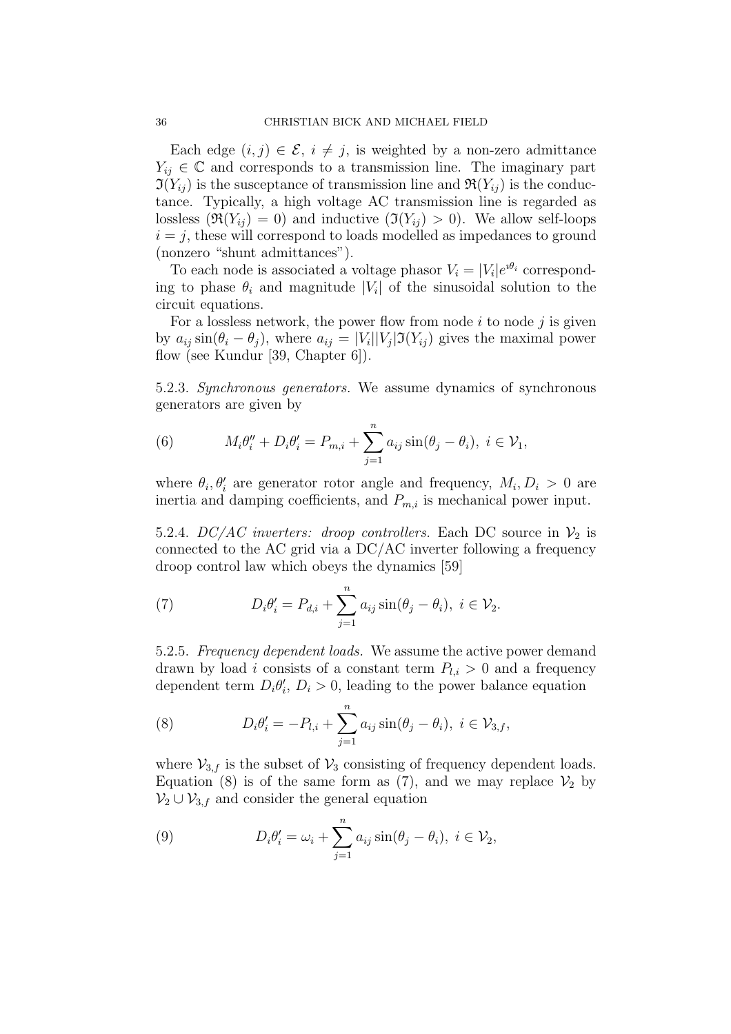Each edge $(i, j) \in \mathcal{E}$, $i \neq j$, is weighted by a non-zero admittance $Y_{ij} \in \mathbb{C}$ and corresponds to a transmission line. The imaginary part $\Im(Y_{ij})$ is the susceptance of transmission line and $\Re(Y_{ij})$ is the conductance. Typically, a high voltage AC transmission line is regarded as lossless ($\Re(Y_{ij}) = 0$) and inductive ($\Im(Y_{ij}) > 0$). We allow self-loops $i = j$, these will correspond to loads modelled as impedances to ground (nonzero "shunt admittances").

To each node is associated a voltage phasor $V_i = |V_i|e^{\imath\theta_i}$ corresponding to phase $\theta_i$ and magnitude $|V_i|$ of the sinusoidal solution to the circuit equations.

For a lossless network, the power flow from node $i$ to node $j$ is given by $a_{ij} \sin(\theta_i - \theta_j)$, where $a_{ij} = |V_i||V_j|\Im(Y_{ij})$ gives the maximal power flow (see Kundur [39, Chapter 6]).

5.2.3. *Synchronous generators.* We assume dynamics of synchronous generators are given by

$$M_i\theta_i'' + D_i\theta_i' = P_{m,i} + \sum_{j=1}^{n} a_{ij} \sin(\theta_j - \theta_i),\ i \in \mathcal{V}_1, \tag{6}$$

where $\theta_i, \theta_i'$ are generator rotor angle and frequency, $M_i, D_i > 0$ are inertia and damping coefficients, and $P_{m,i}$ is mechanical power input.

5.2.4. *DC/AC inverters: droop controllers.* Each DC source in $\mathcal{V}_2$ is connected to the AC grid via a DC/AC inverter following a frequency droop control law which obeys the dynamics [59]

$$D_i\theta_i' = P_{d,i} + \sum_{j=1}^{n} a_{ij} \sin(\theta_j - \theta_i),\ i \in \mathcal{V}_2. \tag{7}$$

5.2.5. *Frequency dependent loads.* We assume the active power demand drawn by load $i$ consists of a constant term $P_{l,i} > 0$ and a frequency dependent term $D_i\theta_i'$, $D_i > 0$, leading to the power balance equation

$$D_i\theta_i' = -P_{l,i} + \sum_{j=1}^{n} a_{ij} \sin(\theta_j - \theta_i),\ i \in \mathcal{V}_{3,f}, \tag{8}$$

where $\mathcal{V}_{3,f}$ is the subset of $\mathcal{V}_3$ consisting of frequency dependent loads. Equation (8) is of the same form as (7), and we may replace $\mathcal{V}_2$ by $\mathcal{V}_2 \cup \mathcal{V}_{3,f}$ and consider the general equation

$$D_i\theta_i' = \omega_i + \sum_{j=1}^{n} a_{ij} \sin(\theta_j - \theta_i),\ i \in \mathcal{V}_2, \tag{9}$$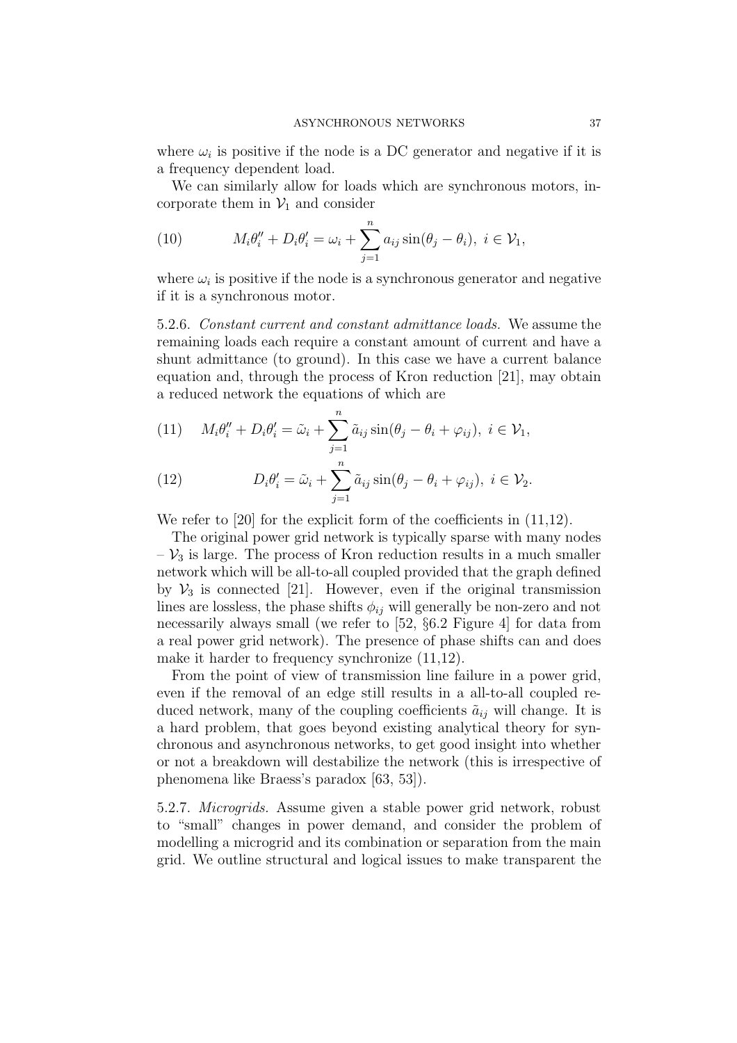where $\omega_i$ is positive if the node is a DC generator and negative if it is a frequency dependent load.

We can similarly allow for loads which are synchronous motors, incorporate them in $\mathcal{V}_1$ and consider

$$M_i\theta_i'' + D_i\theta_i' = \omega_i + \sum_{j=1}^{n} a_{ij}\sin(\theta_j - \theta_i),\ i \in \mathcal{V}_1, \tag{10}$$

where $\omega_i$ is positive if the node is a synchronous generator and negative if it is a synchronous motor.

5.2.6. *Constant current and constant admittance loads.* We assume the remaining loads each require a constant amount of current and have a shunt admittance (to ground). In this case we have a current balance equation and, through the process of Kron reduction [21], may obtain a reduced network the equations of which are

$$M_i\theta_i'' + D_i\theta_i' = \tilde{\omega}_i + \sum_{j=1}^{n} \tilde{a}_{ij}\sin(\theta_j - \theta_i + \varphi_{ij}),\ i \in \mathcal{V}_1, \tag{11}$$

$$D_i\theta_i' = \tilde{\omega}_i + \sum_{j=1}^{n} \tilde{a}_{ij}\sin(\theta_j - \theta_i + \varphi_{ij}),\ i \in \mathcal{V}_2. \tag{12}$$

We refer to [20] for the explicit form of the coefficients in (11,12).

The original power grid network is typically sparse with many nodes – $\mathcal{V}_3$ is large. The process of Kron reduction results in a much smaller network which will be all-to-all coupled provided that the graph defined by $\mathcal{V}_3$ is connected [21]. However, even if the original transmission lines are lossless, the phase shifts $\phi_{ij}$ will generally be non-zero and not necessarily always small (we refer to [52, §6.2 Figure 4] for data from a real power grid network). The presence of phase shifts can and does make it harder to frequency synchronize (11,12).

From the point of view of transmission line failure in a power grid, even if the removal of an edge still results in a all-to-all coupled reduced network, many of the coupling coefficients $\tilde{a}_{ij}$ will change. It is a hard problem, that goes beyond existing analytical theory for synchronous and asynchronous networks, to get good insight into whether or not a breakdown will destabilize the network (this is irrespective of phenomena like Braess's paradox [63, 53]).

5.2.7. *Microgrids.* Assume given a stable power grid network, robust to "small" changes in power demand, and consider the problem of modelling a microgrid and its combination or separation from the main grid. We outline structural and logical issues to make transparent the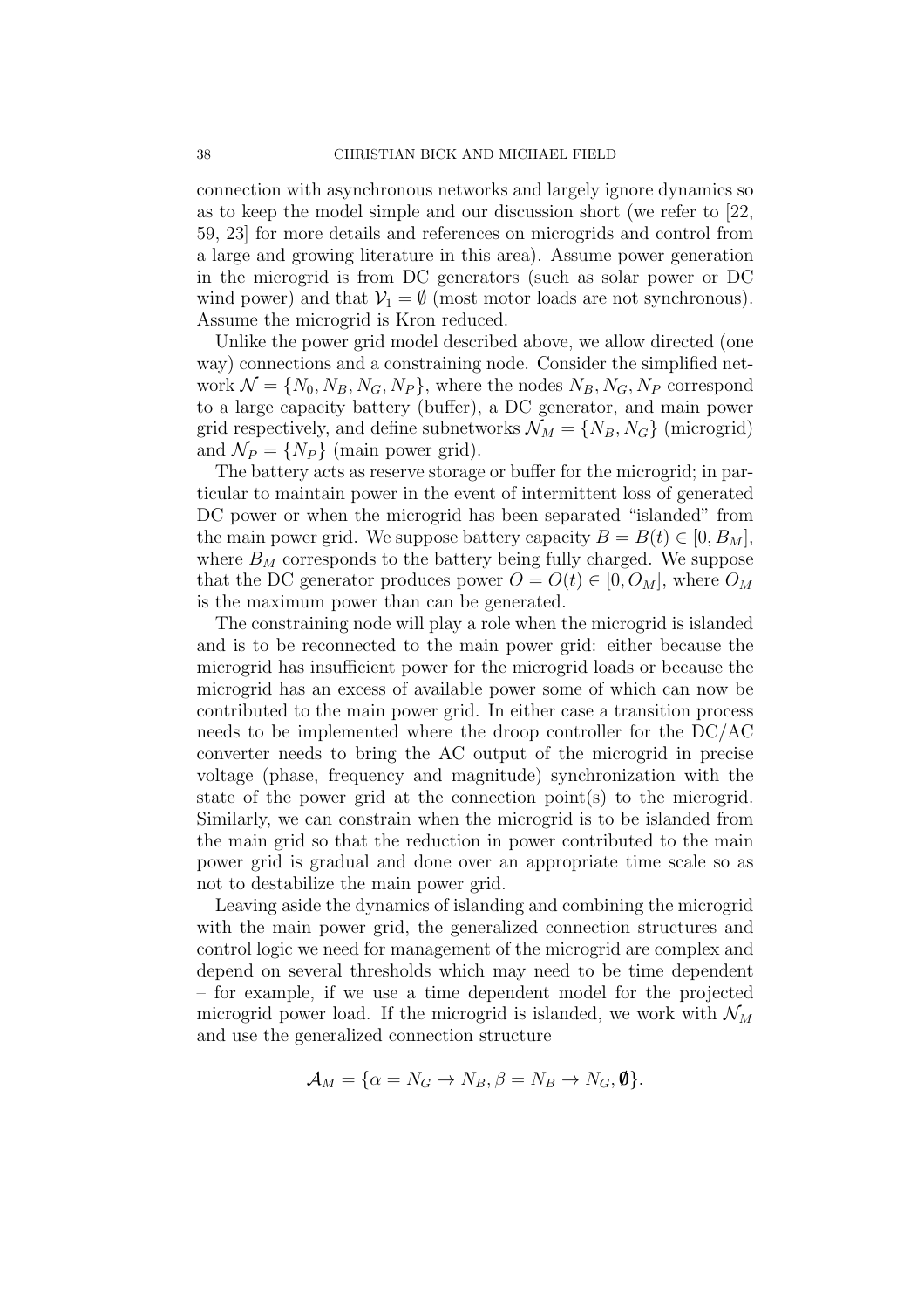connection with asynchronous networks and largely ignore dynamics so as to keep the model simple and our discussion short (we refer to [22, 59, 23] for more details and references on microgrids and control from a large and growing literature in this area). Assume power generation in the microgrid is from DC generators (such as solar power or DC wind power) and that $\mathcal{V}_1 = \emptyset$ (most motor loads are not synchronous). Assume the microgrid is Kron reduced.

Unlike the power grid model described above, we allow directed (one way) connections and a constraining node. Consider the simplified network $\mathcal{N} = \{N_0, N_B, N_G, N_P\}$, where the nodes $N_B, N_G, N_P$ correspond to a large capacity battery (buffer), a DC generator, and main power grid respectively, and define subnetworks $\mathcal{N}_M = \{N_B, N_G\}$ (microgrid) and $\mathcal{N}_P = \{N_P\}$ (main power grid).

The battery acts as reserve storage or buffer for the microgrid; in particular to maintain power in the event of intermittent loss of generated DC power or when the microgrid has been separated "islanded" from the main power grid. We suppose battery capacity $B = B(t) \in [0, B_M]$, where $B_M$ corresponds to the battery being fully charged. We suppose that the DC generator produces power $O = O(t) \in [0, O_M]$, where $O_M$ is the maximum power than can be generated.

The constraining node will play a role when the microgrid is islanded and is to be reconnected to the main power grid: either because the microgrid has insufficient power for the microgrid loads or because the microgrid has an excess of available power some of which can now be contributed to the main power grid. In either case a transition process needs to be implemented where the droop controller for the DC/AC converter needs to bring the AC output of the microgrid in precise voltage (phase, frequency and magnitude) synchronization with the state of the power grid at the connection point(s) to the microgrid. Similarly, we can constrain when the microgrid is to be islanded from the main grid so that the reduction in power contributed to the main power grid is gradual and done over an appropriate time scale so as not to destabilize the main power grid.

Leaving aside the dynamics of islanding and combining the microgrid with the main power grid, the generalized connection structures and control logic we need for management of the microgrid are complex and depend on several thresholds which may need to be time dependent – for example, if we use a time dependent model for the projected microgrid power load. If the microgrid is islanded, we work with $\mathcal{N}_M$ and use the generalized connection structure

$$\mathcal{A}_M = \{\alpha = N_G \to N_B, \beta = N_B \to N_G, \boldsymbol{\emptyset}\}.$$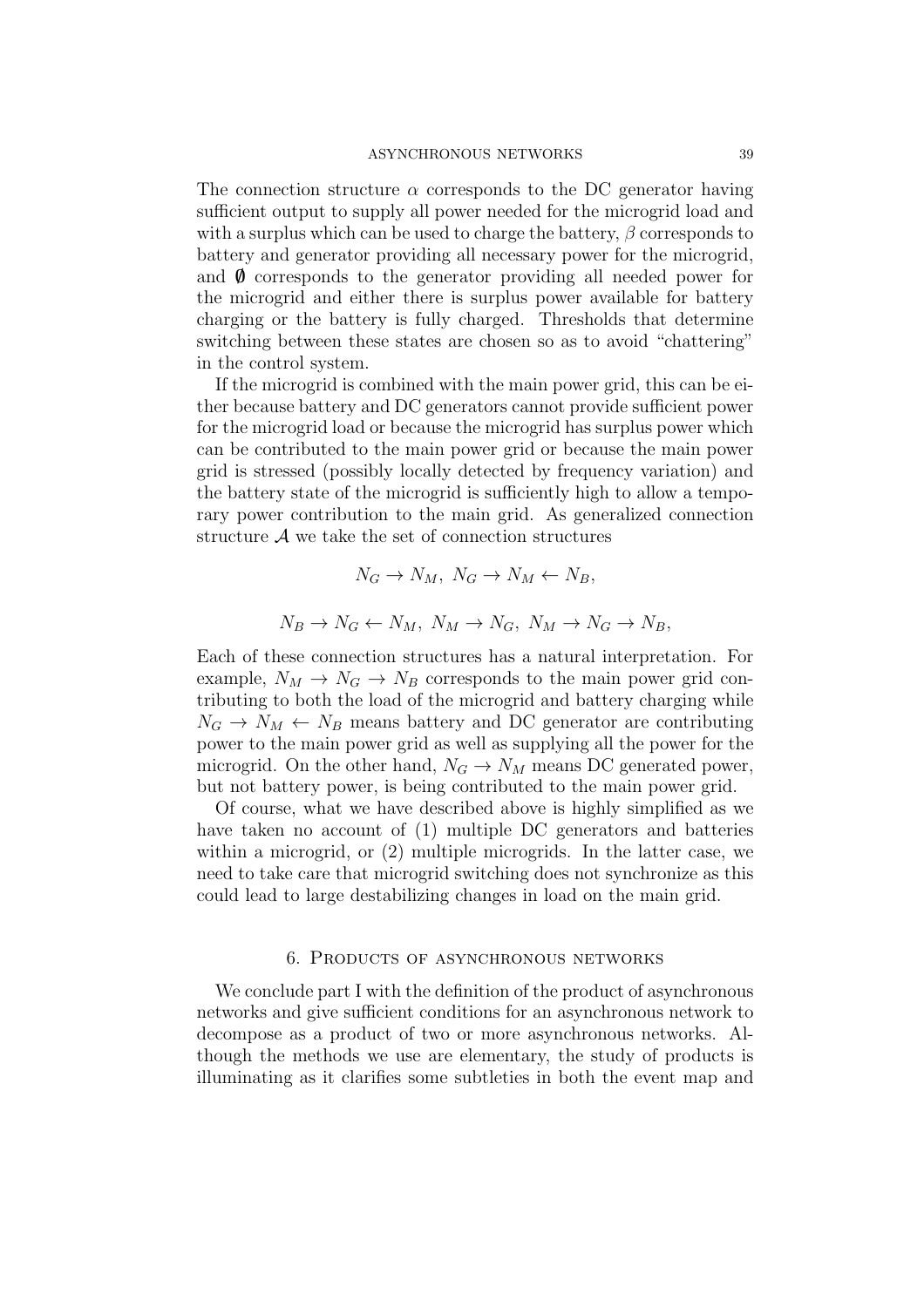The connection structure $\alpha$ corresponds to the DC generator having sufficient output to supply all power needed for the microgrid load and with a surplus which can be used to charge the battery, $\beta$ corresponds to battery and generator providing all necessary power for the microgrid, and $\emptyset$ corresponds to the generator providing all needed power for the microgrid and either there is surplus power available for battery charging or the battery is fully charged. Thresholds that determine switching between these states are chosen so as to avoid "chattering" in the control system.

If the microgrid is combined with the main power grid, this can be either because battery and DC generators cannot provide sufficient power for the microgrid load or because the microgrid has surplus power which can be contributed to the main power grid or because the main power grid is stressed (possibly locally detected by frequency variation) and the battery state of the microgrid is sufficiently high to allow a temporary power contribution to the main grid. As generalized connection structure $\mathcal{A}$ we take the set of connection structures

$$N_G \to N_M,\ N_G \to N_M \leftarrow N_B,$$

$$N_B \to N_G \leftarrow N_M,\ N_M \to N_G,\ N_M \to N_G \to N_B,$$

Each of these connection structures has a natural interpretation. For example, $N_M \to N_G \to N_B$ corresponds to the main power grid contributing to both the load of the microgrid and battery charging while $N_G \to N_M \leftarrow N_B$ means battery and DC generator are contributing power to the main power grid as well as supplying all the power for the microgrid. On the other hand, $N_G \to N_M$ means DC generated power, but not battery power, is being contributed to the main power grid.

Of course, what we have described above is highly simplified as we have taken no account of (1) multiple DC generators and batteries within a microgrid, or (2) multiple microgrids. In the latter case, we need to take care that microgrid switching does not synchronize as this could lead to large destabilizing changes in load on the main grid.

## 6. Products of asynchronous networks

We conclude part I with the definition of the product of asynchronous networks and give sufficient conditions for an asynchronous network to decompose as a product of two or more asynchronous networks. Although the methods we use are elementary, the study of products is illuminating as it clarifies some subtleties in both the event map and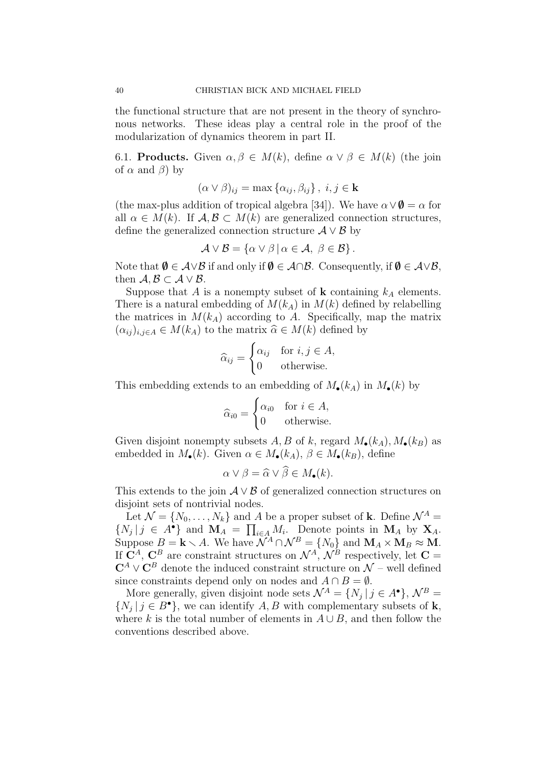the functional structure that are not present in the theory of synchronous networks. These ideas play a central role in the proof of the modularization of dynamics theorem in part II.

6.1. **Products.** Given $\alpha, \beta \in M(k)$, define $\alpha \vee \beta \in M(k)$ (the join of $\alpha$ and $\beta$) by

$$(\alpha \vee \beta)_{ij} = \max\{\alpha_{ij}, \beta_{ij}\}, \ i, j \in \mathbf{k}$$

(the max-plus addition of tropical algebra [34]). We have $\alpha \vee \emptyset = \alpha$ for all $\alpha \in M(k)$. If $\mathcal{A}, \mathcal{B} \subset M(k)$ are generalized connection structures, define the generalized connection structure $\mathcal{A} \vee \mathcal{B}$ by

$$\mathcal{A} \vee \mathcal{B} = \{\alpha \vee \beta \,|\, \alpha \in \mathcal{A}, \ \beta \in \mathcal{B}\}.$$

Note that $\emptyset \in \mathcal{A} \vee \mathcal{B}$ if and only if $\emptyset \in \mathcal{A} \cap \mathcal{B}$. Consequently, if $\emptyset \in \mathcal{A} \vee \mathcal{B}$, then $\mathcal{A}, \mathcal{B} \subset \mathcal{A} \vee \mathcal{B}$.

Suppose that $A$ is a nonempty subset of $\mathbf{k}$ containing $k_A$ elements. There is a natural embedding of $M(k_A)$ in $M(k)$ defined by relabelling the matrices in $M(k_A)$ according to $A$. Specifically, map the matrix $(\alpha_{ij})_{i,j \in A} \in M(k_A)$ to the matrix $\widehat{\alpha} \in M(k)$ defined by

$$\widehat{\alpha}_{ij} = \begin{cases} \alpha_{ij} & \text{for } i, j \in A, \\ 0 & \text{otherwise.} \end{cases}$$

This embedding extends to an embedding of $M_\bullet(k_A)$ in $M_\bullet(k)$ by

$$\widehat{\alpha}_{i0} = \begin{cases} \alpha_{i0} & \text{for } i \in A, \\ 0 & \text{otherwise.} \end{cases}$$

Given disjoint nonempty subsets $A, B$ of $k$, regard $M_\bullet(k_A), M_\bullet(k_B)$ as embedded in $M_\bullet(k)$. Given $\alpha \in M_\bullet(k_A)$, $\beta \in M_\bullet(k_B)$, define

$$\alpha \vee \beta = \widehat{\alpha} \vee \widehat{\beta} \in M_\bullet(k).$$

This extends to the join $\mathcal{A} \vee \mathcal{B}$ of generalized connection structures on disjoint sets of nontrivial nodes.

Let $\mathcal{N} = \{N_0, \dots, N_k\}$ and $A$ be a proper subset of $\mathbf{k}$. Define $\mathcal{N}^A = \{N_j \,|\, j \in A^\bullet\}$ and $\mathbf{M}_A = \prod_{i \in A} M_i$. Denote points in $\mathbf{M}_A$ by $\mathbf{X}_A$. Suppose $B = \mathbf{k} \smallsetminus A$. We have $\mathcal{N}^A \cap \mathcal{N}^B = \{N_0\}$ and $\mathbf{M}_A \times \mathbf{M}_B \approx \mathbf{M}$. If $\mathbf{C}^A$, $\mathbf{C}^B$ are constraint structures on $\mathcal{N}^A$, $\mathcal{N}^B$ respectively, let $\mathbf{C} = \mathbf{C}^A \vee \mathbf{C}^B$ denote the induced constraint structure on $\mathcal{N}$ – well defined since constraints depend only on nodes and $A \cap B = \emptyset$.

More generally, given disjoint node sets $\mathcal{N}^A = \{N_j \,|\, j \in A^\bullet\}$, $\mathcal{N}^B = \{N_j \,|\, j \in B^\bullet\}$, we can identify $A, B$ with complementary subsets of $\mathbf{k}$, where $k$ is the total number of elements in $A \cup B$, and then follow the conventions described above.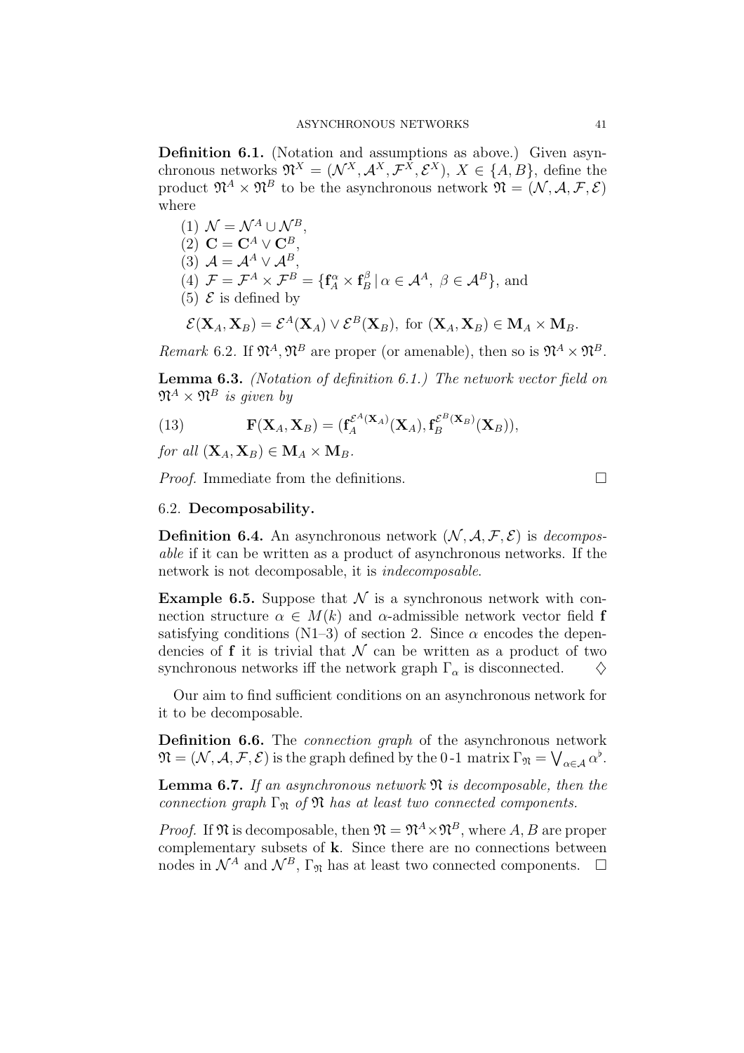**Definition 6.1.** (Notation and assumptions as above.) Given asynchronous networks $\mathfrak{N}^X = (\mathcal{N}^X, \mathcal{A}^X, \mathcal{F}^X, \mathcal{E}^X)$, $X \in \{A, B\}$, define the product $\mathfrak{N}^A \times \mathfrak{N}^B$ to be the asynchronous network $\mathfrak{N} = (\mathcal{N}, \mathcal{A}, \mathcal{F}, \mathcal{E})$ where

(1) $\mathcal{N} = \mathcal{N}^A \cup \mathcal{N}^B$,
(2) $\mathbf{C} = \mathbf{C}^A \vee \mathbf{C}^B$,
(3) $\mathcal{A} = \mathcal{A}^A \vee \mathcal{A}^B$,
(4) $\mathcal{F} = \mathcal{F}^A \times \mathcal{F}^B = \{\mathbf{f}_A^\alpha \times \mathbf{f}_B^\beta \,|\, \alpha \in \mathcal{A}^A,\ \beta \in \mathcal{A}^B\}$, and
(5) $\mathcal{E}$ is defined by

$$\mathcal{E}(\mathbf{X}_A, \mathbf{X}_B) = \mathcal{E}^A(\mathbf{X}_A) \vee \mathcal{E}^B(\mathbf{X}_B), \text{ for } (\mathbf{X}_A, \mathbf{X}_B) \in \mathbf{M}_A \times \mathbf{M}_B.$$

*Remark* 6.2. If $\mathfrak{N}^A, \mathfrak{N}^B$ are proper (or amenable), then so is $\mathfrak{N}^A \times \mathfrak{N}^B$.

**Lemma 6.3.** *(Notation of definition 6.1.) The network vector field on $\mathfrak{N}^A \times \mathfrak{N}^B$ is given by*

$$\mathbf{F}(\mathbf{X}_A, \mathbf{X}_B) = (\mathbf{f}_A^{\mathcal{E}^A(\mathbf{X}_A)}(\mathbf{X}_A), \mathbf{f}_B^{\mathcal{E}^B(\mathbf{X}_B)}(\mathbf{X}_B)), \tag{13}$$

*for all $(\mathbf{X}_A, \mathbf{X}_B) \in \mathbf{M}_A \times \mathbf{M}_B$.*

*Proof.* Immediate from the definitions. □

## 6.2. Decomposability.

**Definition 6.4.** An asynchronous network $(\mathcal{N}, \mathcal{A}, \mathcal{F}, \mathcal{E})$ is *decomposable* if it can be written as a product of asynchronous networks. If the network is not decomposable, it is *indecomposable*.

**Example 6.5.** Suppose that $\mathcal{N}$ is a synchronous network with connection structure $\alpha \in M(k)$ and $\alpha$-admissible network vector field $\mathbf{f}$ satisfying conditions (N1–3) of section 2. Since $\alpha$ encodes the dependencies of $\mathbf{f}$ it is trivial that $\mathcal{N}$ can be written as a product of two synchronous networks iff the network graph $\Gamma_\alpha$ is disconnected. ♢

Our aim to find sufficient conditions on an asynchronous network for it to be decomposable.

**Definition 6.6.** The *connection graph* of the asynchronous network $\mathfrak{N} = (\mathcal{N}, \mathcal{A}, \mathcal{F}, \mathcal{E})$ is the graph defined by the 0-1 matrix $\Gamma_{\mathfrak{N}} = \bigvee_{\alpha \in \mathcal{A}} \alpha^\flat$.

**Lemma 6.7.** *If an asynchronous network $\mathfrak{N}$ is decomposable, then the connection graph $\Gamma_{\mathfrak{N}}$ of $\mathfrak{N}$ has at least two connected components.*

*Proof.* If $\mathfrak{N}$ is decomposable, then $\mathfrak{N} = \mathfrak{N}^A \times \mathfrak{N}^B$, where $A, B$ are proper complementary subsets of $\mathbf{k}$. Since there are no connections between nodes in $\mathcal{N}^A$ and $\mathcal{N}^B$, $\Gamma_{\mathfrak{N}}$ has at least two connected components. □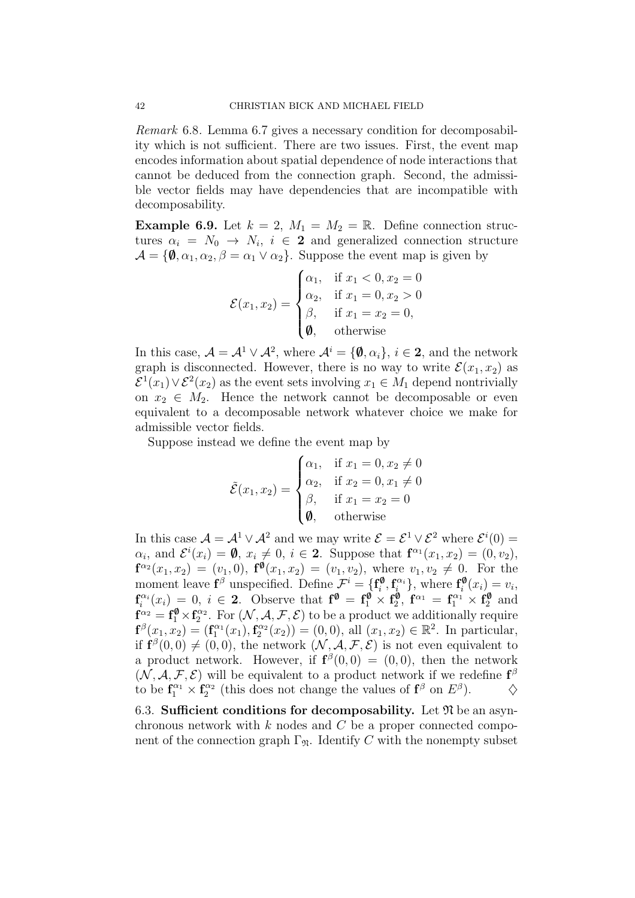*Remark* 6.8. Lemma 6.7 gives a necessary condition for decomposability which is not sufficient. There are two issues. First, the event map encodes information about spatial dependence of node interactions that cannot be deduced from the connection graph. Second, the admissible vector fields may have dependencies that are incompatible with decomposability.

**Example 6.9.** Let $k = 2$, $M_1 = M_2 = \mathbb{R}$. Define connection structures $\alpha_i = N_0 \to N_i$, $i \in \mathbf{2}$ and generalized connection structure $\mathcal{A} = \{\emptyset, \alpha_1, \alpha_2, \beta = \alpha_1 \vee \alpha_2\}$. Suppose the event map is given by

$$\mathcal{E}(x_1, x_2) = \begin{cases} \alpha_1, & \text{if } x_1 < 0, x_2 = 0 \\ \alpha_2, & \text{if } x_1 = 0, x_2 > 0 \\ \beta, & \text{if } x_1 = x_2 = 0, \\ \emptyset, & \text{otherwise} \end{cases}$$

In this case, $\mathcal{A} = \mathcal{A}^1 \vee \mathcal{A}^2$, where $\mathcal{A}^i = \{\emptyset, \alpha_i\}$, $i \in \mathbf{2}$, and the network graph is disconnected. However, there is no way to write $\mathcal{E}(x_1, x_2)$ as $\mathcal{E}^1(x_1) \vee \mathcal{E}^2(x_2)$ as the event sets involving $x_1 \in M_1$ depend nontrivially on $x_2 \in M_2$. Hence the network cannot be decomposable or even equivalent to a decomposable network whatever choice we make for admissible vector fields.

Suppose instead we define the event map by

$$\tilde{\mathcal{E}}(x_1, x_2) = \begin{cases} \alpha_1, & \text{if } x_1 = 0, x_2 \neq 0 \\ \alpha_2, & \text{if } x_2 = 0, x_1 \neq 0 \\ \beta, & \text{if } x_1 = x_2 = 0 \\ \emptyset, & \text{otherwise} \end{cases}$$

In this case $\mathcal{A} = \mathcal{A}^1 \vee \mathcal{A}^2$ and we may write $\mathcal{E} = \mathcal{E}^1 \vee \mathcal{E}^2$ where $\mathcal{E}^i(0) = \alpha_i$, and $\mathcal{E}^i(x_i) = \emptyset$, $x_i \neq 0$, $i \in \mathbf{2}$. Suppose that $\mathbf{f}^{\alpha_1}(x_1, x_2) = (0, v_2)$, $\mathbf{f}^{\alpha_2}(x_1, x_2) = (v_1, 0)$, $\mathbf{f}^{\emptyset}(x_1, x_2) = (v_1, v_2)$, where $v_1, v_2 \neq 0$. For the moment leave $\mathbf{f}^{\beta}$ unspecified. Define $\mathcal{F}^i = \{\mathbf{f}_i^{\emptyset}, \mathbf{f}_i^{\alpha_i}\}$, where $\mathbf{f}_i^{\emptyset}(x_i) = v_i$, $\mathbf{f}_i^{\alpha_i}(x_i) = 0$, $i \in \mathbf{2}$. Observe that $\mathbf{f}^{\emptyset} = \mathbf{f}_1^{\emptyset} \times \mathbf{f}_2^{\emptyset}$, $\mathbf{f}^{\alpha_1} = \mathbf{f}_1^{\alpha_1} \times \mathbf{f}_2^{\emptyset}$ and $\mathbf{f}^{\alpha_2} = \mathbf{f}_1^{\emptyset} \times \mathbf{f}_2^{\alpha_2}$. For $(\mathcal{N}, \mathcal{A}, \mathcal{F}, \mathcal{E})$ to be a product we additionally require $\mathbf{f}^{\beta}(x_1, x_2) = (\mathbf{f}_1^{\alpha_1}(x_1), \mathbf{f}_2^{\alpha_2}(x_2)) = (0, 0)$, all $(x_1, x_2) \in \mathbb{R}^2$. In particular, if $\mathbf{f}^{\beta}(0, 0) \neq (0, 0)$, the network $(\mathcal{N}, \mathcal{A}, \mathcal{F}, \mathcal{E})$ is not even equivalent to a product network. However, if $\mathbf{f}^{\beta}(0, 0) = (0, 0)$, then the network $(\mathcal{N}, \mathcal{A}, \mathcal{F}, \mathcal{E})$ will be equivalent to a product network if we redefine $\mathbf{f}^{\beta}$ to be $\mathbf{f}_1^{\alpha_1} \times \mathbf{f}_2^{\alpha_2}$ (this does not change the values of $\mathbf{f}^{\beta}$ on $E^{\beta}$). $\diamondsuit$

6.3. **Sufficient conditions for decomposability.** Let $\mathfrak{N}$ be an asynchronous network with $k$ nodes and $C$ be a proper connected component of the connection graph $\Gamma_{\mathfrak{N}}$. Identify $C$ with the nonempty subset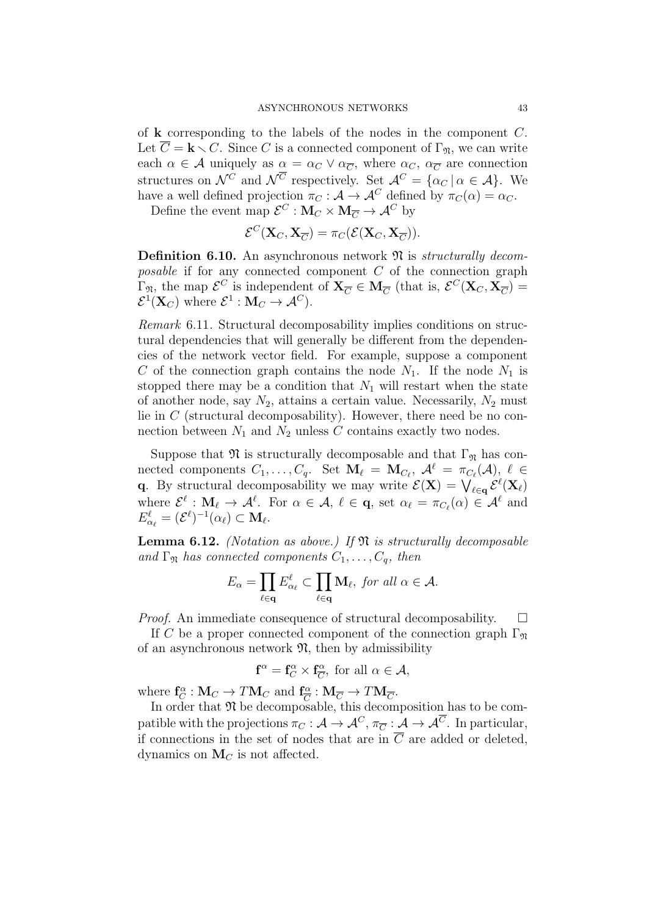of $\mathbf{k}$ corresponding to the labels of the nodes in the component $C$. Let $\overline{C} = \mathbf{k} \setminus C$. Since $C$ is a connected component of $\Gamma_{\mathfrak{N}}$, we can write each $\alpha \in \mathcal{A}$ uniquely as $\alpha = \alpha_C \vee \alpha_{\overline{C}}$, where $\alpha_C$, $\alpha_{\overline{C}}$ are connection structures on $\mathcal{N}^C$ and $\mathcal{N}^{\overline{C}}$ respectively. Set $\mathcal{A}^C = \{\alpha_C \,|\, \alpha \in \mathcal{A}\}$. We have a well defined projection $\pi_C : \mathcal{A} \to \mathcal{A}^C$ defined by $\pi_C(\alpha) = \alpha_C$.

Define the event map $\mathcal{E}^C : \mathbf{M}_C \times \mathbf{M}_{\overline{C}} \to \mathcal{A}^C$ by

$$\mathcal{E}^C(\mathbf{X}_C, \mathbf{X}_{\overline{C}}) = \pi_C(\mathcal{E}(\mathbf{X}_C, \mathbf{X}_{\overline{C}})).$$

**Definition 6.10.** An asynchronous network $\mathfrak{N}$ is *structurally decomposable* if for any connected component $C$ of the connection graph $\Gamma_{\mathfrak{N}}$, the map $\mathcal{E}^C$ is independent of $\mathbf{X}_{\overline{C}} \in \mathbf{M}_{\overline{C}}$ (that is, $\mathcal{E}^C(\mathbf{X}_C, \mathbf{X}_{\overline{C}}) = \mathcal{E}^1(\mathbf{X}_C)$ where $\mathcal{E}^1 : \mathbf{M}_C \to \mathcal{A}^C$).

*Remark* 6.11. Structural decomposability implies conditions on structural dependencies that will generally be different from the dependencies of the network vector field. For example, suppose a component $C$ of the connection graph contains the node $N_1$. If the node $N_1$ is stopped there may be a condition that $N_1$ will restart when the state of another node, say $N_2$, attains a certain value. Necessarily, $N_2$ must lie in $C$ (structural decomposability). However, there need be no connection between $N_1$ and $N_2$ unless $C$ contains exactly two nodes.

Suppose that $\mathfrak{N}$ is structurally decomposable and that $\Gamma_{\mathfrak{N}}$ has connected components $C_1, \ldots, C_q$. Set $\mathbf{M}_\ell = \mathbf{M}_{C_\ell}$, $\mathcal{A}^\ell = \pi_{C_\ell}(\mathcal{A})$, $\ell \in \mathbf{q}$. By structural decomposability we may write $\mathcal{E}(\mathbf{X}) = \bigvee_{\ell \in \mathbf{q}} \mathcal{E}^\ell(\mathbf{X}_\ell)$ where $\mathcal{E}^\ell : \mathbf{M}_\ell \to \mathcal{A}^\ell$. For $\alpha \in \mathcal{A}$, $\ell \in \mathbf{q}$, set $\alpha_\ell = \pi_{C_\ell}(\alpha) \in \mathcal{A}^\ell$ and $E^\ell_{\alpha_\ell} = (\mathcal{E}^\ell)^{-1}(\alpha_\ell) \subset \mathbf{M}_\ell$.

**Lemma 6.12.** *(Notation as above.) If $\mathfrak{N}$ is structurally decomposable and $\Gamma_{\mathfrak{N}}$ has connected components $C_1, \ldots, C_q$, then*

$$E_\alpha = \prod_{\ell \in \mathbf{q}} E^\ell_{\alpha_\ell} \subset \prod_{\ell \in \mathbf{q}} \mathbf{M}_\ell, \text{ for all } \alpha \in \mathcal{A}.$$

*Proof.* An immediate consequence of structural decomposability. $\square$

If $C$ be a proper connected component of the connection graph $\Gamma_{\mathfrak{N}}$ of an asynchronous network $\mathfrak{N}$, then by admissibility

$$\mathbf{f}^\alpha = \mathbf{f}^\alpha_C \times \mathbf{f}^\alpha_{\overline{C}}, \text{ for all } \alpha \in \mathcal{A},$$

where $\mathbf{f}^\alpha_C : \mathbf{M}_C \to T\mathbf{M}_C$ and $\mathbf{f}^\alpha_{\overline{C}} : \mathbf{M}_{\overline{C}} \to T\mathbf{M}_{\overline{C}}$.

In order that $\mathfrak{N}$ be decomposable, this decomposition has to be compatible with the projections $\pi_C : \mathcal{A} \to \mathcal{A}^C$, $\pi_{\overline{C}} : \mathcal{A} \to \mathcal{A}^{\overline{C}}$. In particular, if connections in the set of nodes that are in $\overline{C}$ are added or deleted, dynamics on $\mathbf{M}_C$ is not affected.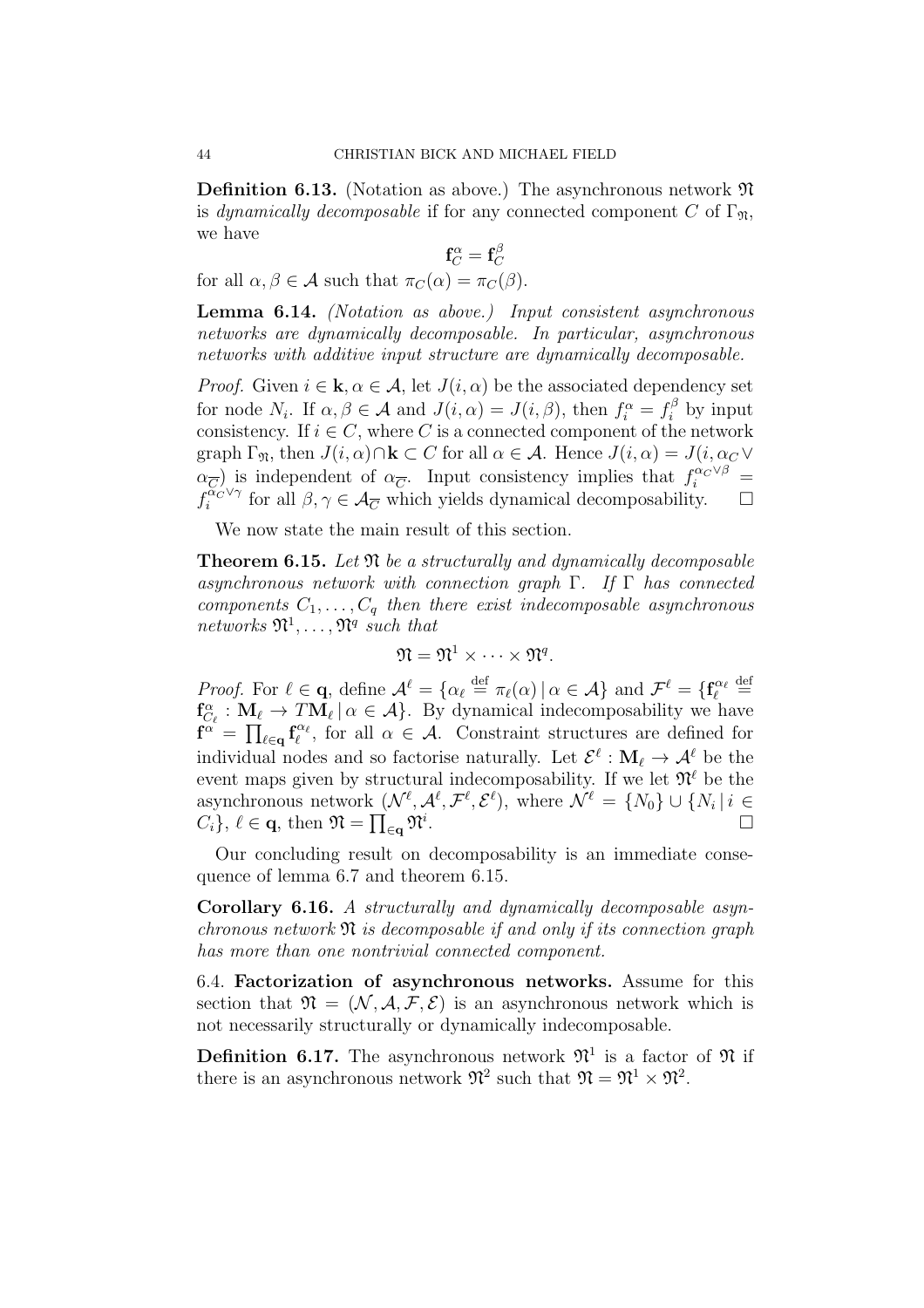**Definition 6.13.** (Notation as above.) The asynchronous network $\mathfrak{N}$ is *dynamically decomposable* if for any connected component $C$ of $\Gamma_{\mathfrak{N}}$, we have

$$\mathbf{f}_C^\alpha = \mathbf{f}_C^\beta$$

for all $\alpha, \beta \in \mathcal{A}$ such that $\pi_C(\alpha) = \pi_C(\beta)$.

**Lemma 6.14.** *(Notation as above.) Input consistent asynchronous networks are dynamically decomposable. In particular, asynchronous networks with additive input structure are dynamically decomposable.*

*Proof.* Given $i \in \mathbf{k}, \alpha \in \mathcal{A}$, let $J(i, \alpha)$ be the associated dependency set for node $N_i$. If $\alpha, \beta \in \mathcal{A}$ and $J(i, \alpha) = J(i, \beta)$, then $f_i^\alpha = f_i^\beta$ by input consistency. If $i \in C$, where $C$ is a connected component of the network graph $\Gamma_{\mathfrak{N}}$, then $J(i, \alpha) \cap \mathbf{k} \subset C$ for all $\alpha \in \mathcal{A}$. Hence $J(i, \alpha) = J(i, \alpha_C \vee \alpha_{\overline{C}})$ is independent of $\alpha_{\overline{C}}$. Input consistency implies that $f_i^{\alpha_C \vee \beta} = f_i^{\alpha_C \vee \gamma}$ for all $\beta, \gamma \in \mathcal{A}_{\overline{C}}$ which yields dynamical decomposability. $\square$

We now state the main result of this section.

**Theorem 6.15.** *Let $\mathfrak{N}$ be a structurally and dynamically decomposable asynchronous network with connection graph $\Gamma$. If $\Gamma$ has connected components $C_1, \dots, C_q$ then there exist indecomposable asynchronous networks $\mathfrak{N}^1, \dots, \mathfrak{N}^q$ such that*

$$\mathfrak{N} = \mathfrak{N}^1 \times \cdots \times \mathfrak{N}^q.$$

*Proof.* For $\ell \in \mathbf{q}$, define $\mathcal{A}^\ell = \{\alpha_\ell \stackrel{\text{def}}{=} \pi_\ell(\alpha) \,|\, \alpha \in \mathcal{A}\}$ and $\mathcal{F}^\ell = \{\mathbf{f}_\ell^{\alpha_\ell} \stackrel{\text{def}}{=} \mathbf{f}_{C_\ell}^\alpha : \mathbf{M}_\ell \to T\mathbf{M}_\ell \,|\, \alpha \in \mathcal{A}\}$. By dynamical indecomposability we have $\mathbf{f}^\alpha = \prod_{\ell \in \mathbf{q}} \mathbf{f}_\ell^{\alpha_\ell}$, for all $\alpha \in \mathcal{A}$. Constraint structures are defined for individual nodes and so factorise naturally. Let $\mathcal{E}^\ell : \mathbf{M}_\ell \to \mathcal{A}^\ell$ be the event maps given by structural indecomposability. If we let $\mathfrak{N}^\ell$ be the asynchronous network $(\mathcal{N}^\ell, \mathcal{A}^\ell, \mathcal{F}^\ell, \mathcal{E}^\ell)$, where $\mathcal{N}^\ell = \{N_0\} \cup \{N_i \,|\, i \in C_i\}$, $\ell \in \mathbf{q}$, then $\mathfrak{N} = \prod_{\in \mathbf{q}} \mathfrak{N}^i$. $\square$

Our concluding result on decomposability is an immediate consequence of lemma 6.7 and theorem 6.15.

**Corollary 6.16.** *A structurally and dynamically decomposable asynchronous network $\mathfrak{N}$ is decomposable if and only if its connection graph has more than one nontrivial connected component.*

6.4. **Factorization of asynchronous networks.** Assume for this section that $\mathfrak{N} = (\mathcal{N}, \mathcal{A}, \mathcal{F}, \mathcal{E})$ is an asynchronous network which is not necessarily structurally or dynamically indecomposable.

**Definition 6.17.** The asynchronous network $\mathfrak{N}^1$ is a factor of $\mathfrak{N}$ if there is an asynchronous network $\mathfrak{N}^2$ such that $\mathfrak{N} = \mathfrak{N}^1 \times \mathfrak{N}^2$.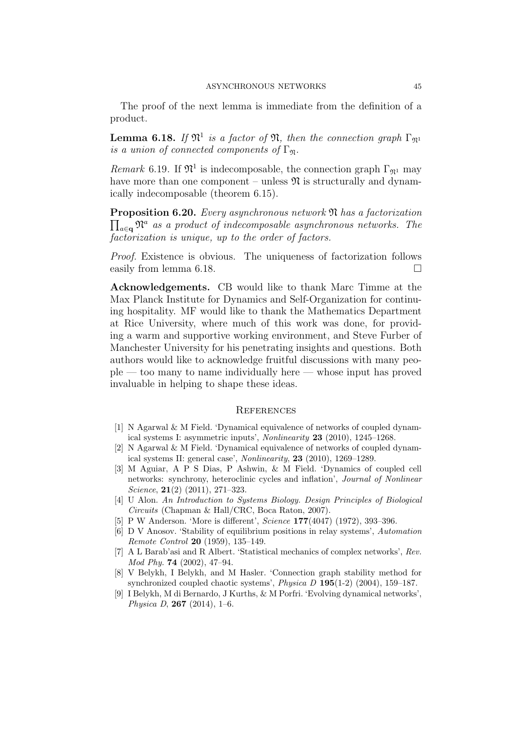The proof of the next lemma is immediate from the definition of a product.

**Lemma 6.18.** *If $\mathfrak{N}^1$ is a factor of $\mathfrak{N}$, then the connection graph $\Gamma_{\mathfrak{N}^1}$ is a union of connected components of $\Gamma_{\mathfrak{N}}$.*

*Remark* 6.19. If $\mathfrak{N}^1$ is indecomposable, the connection graph $\Gamma_{\mathfrak{N}^1}$ may have more than one component – unless $\mathfrak{N}$ is structurally and dynamically indecomposable (theorem 6.15).

**Proposition 6.20.** *Every asynchronous network $\mathfrak{N}$ has a factorization $\prod_{a \in \mathbf{q}} \mathfrak{N}^a$ as a product of indecomposable asynchronous networks. The factorization is unique, up to the order of factors.*

*Proof.* Existence is obvious. The uniqueness of factorization follows easily from lemma 6.18. □

**Acknowledgements.** CB would like to thank Marc Timme at the Max Planck Institute for Dynamics and Self-Organization for continuing hospitality. MF would like to thank the Mathematics Department at Rice University, where much of this work was done, for providing a warm and supportive working environment, and Steve Furber of Manchester University for his penetrating insights and questions. Both authors would like to acknowledge fruitful discussions with many people — too many to name individually here — whose input has proved invaluable in helping to shape these ideas.

## References

[1] N Agarwal & M Field. 'Dynamical equivalence of networks of coupled dynamical systems I: asymmetric inputs', *Nonlinearity* **23** (2010), 1245–1268.

[2] N Agarwal & M Field. 'Dynamical equivalence of networks of coupled dynamical systems II: general case', *Nonlinearity*, **23** (2010), 1269–1289.

[3] M Aguiar, A P S Dias, P Ashwin, & M Field. 'Dynamics of coupled cell networks: synchrony, heteroclinic cycles and inflation', *Journal of Nonlinear Science*, **21**(2) (2011), 271–323.

[4] U Alon. *An Introduction to Systems Biology. Design Principles of Biological Circuits* (Chapman & Hall/CRC, Boca Raton, 2007).

[5] P W Anderson. 'More is different', *Science* **177**(4047) (1972), 393–396.

[6] D V Anosov. 'Stability of equilibrium positions in relay systems', *Automation Remote Control* **20** (1959), 135–149.

[7] A L Barab'asi and R Albert. 'Statistical mechanics of complex networks', *Rev. Mod Phy.* **74** (2002), 47–94.

[8] V Belykh, I Belykh, and M Hasler. 'Connection graph stability method for synchronized coupled chaotic systems', *Physica D* **195**(1-2) (2004), 159–187.

[9] I Belykh, M di Bernardo, J Kurths, & M Porfri. 'Evolving dynamical networks', *Physica D*, **267** (2014), 1–6.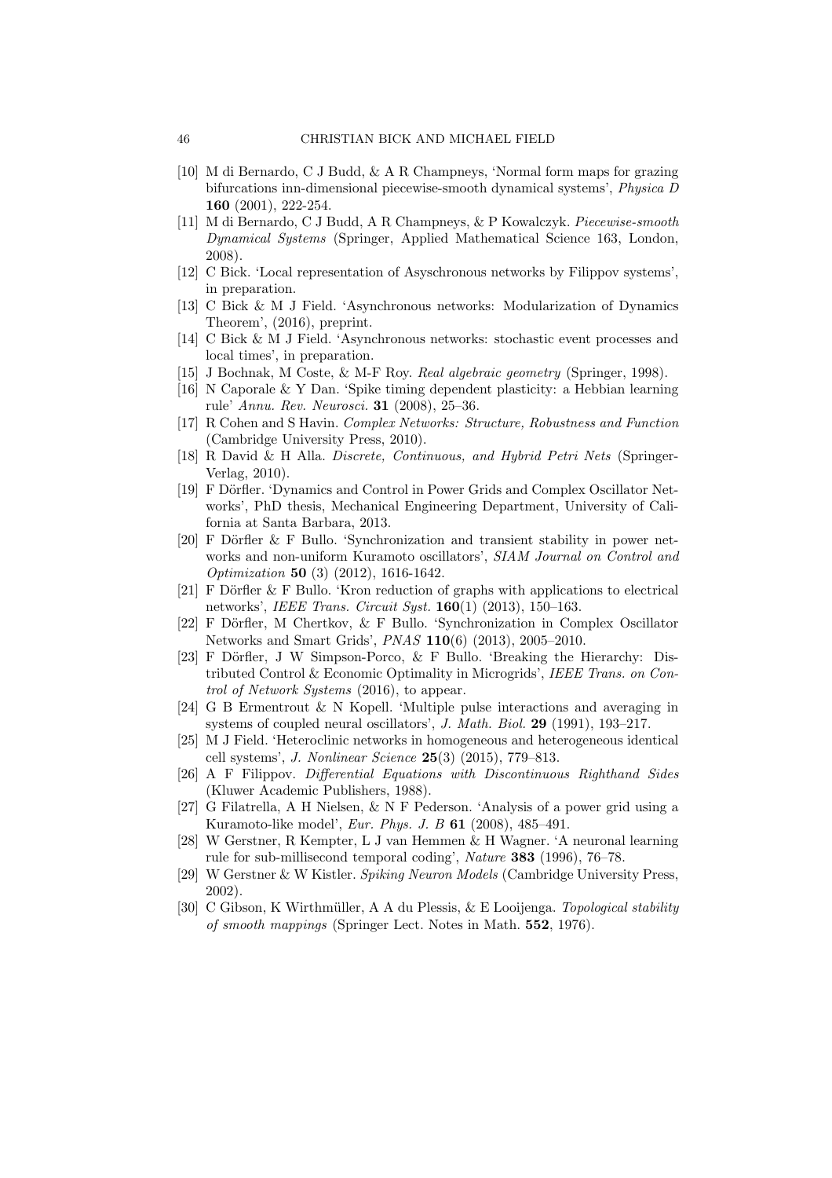[10] M di Bernardo, C J Budd, & A R Champneys, 'Normal form maps for grazing bifurcations inn-dimensional piecewise-smooth dynamical systems', *Physica D* **160** (2001), 222-254.

[11] M di Bernardo, C J Budd, A R Champneys, & P Kowalczyk. *Piecewise-smooth Dynamical Systems* (Springer, Applied Mathematical Science 163, London, 2008).

[12] C Bick. 'Local representation of Asyschronous networks by Filippov systems', in preparation.

[13] C Bick & M J Field. 'Asynchronous networks: Modularization of Dynamics Theorem', (2016), preprint.

[14] C Bick & M J Field. 'Asynchronous networks: stochastic event processes and local times', in preparation.

[15] J Bochnak, M Coste, & M-F Roy. *Real algebraic geometry* (Springer, 1998).

[16] N Caporale & Y Dan. 'Spike timing dependent plasticity: a Hebbian learning rule' *Annu. Rev. Neurosci.* **31** (2008), 25–36.

[17] R Cohen and S Havin. *Complex Networks: Structure, Robustness and Function* (Cambridge University Press, 2010).

[18] R David & H Alla. *Discrete, Continuous, and Hybrid Petri Nets* (Springer-Verlag, 2010).

[19] F Dörfler. 'Dynamics and Control in Power Grids and Complex Oscillator Networks', PhD thesis, Mechanical Engineering Department, University of California at Santa Barbara, 2013.

[20] F Dörfler & F Bullo. 'Synchronization and transient stability in power networks and non-uniform Kuramoto oscillators', *SIAM Journal on Control and Optimization* **50** (3) (2012), 1616-1642.

[21] F Dörfler & F Bullo. 'Kron reduction of graphs with applications to electrical networks', *IEEE Trans. Circuit Syst.* **160**(1) (2013), 150–163.

[22] F Dörfler, M Chertkov, & F Bullo. 'Synchronization in Complex Oscillator Networks and Smart Grids', *PNAS* **110**(6) (2013), 2005–2010.

[23] F Dörfler, J W Simpson-Porco, & F Bullo. 'Breaking the Hierarchy: Distributed Control & Economic Optimality in Microgrids', *IEEE Trans. on Control of Network Systems* (2016), to appear.

[24] G B Ermentrout & N Kopell. 'Multiple pulse interactions and averaging in systems of coupled neural oscillators', *J. Math. Biol.* **29** (1991), 193–217.

[25] M J Field. 'Heteroclinic networks in homogeneous and heterogeneous identical cell systems', *J. Nonlinear Science* **25**(3) (2015), 779–813.

[26] A F Filippov. *Differential Equations with Discontinuous Righthand Sides* (Kluwer Academic Publishers, 1988).

[27] G Filatrella, A H Nielsen, & N F Pederson. 'Analysis of a power grid using a Kuramoto-like model', *Eur. Phys. J. B* **61** (2008), 485–491.

[28] W Gerstner, R Kempter, L J van Hemmen & H Wagner. 'A neuronal learning rule for sub-millisecond temporal coding', *Nature* **383** (1996), 76–78.

[29] W Gerstner & W Kistler. *Spiking Neuron Models* (Cambridge University Press, 2002).

[30] C Gibson, K Wirthmüller, A A du Plessis, & E Looijenga. *Topological stability of smooth mappings* (Springer Lect. Notes in Math. **552**, 1976).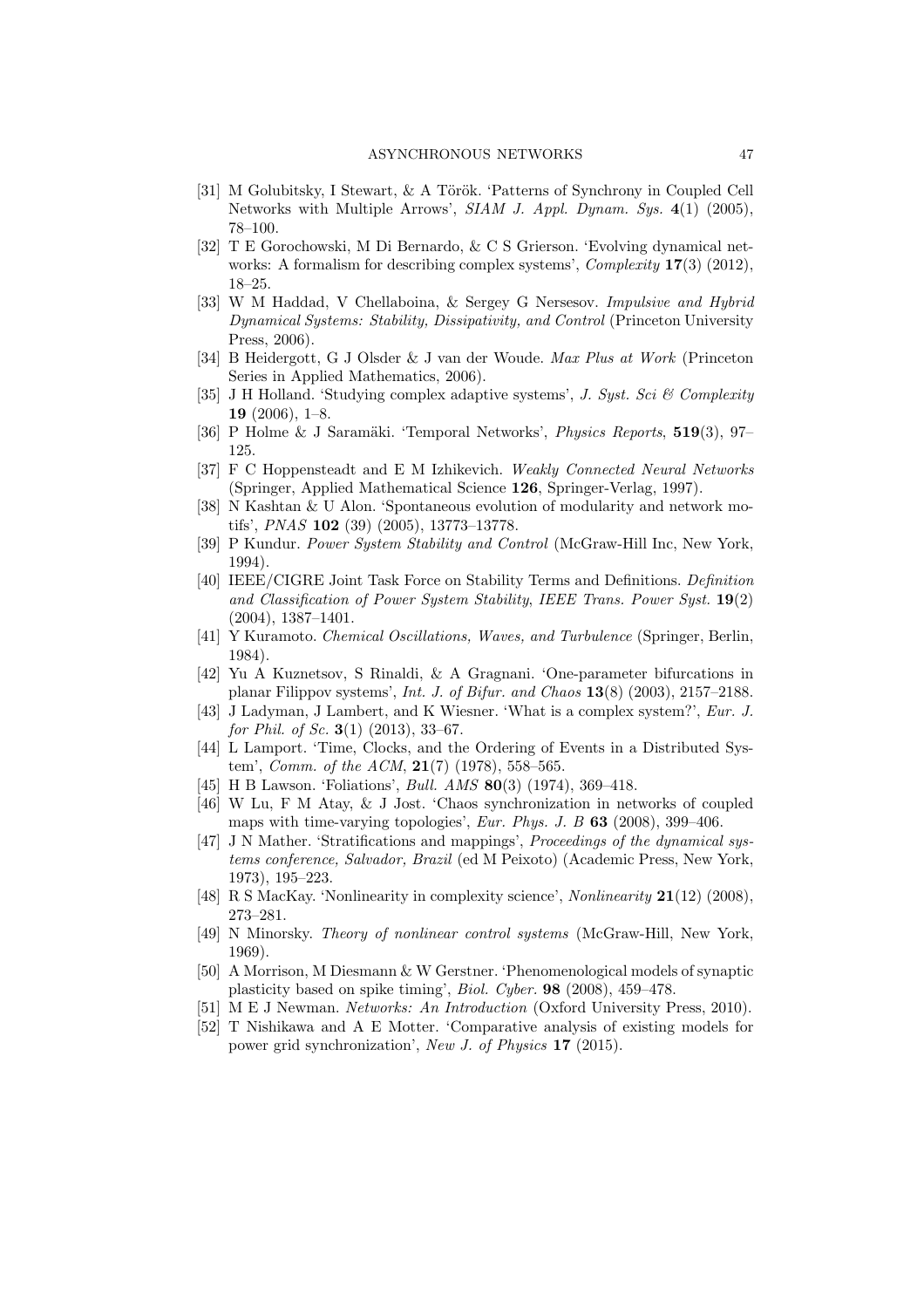[31] M Golubitsky, I Stewart, & A Török. 'Patterns of Synchrony in Coupled Cell Networks with Multiple Arrows', *SIAM J. Appl. Dynam. Sys.* **4**(1) (2005), 78–100.

[32] T E Gorochowski, M Di Bernardo, & C S Grierson. 'Evolving dynamical networks: A formalism for describing complex systems', *Complexity* **17**(3) (2012), 18–25.

[33] W M Haddad, V Chellaboina, & Sergey G Nersesov. *Impulsive and Hybrid Dynamical Systems: Stability, Dissipativity, and Control* (Princeton University Press, 2006).

[34] B Heidergott, G J Olsder & J van der Woude. *Max Plus at Work* (Princeton Series in Applied Mathematics, 2006).

[35] J H Holland. 'Studying complex adaptive systems', *J. Syst. Sci & Complexity* **19** (2006), 1–8.

[36] P Holme & J Saramäki. 'Temporal Networks', *Physics Reports*, **519**(3), 97–125.

[37] F C Hoppensteadt and E M Izhikevich. *Weakly Connected Neural Networks* (Springer, Applied Mathematical Science **126**, Springer-Verlag, 1997).

[38] N Kashtan & U Alon. 'Spontaneous evolution of modularity and network motifs', *PNAS* **102** (39) (2005), 13773–13778.

[39] P Kundur. *Power System Stability and Control* (McGraw-Hill Inc, New York, 1994).

[40] IEEE/CIGRE Joint Task Force on Stability Terms and Definitions. *Definition and Classification of Power System Stability, IEEE Trans. Power Syst.* **19**(2) (2004), 1387–1401.

[41] Y Kuramoto. *Chemical Oscillations, Waves, and Turbulence* (Springer, Berlin, 1984).

[42] Yu A Kuznetsov, S Rinaldi, & A Gragnani. 'One-parameter bifurcations in planar Filippov systems', *Int. J. of Bifur. and Chaos* **13**(8) (2003), 2157–2188.

[43] J Ladyman, J Lambert, and K Wiesner. 'What is a complex system?', *Eur. J. for Phil. of Sc.* **3**(1) (2013), 33–67.

[44] L Lamport. 'Time, Clocks, and the Ordering of Events in a Distributed System', *Comm. of the ACM*, **21**(7) (1978), 558–565.

[45] H B Lawson. 'Foliations', *Bull. AMS* **80**(3) (1974), 369–418.

[46] W Lu, F M Atay, & J Jost. 'Chaos synchronization in networks of coupled maps with time-varying topologies', *Eur. Phys. J. B* **63** (2008), 399–406.

[47] J N Mather. 'Stratifications and mappings', *Proceedings of the dynamical systems conference, Salvador, Brazil* (ed M Peixoto) (Academic Press, New York, 1973), 195–223.

[48] R S MacKay. 'Nonlinearity in complexity science', *Nonlinearity* **21**(12) (2008), 273–281.

[49] N Minorsky. *Theory of nonlinear control systems* (McGraw-Hill, New York, 1969).

[50] A Morrison, M Diesmann & W Gerstner. 'Phenomenological models of synaptic plasticity based on spike timing', *Biol. Cyber.* **98** (2008), 459–478.

[51] M E J Newman. *Networks: An Introduction* (Oxford University Press, 2010).

[52] T Nishikawa and A E Motter. 'Comparative analysis of existing models for power grid synchronization', *New J. of Physics* **17** (2015).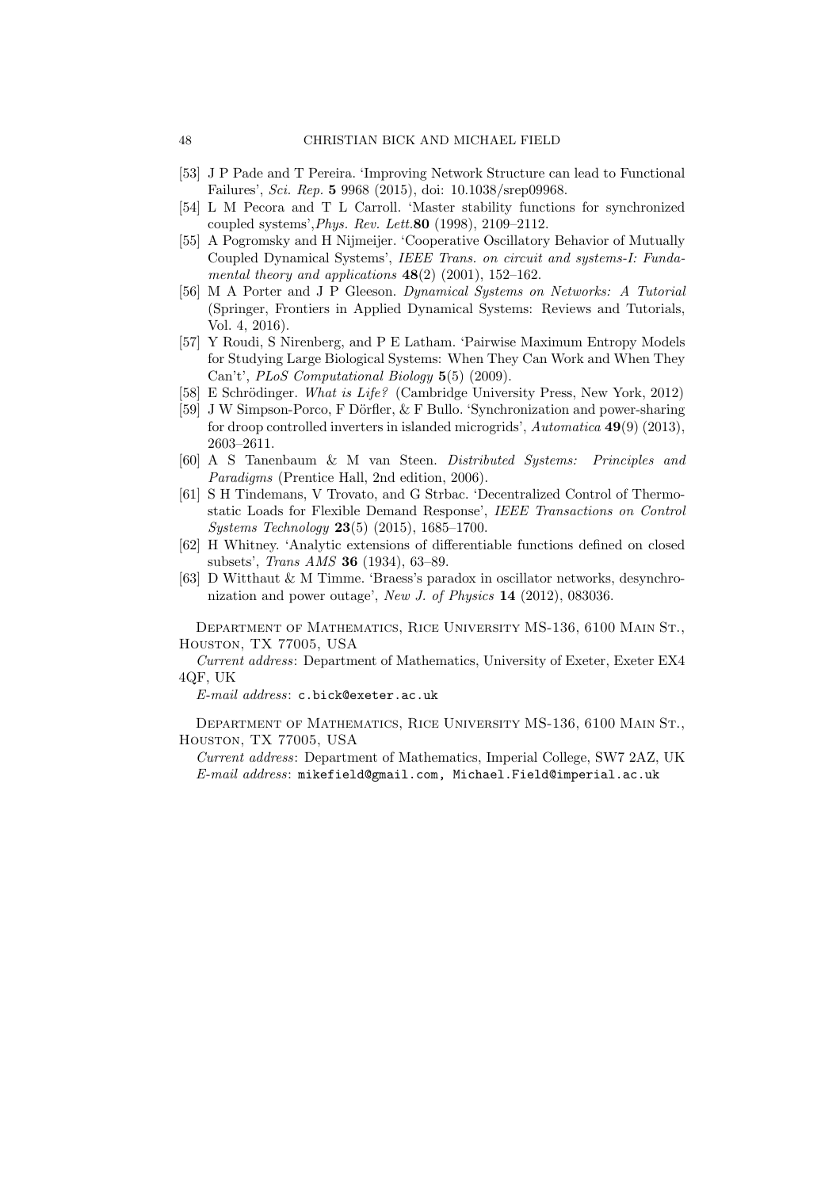[53] J P Pade and T Pereira. 'Improving Network Structure can lead to Functional Failures', *Sci. Rep.* **5** 9968 (2015), doi: 10.1038/srep09968.

[54] L M Pecora and T L Carroll. 'Master stability functions for synchronized coupled systems',*Phys. Rev. Lett.***80** (1998), 2109–2112.

[55] A Pogromsky and H Nijmeijer. 'Cooperative Oscillatory Behavior of Mutually Coupled Dynamical Systems', *IEEE Trans. on circuit and systems-I: Fundamental theory and applications* **48**(2) (2001), 152–162.

[56] M A Porter and J P Gleeson. *Dynamical Systems on Networks: A Tutorial* (Springer, Frontiers in Applied Dynamical Systems: Reviews and Tutorials, Vol. 4, 2016).

[57] Y Roudi, S Nirenberg, and P E Latham. 'Pairwise Maximum Entropy Models for Studying Large Biological Systems: When They Can Work and When They Can't', *PLoS Computational Biology* **5**(5) (2009).

[58] E Schrödinger. *What is Life?* (Cambridge University Press, New York, 2012)

[59] J W Simpson-Porco, F Dörfler, & F Bullo. 'Synchronization and power-sharing for droop controlled inverters in islanded microgrids', *Automatica* **49**(9) (2013), 2603–2611.

[60] A S Tanenbaum & M van Steen. *Distributed Systems: Principles and Paradigms* (Prentice Hall, 2nd edition, 2006).

[61] S H Tindemans, V Trovato, and G Strbac. 'Decentralized Control of Thermostatic Loads for Flexible Demand Response', *IEEE Transactions on Control Systems Technology* **23**(5) (2015), 1685–1700.

[62] H Whitney. 'Analytic extensions of differentiable functions defined on closed subsets', *Trans AMS* **36** (1934), 63–89.

[63] D Witthaut & M Timme. 'Braess's paradox in oscillator networks, desynchronization and power outage', *New J. of Physics* **14** (2012), 083036.

Department of Mathematics, Rice University MS-136, 6100 Main St., Houston, TX 77005, USA

*Current address*: Department of Mathematics, University of Exeter, Exeter EX4 4QF, UK

*E-mail address*: c.bick@exeter.ac.uk

Department of Mathematics, Rice University MS-136, 6100 Main St., Houston, TX 77005, USA

*Current address*: Department of Mathematics, Imperial College, SW7 2AZ, UK

*E-mail address*: mikefield@gmail.com, Michael.Field@imperial.ac.uk